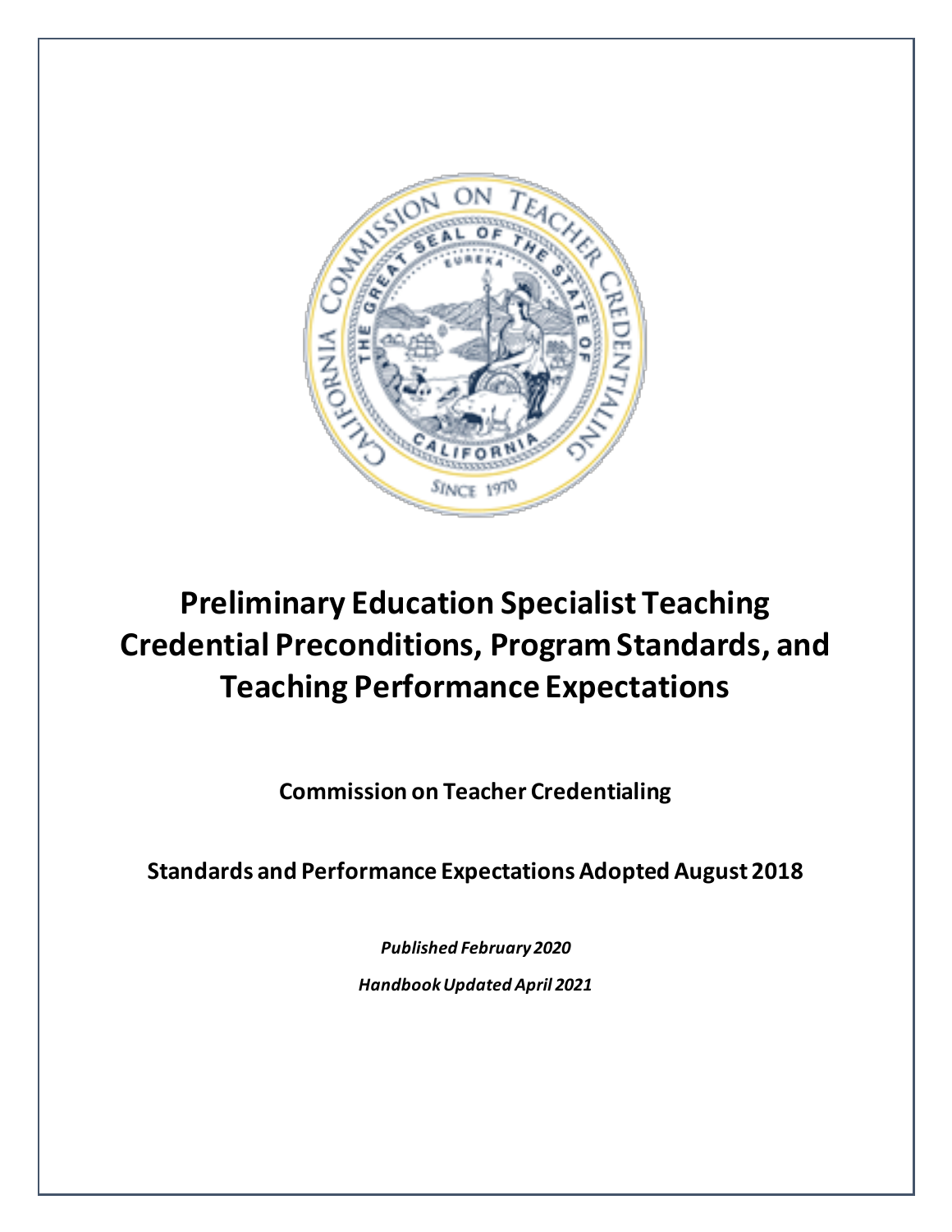# Preliminary Education Specialist Teaching Credential Preconditions, Program Standards, and Teaching Performance Expectations

**Commission on Teacher Credentialing**

**Standards and Performance Expectations Adopted August 2018**

***Published February 2020***

***Handbook Updated April 2021***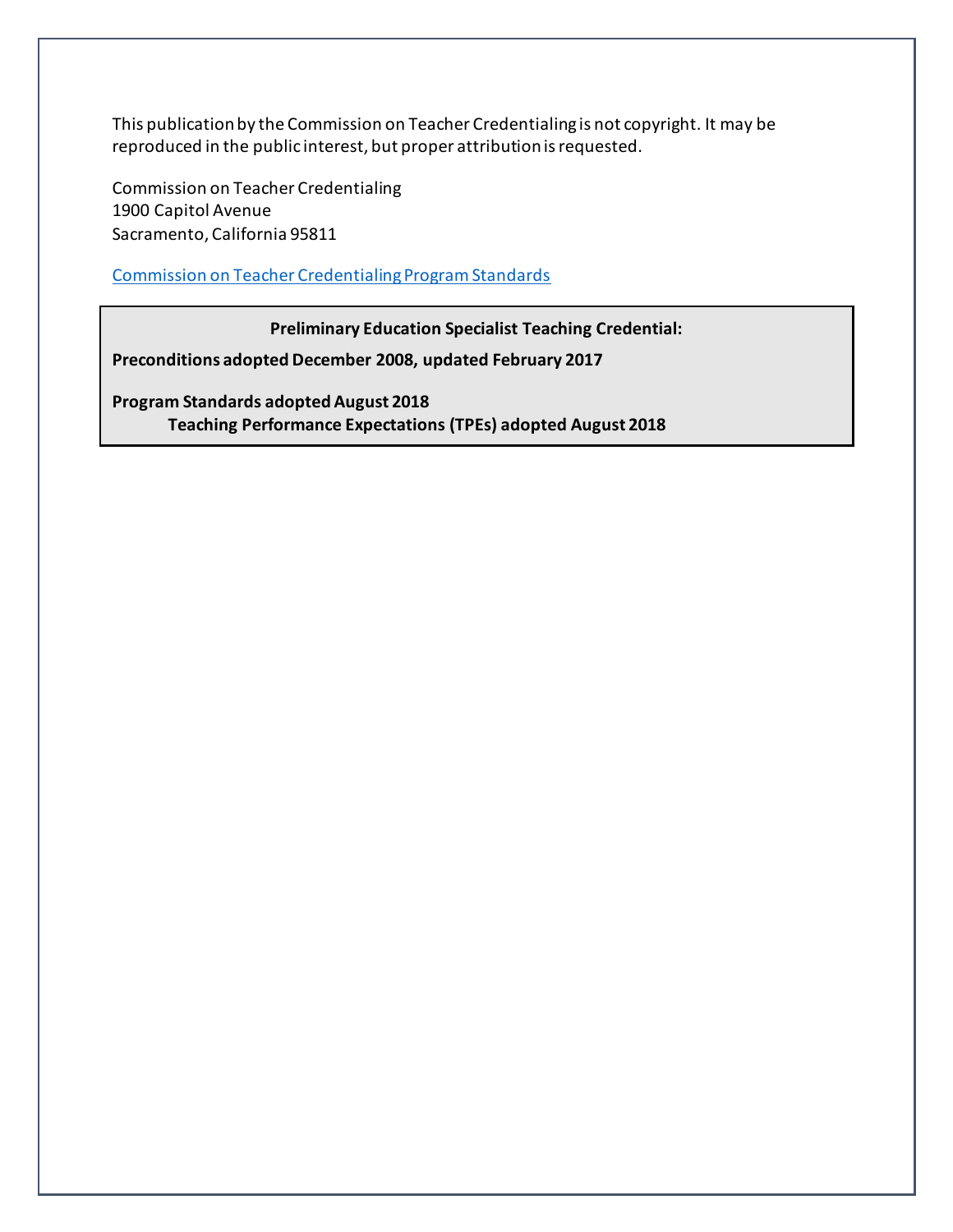This publication by the Commission on Teacher Credentialing is not copyright. It may be reproduced in the public interest, but proper attribution is requested.

Commission on Teacher Credentialing
1900 Capitol Avenue
Sacramento, California 95811

Commission on Teacher Credentialing Program Standards

**Preliminary Education Specialist Teaching Credential:**

**Preconditions adopted December 2008, updated February 2017**

**Program Standards adopted August 2018**
**Teaching Performance Expectations (TPEs) adopted August 2018**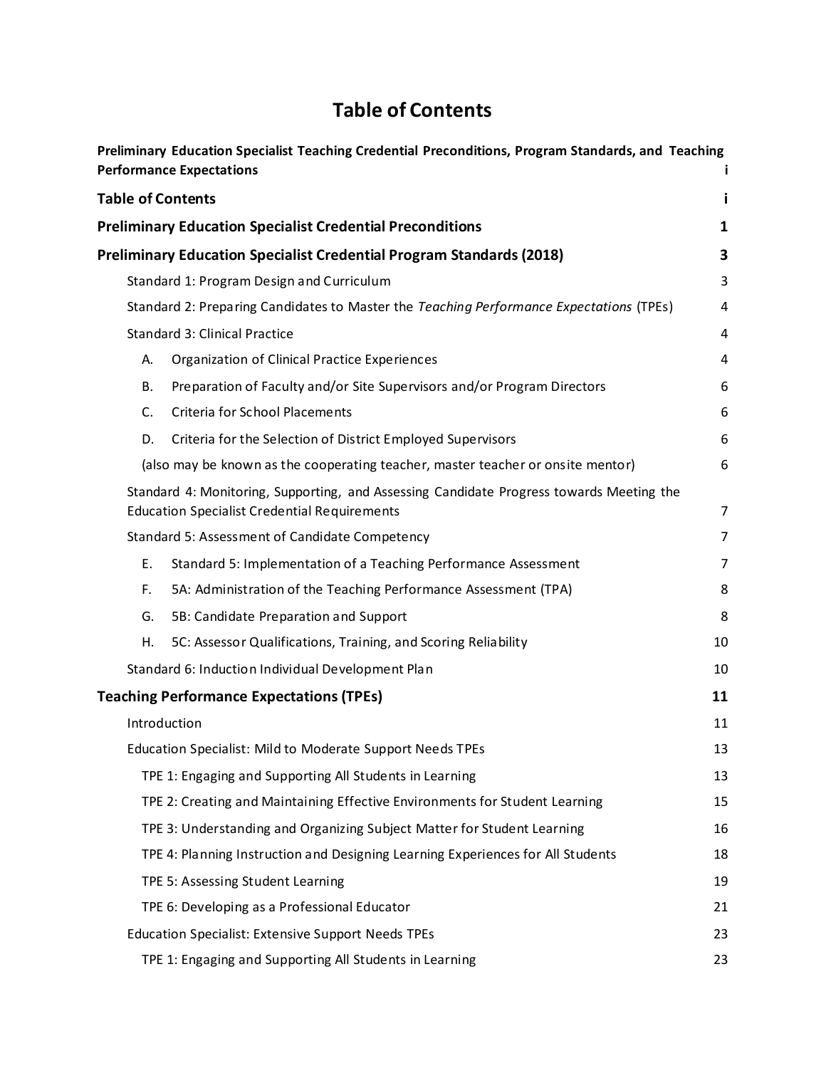# Table of Contents

**Preliminary Education Specialist Teaching Credential Preconditions, Program Standards, and Teaching Performance Expectations** i

**Table of Contents** i

**Preliminary Education Specialist Credential Preconditions** 1

**Preliminary Education Specialist Credential Program Standards (2018)** 3

- Standard 1: Program Design and Curriculum 3
- Standard 2: Preparing Candidates to Master the *Teaching Performance Expectations* (TPEs) 4
- Standard 3: Clinical Practice 4
  - A. Organization of Clinical Practice Experiences 4
  - B. Preparation of Faculty and/or Site Supervisors and/or Program Directors 6
  - C. Criteria for School Placements 6
  - D. Criteria for the Selection of District Employed Supervisors 6
  - (also may be known as the cooperating teacher, master teacher or onsite mentor) 6
- Standard 4: Monitoring, Supporting, and Assessing Candidate Progress towards Meeting the Education Specialist Credential Requirements 7
- Standard 5: Assessment of Candidate Competency 7
  - E. Standard 5: Implementation of a Teaching Performance Assessment 7
  - F. 5A: Administration of the Teaching Performance Assessment (TPA) 8
  - G. 5B: Candidate Preparation and Support 8
  - H. 5C: Assessor Qualifications, Training, and Scoring Reliability 10
- Standard 6: Induction Individual Development Plan 10

**Teaching Performance Expectations (TPEs)** 11

- Introduction 11
- Education Specialist: Mild to Moderate Support Needs TPEs 13
  - TPE 1: Engaging and Supporting All Students in Learning 13
  - TPE 2: Creating and Maintaining Effective Environments for Student Learning 15
  - TPE 3: Understanding and Organizing Subject Matter for Student Learning 16
  - TPE 4: Planning Instruction and Designing Learning Experiences for All Students 18
  - TPE 5: Assessing Student Learning 19
  - TPE 6: Developing as a Professional Educator 21
- Education Specialist: Extensive Support Needs TPEs 23
  - TPE 1: Engaging and Supporting All Students in Learning 23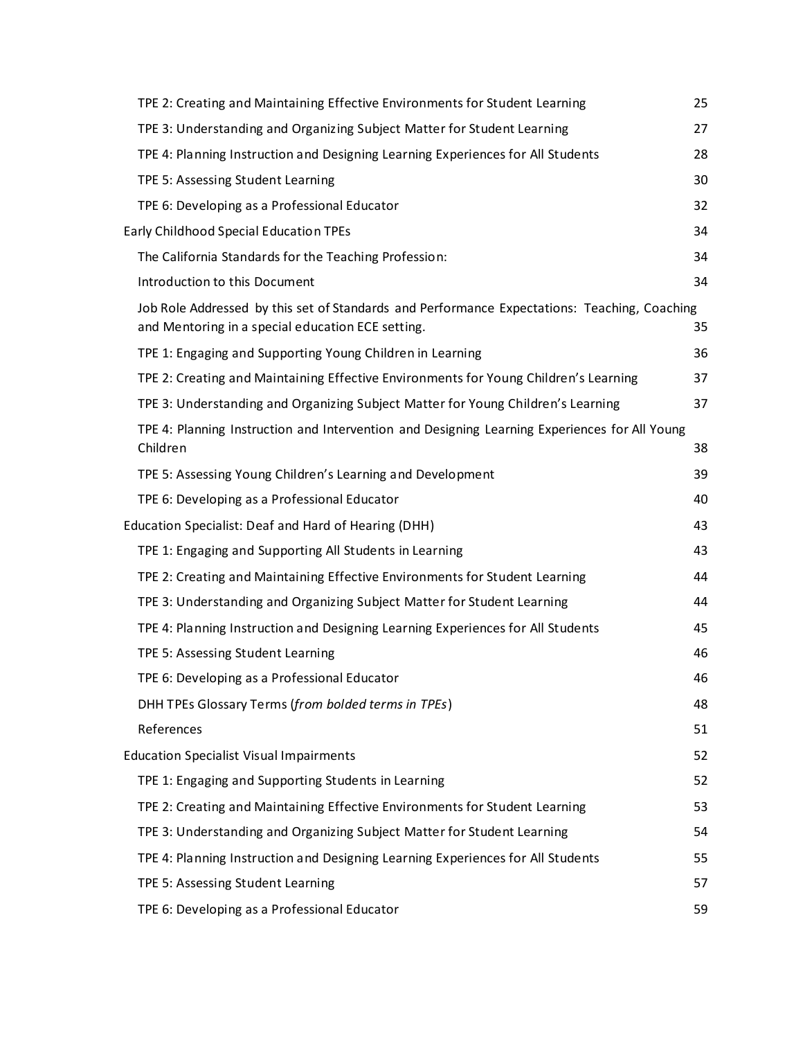- TPE 2: Creating and Maintaining Effective Environments for Student Learning — 25
- TPE 3: Understanding and Organizing Subject Matter for Student Learning — 27
- TPE 4: Planning Instruction and Designing Learning Experiences for All Students — 28
- TPE 5: Assessing Student Learning — 30
- TPE 6: Developing as a Professional Educator — 32

Early Childhood Special Education TPEs — 34

- The California Standards for the Teaching Profession: — 34
- Introduction to this Document — 34
- Job Role Addressed by this set of Standards and Performance Expectations: Teaching, Coaching and Mentoring in a special education ECE setting. — 35
- TPE 1: Engaging and Supporting Young Children in Learning — 36
- TPE 2: Creating and Maintaining Effective Environments for Young Children's Learning — 37
- TPE 3: Understanding and Organizing Subject Matter for Young Children's Learning — 37
- TPE 4: Planning Instruction and Intervention and Designing Learning Experiences for All Young Children — 38
- TPE 5: Assessing Young Children's Learning and Development — 39
- TPE 6: Developing as a Professional Educator — 40

Education Specialist: Deaf and Hard of Hearing (DHH) — 43

- TPE 1: Engaging and Supporting All Students in Learning — 43
- TPE 2: Creating and Maintaining Effective Environments for Student Learning — 44
- TPE 3: Understanding and Organizing Subject Matter for Student Learning — 44
- TPE 4: Planning Instruction and Designing Learning Experiences for All Students — 45
- TPE 5: Assessing Student Learning — 46
- TPE 6: Developing as a Professional Educator — 46
- DHH TPEs Glossary Terms (*from bolded terms in TPEs*) — 48
- References — 51

Education Specialist Visual Impairments — 52

- TPE 1: Engaging and Supporting Students in Learning — 52
- TPE 2: Creating and Maintaining Effective Environments for Student Learning — 53
- TPE 3: Understanding and Organizing Subject Matter for Student Learning — 54
- TPE 4: Planning Instruction and Designing Learning Experiences for All Students — 55
- TPE 5: Assessing Student Learning — 57
- TPE 6: Developing as a Professional Educator — 59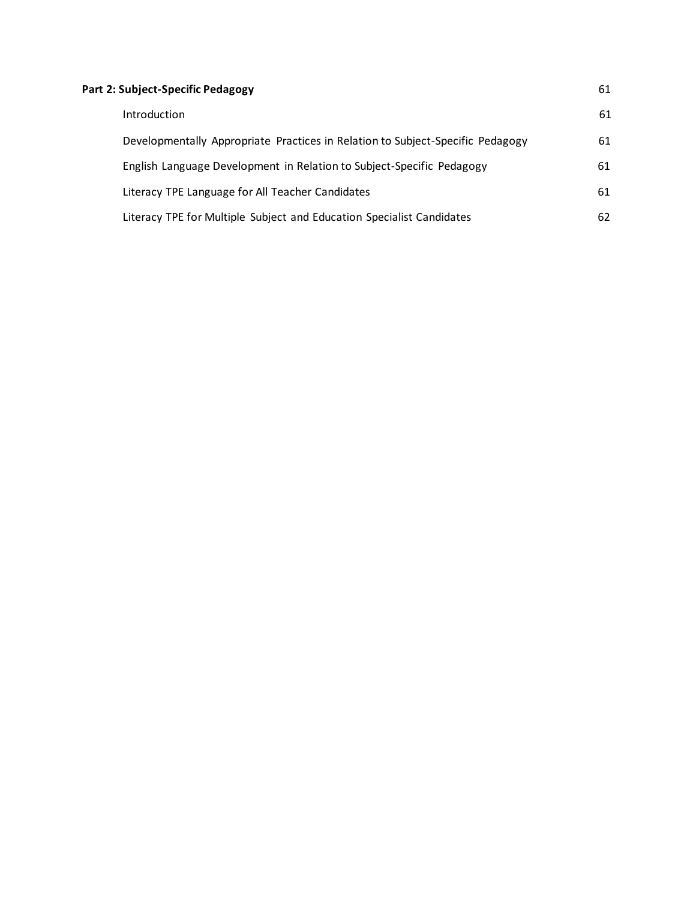**Part 2: Subject-Specific Pedagogy** 61

- Introduction 61
- Developmentally Appropriate Practices in Relation to Subject-Specific Pedagogy 61
- English Language Development in Relation to Subject-Specific Pedagogy 61
- Literacy TPE Language for All Teacher Candidates 61
- Literacy TPE for Multiple Subject and Education Specialist Candidates 62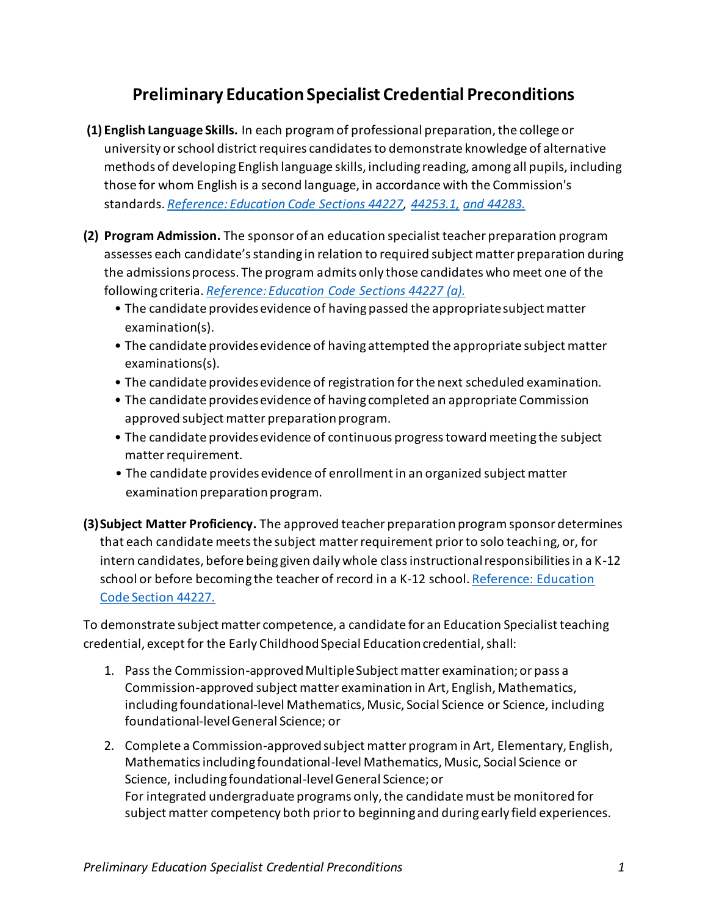# Preliminary Education Specialist Credential Preconditions

**(1) English Language Skills.** In each program of professional preparation, the college or university or school district requires candidates to demonstrate knowledge of alternative methods of developing English language skills, including reading, among all pupils, including those for whom English is a second language, in accordance with the Commission's standards. *Reference: Education Code Sections 44227, 44253.1, and 44283.*

**(2) Program Admission.** The sponsor of an education specialist teacher preparation program assesses each candidate's standing in relation to required subject matter preparation during the admissions process. The program admits only those candidates who meet one of the following criteria. *Reference: Education Code Sections 44227 (a).*

- The candidate provides evidence of having passed the appropriate subject matter examination(s).
- The candidate provides evidence of having attempted the appropriate subject matter examinations(s).
- The candidate provides evidence of registration for the next scheduled examination.
- The candidate provides evidence of having completed an appropriate Commission approved subject matter preparation program.
- The candidate provides evidence of continuous progress toward meeting the subject matter requirement.
- The candidate provides evidence of enrollment in an organized subject matter examination preparation program.

**(3) Subject Matter Proficiency.** The approved teacher preparation program sponsor determines that each candidate meets the subject matter requirement prior to solo teaching, or, for intern candidates, before being given daily whole class instructional responsibilities in a K-12 school or before becoming the teacher of record in a K-12 school. Reference: Education Code Section 44227.

To demonstrate subject matter competence, a candidate for an Education Specialist teaching credential, except for the Early Childhood Special Education credential, shall:

1. Pass the Commission-approved Multiple Subject matter examination; or pass a Commission-approved subject matter examination in Art, English, Mathematics, including foundational-level Mathematics, Music, Social Science or Science, including foundational-level General Science; or
2. Complete a Commission-approved subject matter program in Art, Elementary, English, Mathematics including foundational-level Mathematics, Music, Social Science or Science, including foundational-level General Science; or
   For integrated undergraduate programs only, the candidate must be monitored for subject matter competency both prior to beginning and during early field experiences.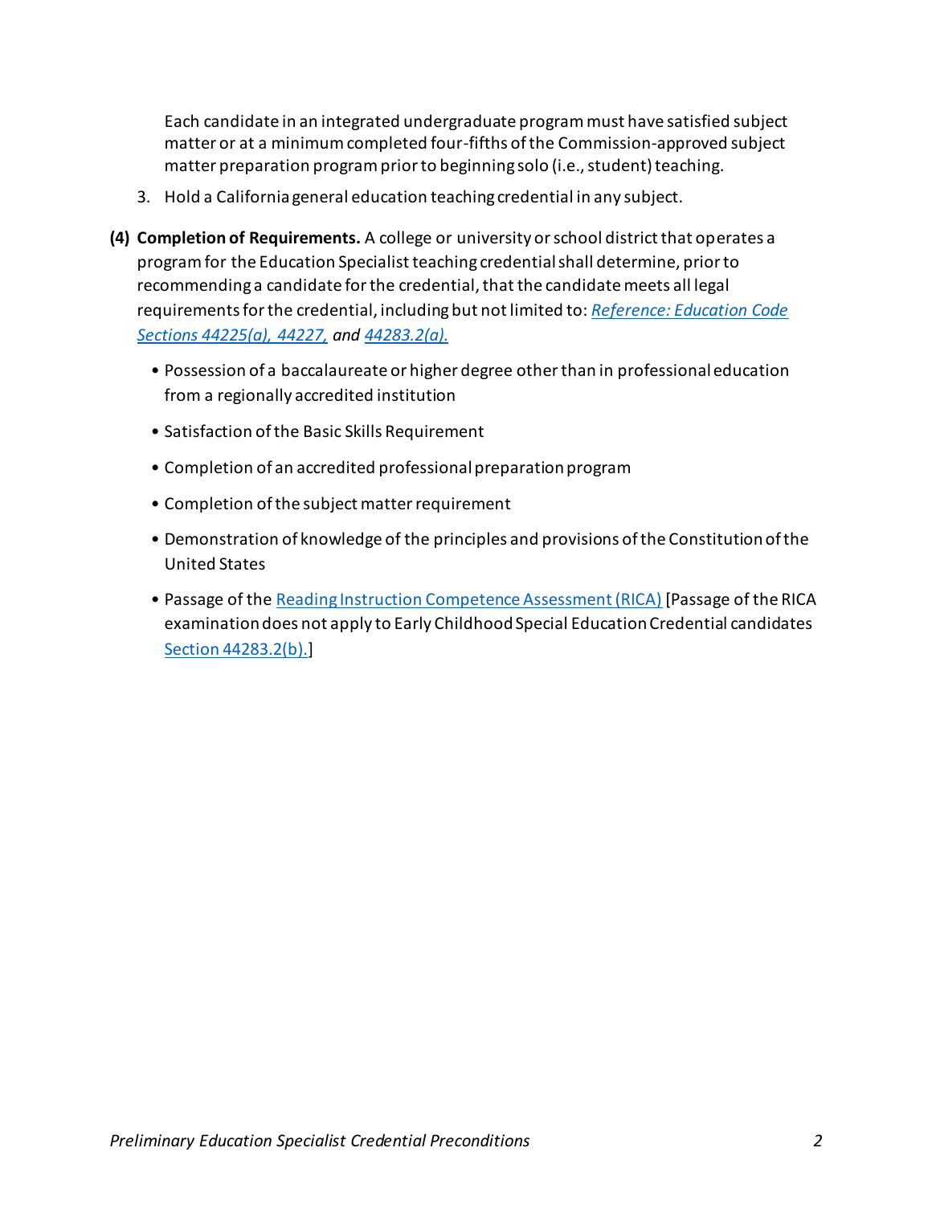Each candidate in an integrated undergraduate program must have satisfied subject matter or at a minimum completed four-fifths of the Commission-approved subject matter preparation program prior to beginning solo (i.e., student) teaching.

3. Hold a California general education teaching credential in any subject.

**(4) Completion of Requirements.** A college or university or school district that operates a program for the Education Specialist teaching credential shall determine, prior to recommending a candidate for the credential, that the candidate meets all legal requirements for the credential, including but not limited to: *Reference: Education Code Sections 44225(a), 44227,* and *44283.2(a).*

- Possession of a baccalaureate or higher degree other than in professional education from a regionally accredited institution
- Satisfaction of the Basic Skills Requirement
- Completion of an accredited professional preparation program
- Completion of the subject matter requirement
- Demonstration of knowledge of the principles and provisions of the Constitution of the United States
- Passage of the Reading Instruction Competence Assessment (RICA) [Passage of the RICA examination does not apply to Early Childhood Special Education Credential candidates Section 44283.2(b).]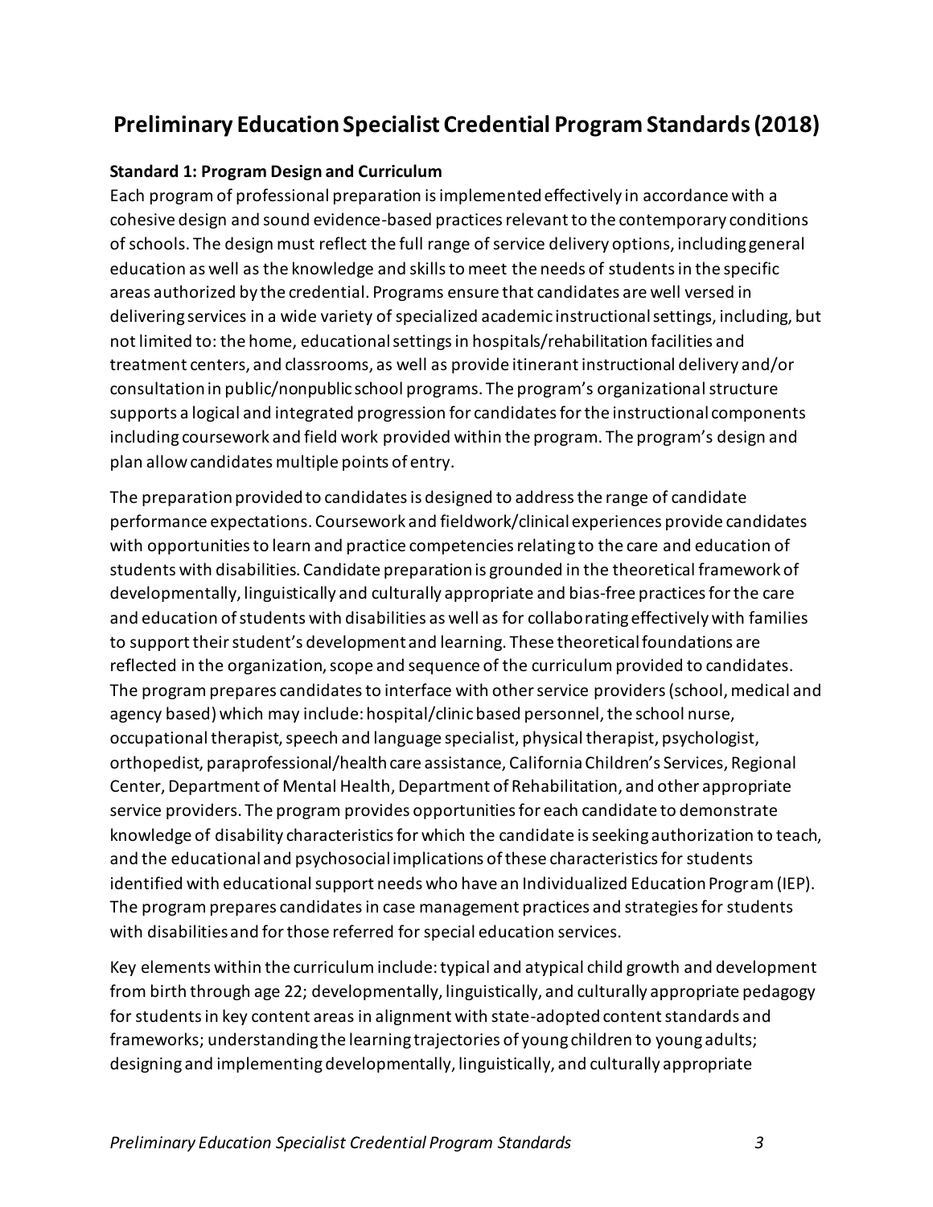# Preliminary Education Specialist Credential Program Standards (2018)

### Standard 1: Program Design and Curriculum

Each program of professional preparation is implemented effectively in accordance with a cohesive design and sound evidence-based practices relevant to the contemporary conditions of schools. The design must reflect the full range of service delivery options, including general education as well as the knowledge and skills to meet the needs of students in the specific areas authorized by the credential. Programs ensure that candidates are well versed in delivering services in a wide variety of specialized academic instructional settings, including, but not limited to: the home, educational settings in hospitals/rehabilitation facilities and treatment centers, and classrooms, as well as provide itinerant instructional delivery and/or consultation in public/nonpublic school programs. The program's organizational structure supports a logical and integrated progression for candidates for the instructional components including coursework and field work provided within the program. The program's design and plan allow candidates multiple points of entry.

The preparation provided to candidates is designed to address the range of candidate performance expectations. Coursework and fieldwork/clinical experiences provide candidates with opportunities to learn and practice competencies relating to the care and education of students with disabilities. Candidate preparation is grounded in the theoretical framework of developmentally, linguistically and culturally appropriate and bias-free practices for the care and education of students with disabilities as well as for collaborating effectively with families to support their student's development and learning. These theoretical foundations are reflected in the organization, scope and sequence of the curriculum provided to candidates. The program prepares candidates to interface with other service providers (school, medical and agency based) which may include: hospital/clinic based personnel, the school nurse, occupational therapist, speech and language specialist, physical therapist, psychologist, orthopedist, paraprofessional/health care assistance, California Children's Services, Regional Center, Department of Mental Health, Department of Rehabilitation, and other appropriate service providers. The program provides opportunities for each candidate to demonstrate knowledge of disability characteristics for which the candidate is seeking authorization to teach, and the educational and psychosocial implications of these characteristics for students identified with educational support needs who have an Individualized Education Program (IEP). The program prepares candidates in case management practices and strategies for students with disabilities and for those referred for special education services.

Key elements within the curriculum include: typical and atypical child growth and development from birth through age 22; developmentally, linguistically, and culturally appropriate pedagogy for students in key content areas in alignment with state-adopted content standards and frameworks; understanding the learning trajectories of young children to young adults; designing and implementing developmentally, linguistically, and culturally appropriate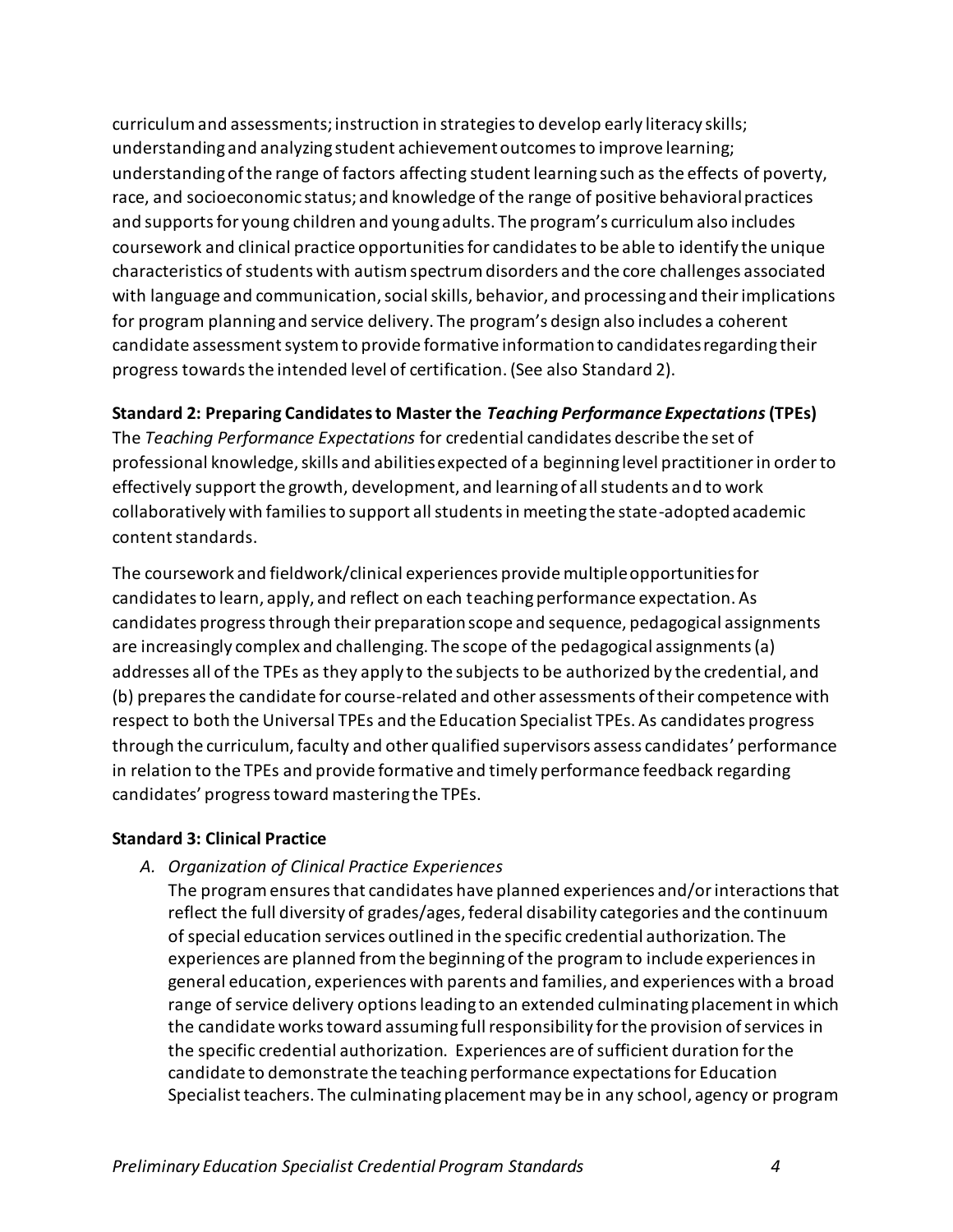curriculum and assessments; instruction in strategies to develop early literacy skills; understanding and analyzing student achievement outcomes to improve learning; understanding of the range of factors affecting student learning such as the effects of poverty, race, and socioeconomic status; and knowledge of the range of positive behavioral practices and supports for young children and young adults. The program's curriculum also includes coursework and clinical practice opportunities for candidates to be able to identify the unique characteristics of students with autism spectrum disorders and the core challenges associated with language and communication, social skills, behavior, and processing and their implications for program planning and service delivery. The program's design also includes a coherent candidate assessment system to provide formative information to candidates regarding their progress towards the intended level of certification. (See also Standard 2).

**Standard 2: Preparing Candidates to Master the *Teaching Performance Expectations* (TPEs)**

The *Teaching Performance Expectations* for credential candidates describe the set of professional knowledge, skills and abilities expected of a beginning level practitioner in order to effectively support the growth, development, and learning of all students and to work collaboratively with families to support all students in meeting the state-adopted academic content standards.

The coursework and fieldwork/clinical experiences provide multiple opportunities for candidates to learn, apply, and reflect on each teaching performance expectation. As candidates progress through their preparation scope and sequence, pedagogical assignments are increasingly complex and challenging. The scope of the pedagogical assignments (a) addresses all of the TPEs as they apply to the subjects to be authorized by the credential, and (b) prepares the candidate for course-related and other assessments of their competence with respect to both the Universal TPEs and the Education Specialist TPEs. As candidates progress through the curriculum, faculty and other qualified supervisors assess candidates' performance in relation to the TPEs and provide formative and timely performance feedback regarding candidates' progress toward mastering the TPEs.

**Standard 3: Clinical Practice**

A. *Organization of Clinical Practice Experiences*

   The program ensures that candidates have planned experiences and/or interactions that reflect the full diversity of grades/ages, federal disability categories and the continuum of special education services outlined in the specific credential authorization. The experiences are planned from the beginning of the program to include experiences in general education, experiences with parents and families, and experiences with a broad range of service delivery options leading to an extended culminating placement in which the candidate works toward assuming full responsibility for the provision of services in the specific credential authorization. Experiences are of sufficient duration for the candidate to demonstrate the teaching performance expectations for Education Specialist teachers. The culminating placement may be in any school, agency or program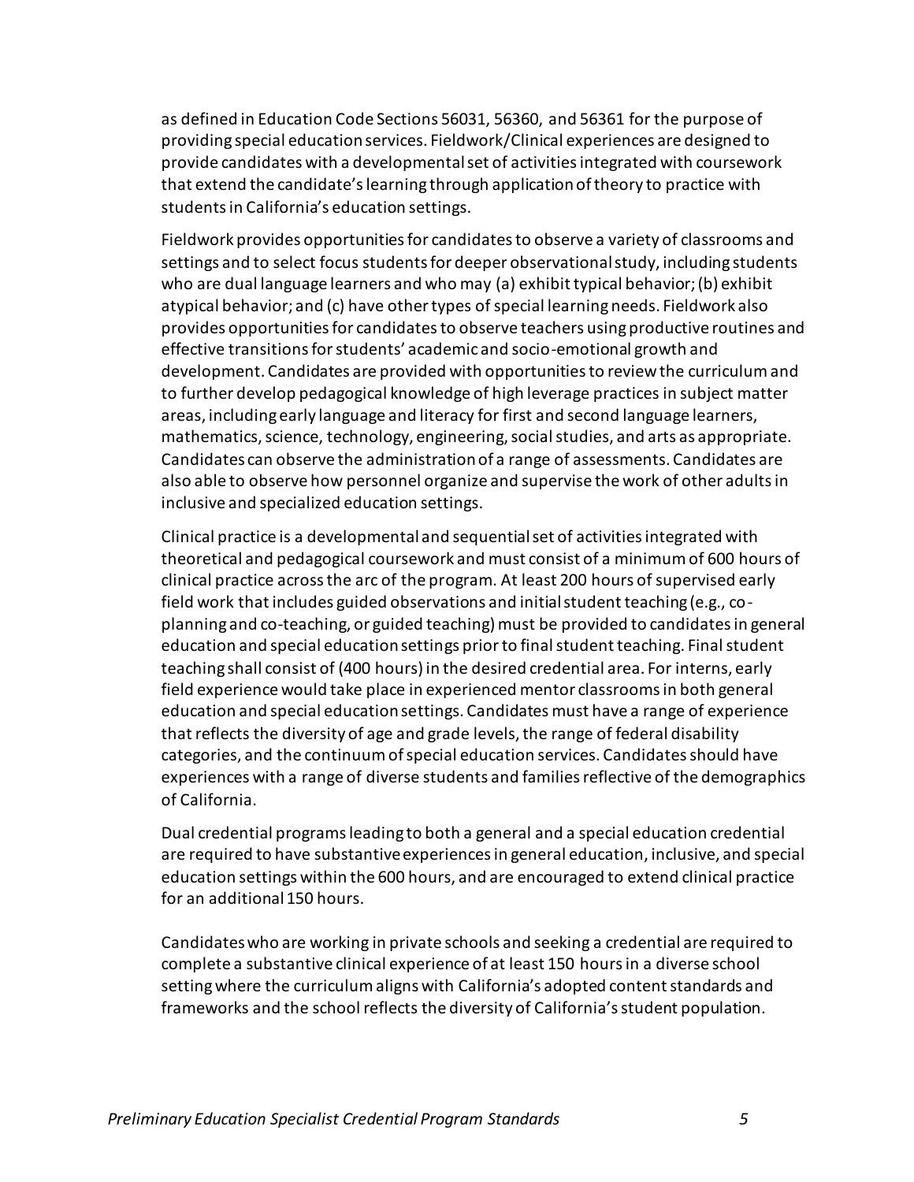as defined in Education Code Sections 56031, 56360, and 56361 for the purpose of providing special education services. Fieldwork/Clinical experiences are designed to provide candidates with a developmental set of activities integrated with coursework that extend the candidate's learning through application of theory to practice with students in California's education settings.

Fieldwork provides opportunities for candidates to observe a variety of classrooms and settings and to select focus students for deeper observational study, including students who are dual language learners and who may (a) exhibit typical behavior; (b) exhibit atypical behavior; and (c) have other types of special learning needs. Fieldwork also provides opportunities for candidates to observe teachers using productive routines and effective transitions for students' academic and socio-emotional growth and development. Candidates are provided with opportunities to review the curriculum and to further develop pedagogical knowledge of high leverage practices in subject matter areas, including early language and literacy for first and second language learners, mathematics, science, technology, engineering, social studies, and arts as appropriate. Candidates can observe the administration of a range of assessments. Candidates are also able to observe how personnel organize and supervise the work of other adults in inclusive and specialized education settings.

Clinical practice is a developmental and sequential set of activities integrated with theoretical and pedagogical coursework and must consist of a minimum of 600 hours of clinical practice across the arc of the program. At least 200 hours of supervised early field work that includes guided observations and initial student teaching (e.g., co-planning and co-teaching, or guided teaching) must be provided to candidates in general education and special education settings prior to final student teaching. Final student teaching shall consist of (400 hours) in the desired credential area. For interns, early field experience would take place in experienced mentor classrooms in both general education and special education settings. Candidates must have a range of experience that reflects the diversity of age and grade levels, the range of federal disability categories, and the continuum of special education services. Candidates should have experiences with a range of diverse students and families reflective of the demographics of California.

Dual credential programs leading to both a general and a special education credential are required to have substantive experiences in general education, inclusive, and special education settings within the 600 hours, and are encouraged to extend clinical practice for an additional 150 hours.

Candidates who are working in private schools and seeking a credential are required to complete a substantive clinical experience of at least 150 hours in a diverse school setting where the curriculum aligns with California's adopted content standards and frameworks and the school reflects the diversity of California's student population.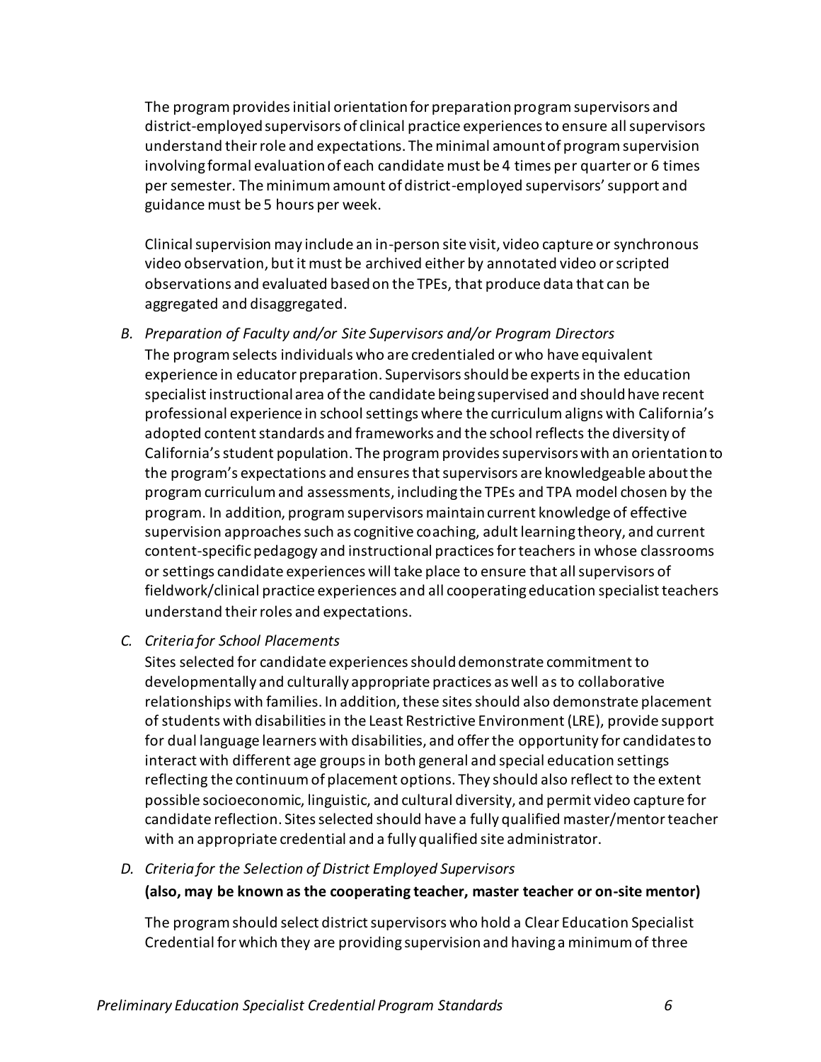The program provides initial orientation for preparation program supervisors and district-employed supervisors of clinical practice experiences to ensure all supervisors understand their role and expectations. The minimal amount of program supervision involving formal evaluation of each candidate must be 4 times per quarter or 6 times per semester. The minimum amount of district-employed supervisors' support and guidance must be 5 hours per week.

Clinical supervision may include an in-person site visit, video capture or synchronous video observation, but it must be archived either by annotated video or scripted observations and evaluated based on the TPEs, that produce data that can be aggregated and disaggregated.

B. *Preparation of Faculty and/or Site Supervisors and/or Program Directors*

The program selects individuals who are credentialed or who have equivalent experience in educator preparation. Supervisors should be experts in the education specialist instructional area of the candidate being supervised and should have recent professional experience in school settings where the curriculum aligns with California's adopted content standards and frameworks and the school reflects the diversity of California's student population. The program provides supervisors with an orientation to the program's expectations and ensures that supervisors are knowledgeable about the program curriculum and assessments, including the TPEs and TPA model chosen by the program. In addition, program supervisors maintain current knowledge of effective supervision approaches such as cognitive coaching, adult learning theory, and current content-specific pedagogy and instructional practices for teachers in whose classrooms or settings candidate experiences will take place to ensure that all supervisors of fieldwork/clinical practice experiences and all cooperating education specialist teachers understand their roles and expectations.

C. *Criteria for School Placements*

Sites selected for candidate experiences should demonstrate commitment to developmentally and culturally appropriate practices as well as to collaborative relationships with families. In addition, these sites should also demonstrate placement of students with disabilities in the Least Restrictive Environment (LRE), provide support for dual language learners with disabilities, and offer the opportunity for candidates to interact with different age groups in both general and special education settings reflecting the continuum of placement options. They should also reflect to the extent possible socioeconomic, linguistic, and cultural diversity, and permit video capture for candidate reflection. Sites selected should have a fully qualified master/mentor teacher with an appropriate credential and a fully qualified site administrator.

D. *Criteria for the Selection of District Employed Supervisors*

**(also, may be known as the cooperating teacher, master teacher or on-site mentor)**

The program should select district supervisors who hold a Clear Education Specialist Credential for which they are providing supervision and having a minimum of three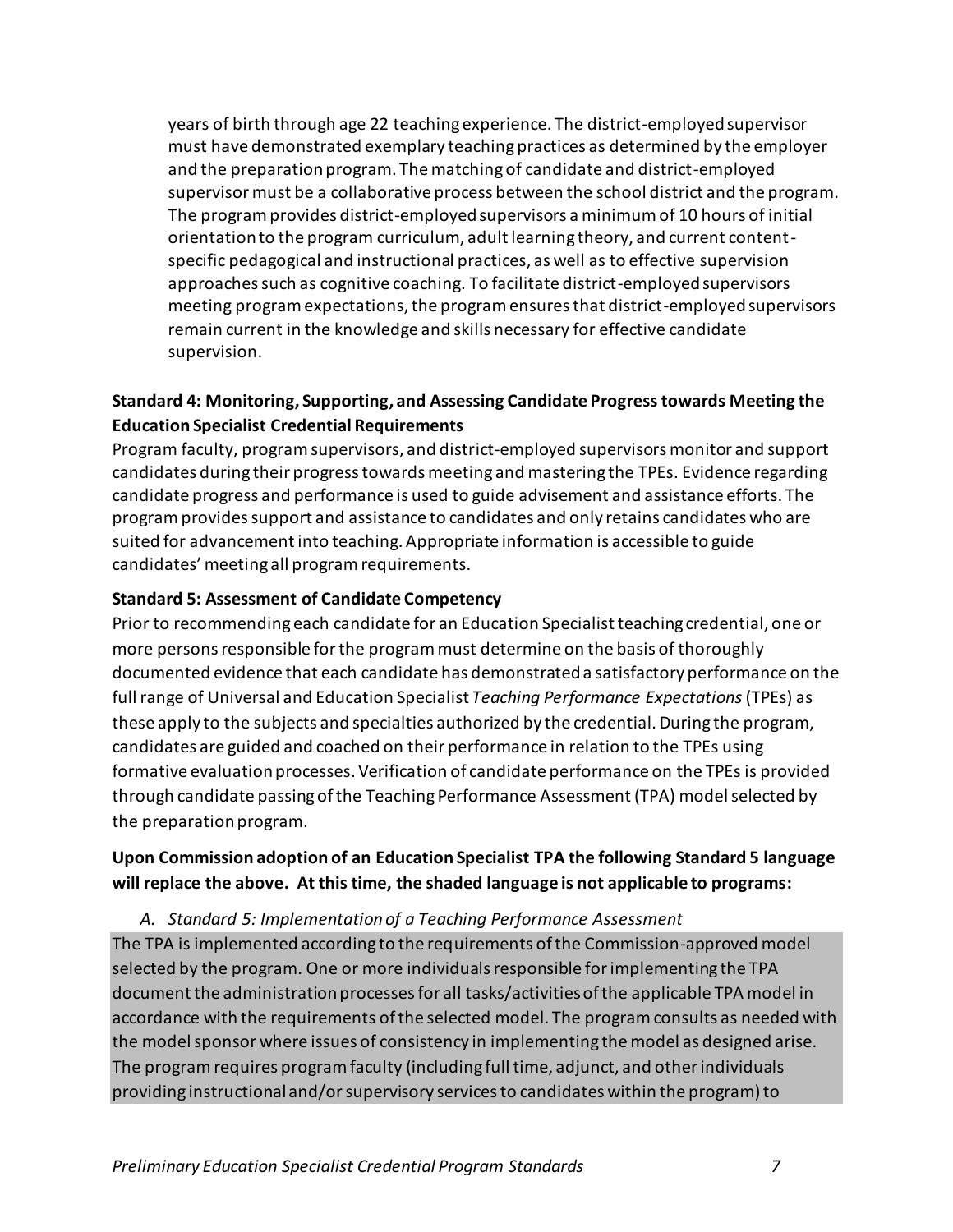years of birth through age 22 teaching experience. The district-employed supervisor must have demonstrated exemplary teaching practices as determined by the employer and the preparation program. The matching of candidate and district-employed supervisor must be a collaborative process between the school district and the program. The program provides district-employed supervisors a minimum of 10 hours of initial orientation to the program curriculum, adult learning theory, and current content-specific pedagogical and instructional practices, as well as to effective supervision approaches such as cognitive coaching. To facilitate district-employed supervisors meeting program expectations, the program ensures that district-employed supervisors remain current in the knowledge and skills necessary for effective candidate supervision.

**Standard 4: Monitoring, Supporting, and Assessing Candidate Progress towards Meeting the Education Specialist Credential Requirements**

Program faculty, program supervisors, and district-employed supervisors monitor and support candidates during their progress towards meeting and mastering the TPEs. Evidence regarding candidate progress and performance is used to guide advisement and assistance efforts. The program provides support and assistance to candidates and only retains candidates who are suited for advancement into teaching. Appropriate information is accessible to guide candidates' meeting all program requirements.

**Standard 5: Assessment of Candidate Competency**

Prior to recommending each candidate for an Education Specialist teaching credential, one or more persons responsible for the program must determine on the basis of thoroughly documented evidence that each candidate has demonstrated a satisfactory performance on the full range of Universal and Education Specialist *Teaching Performance Expectations* (TPEs) as these apply to the subjects and specialties authorized by the credential. During the program, candidates are guided and coached on their performance in relation to the TPEs using formative evaluation processes. Verification of candidate performance on the TPEs is provided through candidate passing of the Teaching Performance Assessment (TPA) model selected by the preparation program.

**Upon Commission adoption of an Education Specialist TPA the following Standard 5 language will replace the above. At this time, the shaded language is not applicable to programs:**

A. *Standard 5: Implementation of a Teaching Performance Assessment*

The TPA is implemented according to the requirements of the Commission-approved model selected by the program. One or more individuals responsible for implementing the TPA document the administration processes for all tasks/activities of the applicable TPA model in accordance with the requirements of the selected model. The program consults as needed with the model sponsor where issues of consistency in implementing the model as designed arise. The program requires program faculty (including full time, adjunct, and other individuals providing instructional and/or supervisory services to candidates within the program) to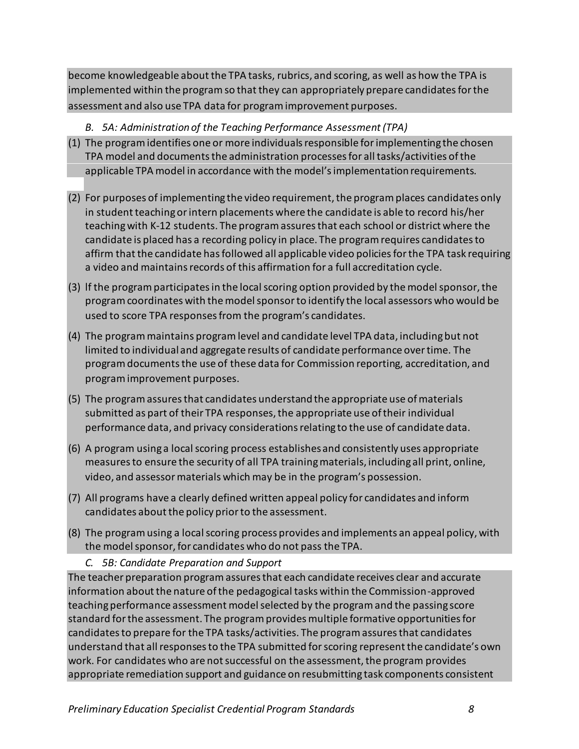become knowledgeable about the TPA tasks, rubrics, and scoring, as well as how the TPA is implemented within the program so that they can appropriately prepare candidates for the assessment and also use TPA data for program improvement purposes.

### *B. 5A: Administration of the Teaching Performance Assessment (TPA)*

(1) The program identifies one or more individuals responsible for implementing the chosen TPA model and documents the administration processes for all tasks/activities of the applicable TPA model in accordance with the model's implementation requirements.

(2) For purposes of implementing the video requirement, the program places candidates only in student teaching or intern placements where the candidate is able to record his/her teaching with K-12 students. The program assures that each school or district where the candidate is placed has a recording policy in place. The program requires candidates to affirm that the candidate has followed all applicable video policies for the TPA task requiring a video and maintains records of this affirmation for a full accreditation cycle.

(3) If the program participates in the local scoring option provided by the model sponsor, the program coordinates with the model sponsor to identify the local assessors who would be used to score TPA responses from the program's candidates.

(4) The program maintains program level and candidate level TPA data, including but not limited to individual and aggregate results of candidate performance over time. The program documents the use of these data for Commission reporting, accreditation, and program improvement purposes.

(5) The program assures that candidates understand the appropriate use of materials submitted as part of their TPA responses, the appropriate use of their individual performance data, and privacy considerations relating to the use of candidate data.

(6) A program using a local scoring process establishes and consistently uses appropriate measures to ensure the security of all TPA training materials, including all print, online, video, and assessor materials which may be in the program's possession.

(7) All programs have a clearly defined written appeal policy for candidates and inform candidates about the policy prior to the assessment.

(8) The program using a local scoring process provides and implements an appeal policy, with the model sponsor, for candidates who do not pass the TPA.

### *C. 5B: Candidate Preparation and Support*

The teacher preparation program assures that each candidate receives clear and accurate information about the nature of the pedagogical tasks within the Commission-approved teaching performance assessment model selected by the program and the passing score standard for the assessment. The program provides multiple formative opportunities for candidates to prepare for the TPA tasks/activities. The program assures that candidates understand that all responses to the TPA submitted for scoring represent the candidate's own work. For candidates who are not successful on the assessment, the program provides appropriate remediation support and guidance on resubmitting task components consistent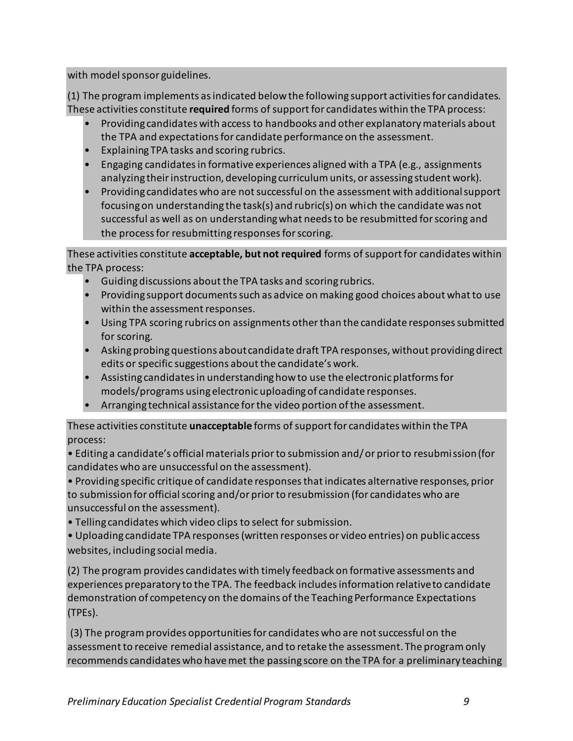with model sponsor guidelines.

(1) The program implements as indicated below the following support activities for candidates. These activities constitute **required** forms of support for candidates within the TPA process:

- Providing candidates with access to handbooks and other explanatory materials about the TPA and expectations for candidate performance on the assessment.
- Explaining TPA tasks and scoring rubrics.
- Engaging candidates in formative experiences aligned with a TPA (e.g., assignments analyzing their instruction, developing curriculum units, or assessing student work).
- Providing candidates who are not successful on the assessment with additional support focusing on understanding the task(s) and rubric(s) on which the candidate was not successful as well as on understanding what needs to be resubmitted for scoring and the process for resubmitting responses for scoring.

These activities constitute **acceptable, but not required** forms of support for candidates within the TPA process:

- Guiding discussions about the TPA tasks and scoring rubrics.
- Providing support documents such as advice on making good choices about what to use within the assessment responses.
- Using TPA scoring rubrics on assignments other than the candidate responses submitted for scoring.
- Asking probing questions about candidate draft TPA responses, without providing direct edits or specific suggestions about the candidate's work.
- Assisting candidates in understanding how to use the electronic platforms for models/programs using electronic uploading of candidate responses.
- Arranging technical assistance for the video portion of the assessment.

These activities constitute **unacceptable** forms of support for candidates within the TPA process:

- Editing a candidate's official materials prior to submission and/or prior to resubmission (for candidates who are unsuccessful on the assessment).
- Providing specific critique of candidate responses that indicates alternative responses, prior to submission for official scoring and/or prior to resubmission (for candidates who are unsuccessful on the assessment).
- Telling candidates which video clips to select for submission.
- Uploading candidate TPA responses (written responses or video entries) on public access websites, including social media.

(2) The program provides candidates with timely feedback on formative assessments and experiences preparatory to the TPA. The feedback includes information relative to candidate demonstration of competency on the domains of the Teaching Performance Expectations (TPEs).

(3) The program provides opportunities for candidates who are not successful on the assessment to receive remedial assistance, and to retake the assessment. The program only recommends candidates who have met the passing score on the TPA for a preliminary teaching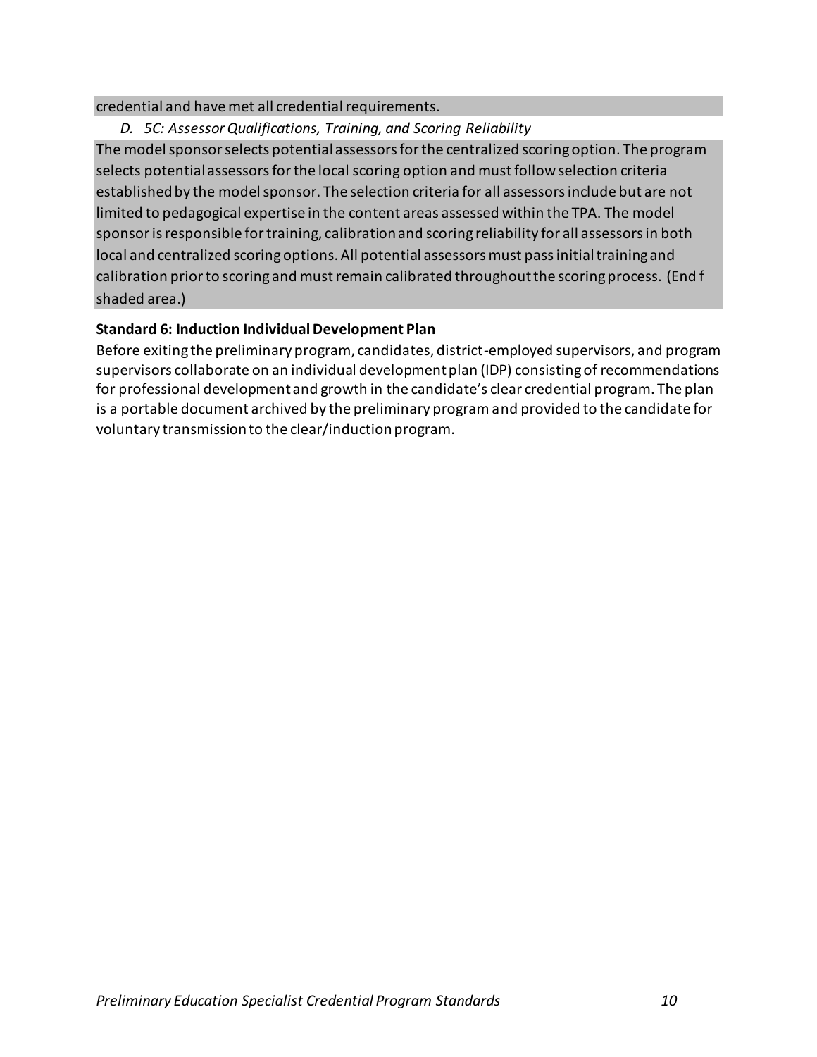credential and have met all credential requirements.

*D. 5C: Assessor Qualifications, Training, and Scoring Reliability*

The model sponsor selects potential assessors for the centralized scoring option. The program selects potential assessors for the local scoring option and must follow selection criteria established by the model sponsor. The selection criteria for all assessors include but are not limited to pedagogical expertise in the content areas assessed within the TPA. The model sponsor is responsible for training, calibration and scoring reliability for all assessors in both local and centralized scoring options. All potential assessors must pass initial training and calibration prior to scoring and must remain calibrated throughout the scoring process. (End f shaded area.)

**Standard 6: Induction Individual Development Plan**

Before exiting the preliminary program, candidates, district-employed supervisors, and program supervisors collaborate on an individual development plan (IDP) consisting of recommendations for professional development and growth in the candidate's clear credential program. The plan is a portable document archived by the preliminary program and provided to the candidate for voluntary transmission to the clear/induction program.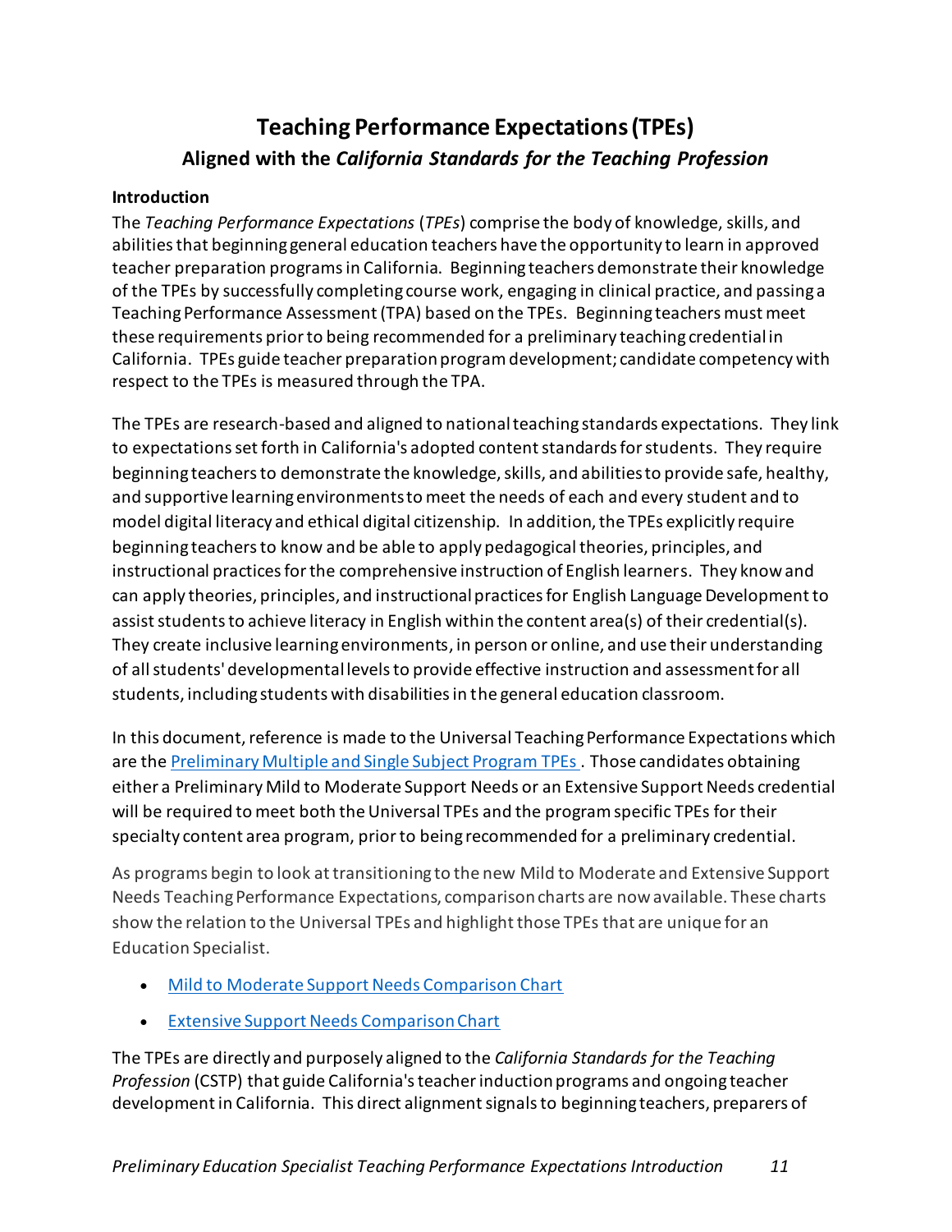# Teaching Performance Expectations (TPEs)

## Aligned with the *California Standards for the Teaching Profession*

### Introduction

The *Teaching Performance Expectations* (*TPEs*) comprise the body of knowledge, skills, and abilities that beginning general education teachers have the opportunity to learn in approved teacher preparation programs in California. Beginning teachers demonstrate their knowledge of the TPEs by successfully completing course work, engaging in clinical practice, and passing a Teaching Performance Assessment (TPA) based on the TPEs. Beginning teachers must meet these requirements prior to being recommended for a preliminary teaching credential in California. TPEs guide teacher preparation program development; candidate competency with respect to the TPEs is measured through the TPA.

The TPEs are research-based and aligned to national teaching standards expectations. They link to expectations set forth in California's adopted content standards for students. They require beginning teachers to demonstrate the knowledge, skills, and abilities to provide safe, healthy, and supportive learning environments to meet the needs of each and every student and to model digital literacy and ethical digital citizenship. In addition, the TPEs explicitly require beginning teachers to know and be able to apply pedagogical theories, principles, and instructional practices for the comprehensive instruction of English learners. They know and can apply theories, principles, and instructional practices for English Language Development to assist students to achieve literacy in English within the content area(s) of their credential(s). They create inclusive learning environments, in person or online, and use their understanding of all students' developmental levels to provide effective instruction and assessment for all students, including students with disabilities in the general education classroom.

In this document, reference is made to the Universal Teaching Performance Expectations which are the [Preliminary Multiple and Single Subject Program TPEs](). Those candidates obtaining either a Preliminary Mild to Moderate Support Needs or an Extensive Support Needs credential will be required to meet both the Universal TPEs and the program specific TPEs for their specialty content area program, prior to being recommended for a preliminary credential.

As programs begin to look at transitioning to the new Mild to Moderate and Extensive Support Needs Teaching Performance Expectations, comparison charts are now available. These charts show the relation to the Universal TPEs and highlight those TPEs that are unique for an Education Specialist.

- [Mild to Moderate Support Needs Comparison Chart]()
- [Extensive Support Needs Comparison Chart]()

The TPEs are directly and purposely aligned to the *California Standards for the Teaching Profession* (CSTP) that guide California's teacher induction programs and ongoing teacher development in California. This direct alignment signals to beginning teachers, preparers of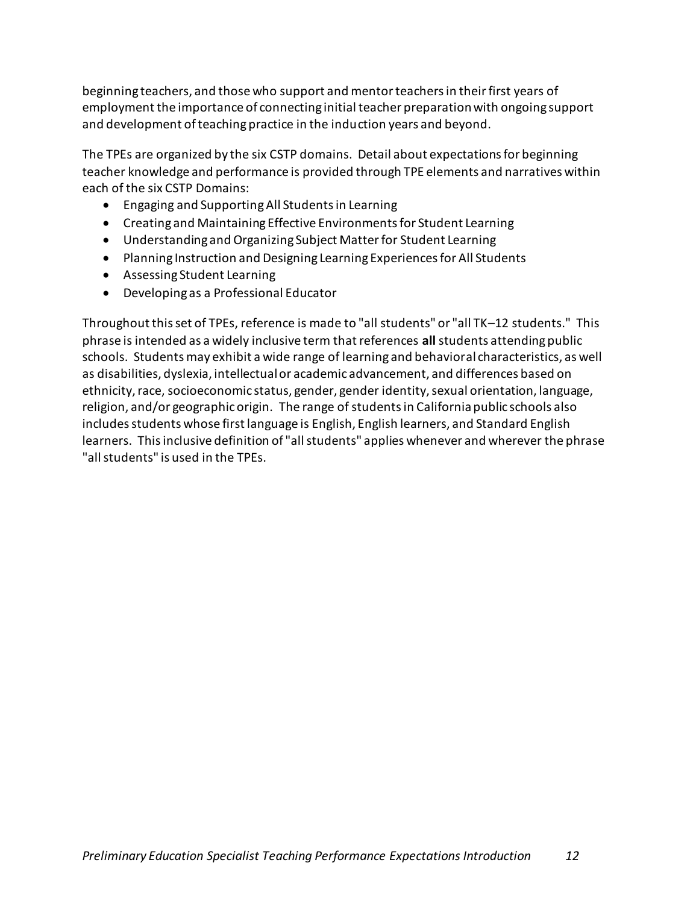beginning teachers, and those who support and mentor teachers in their first years of employment the importance of connecting initial teacher preparation with ongoing support and development of teaching practice in the induction years and beyond.

The TPEs are organized by the six CSTP domains. Detail about expectations for beginning teacher knowledge and performance is provided through TPE elements and narratives within each of the six CSTP Domains:

- Engaging and Supporting All Students in Learning
- Creating and Maintaining Effective Environments for Student Learning
- Understanding and Organizing Subject Matter for Student Learning
- Planning Instruction and Designing Learning Experiences for All Students
- Assessing Student Learning
- Developing as a Professional Educator

Throughout this set of TPEs, reference is made to "all students" or "all TK–12 students." This phrase is intended as a widely inclusive term that references **all** students attending public schools. Students may exhibit a wide range of learning and behavioral characteristics, as well as disabilities, dyslexia, intellectual or academic advancement, and differences based on ethnicity, race, socioeconomic status, gender, gender identity, sexual orientation, language, religion, and/or geographic origin. The range of students in California public schools also includes students whose first language is English, English learners, and Standard English learners. This inclusive definition of "all students" applies whenever and wherever the phrase "all students" is used in the TPEs.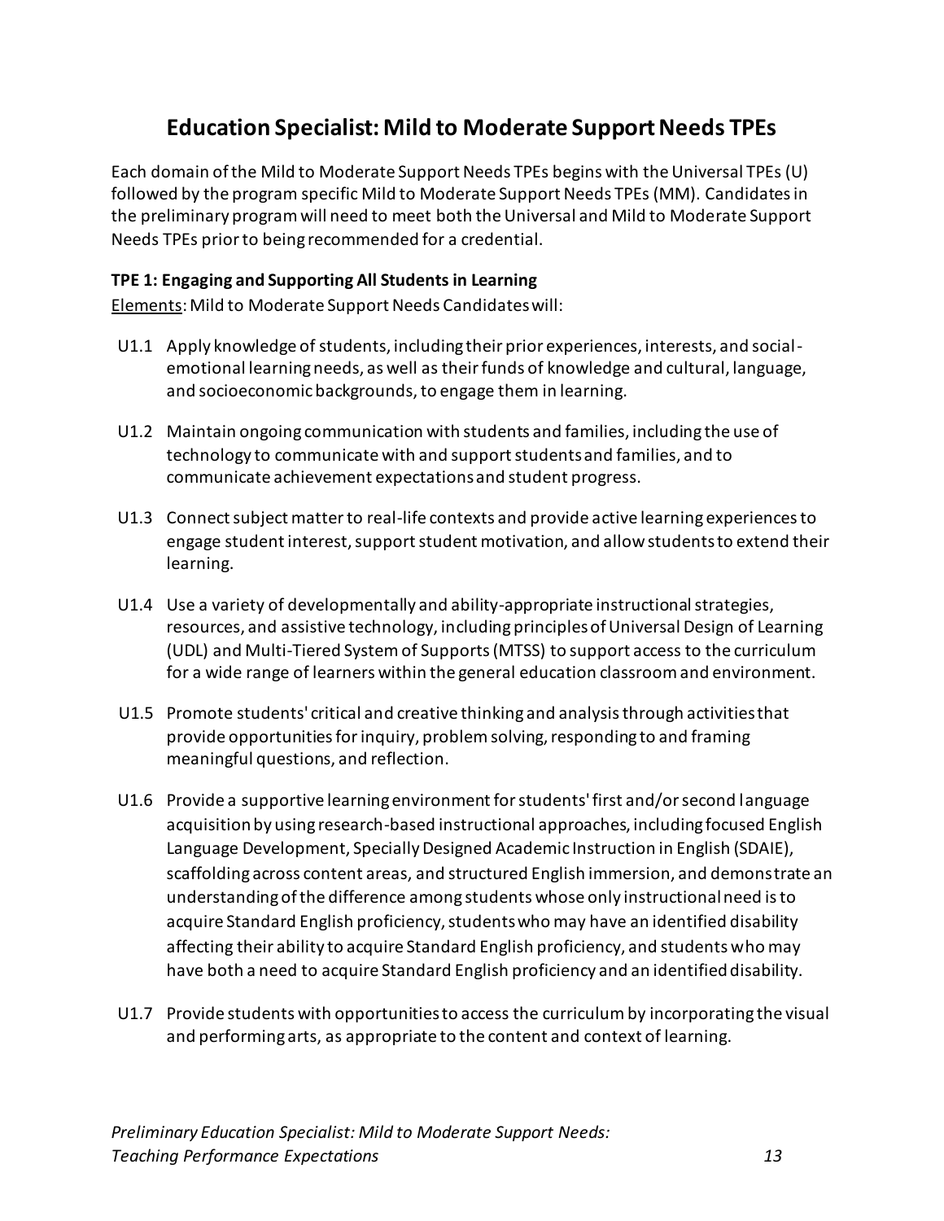# Education Specialist: Mild to Moderate Support Needs TPEs

Each domain of the Mild to Moderate Support Needs TPEs begins with the Universal TPEs (U) followed by the program specific Mild to Moderate Support Needs TPEs (MM). Candidates in the preliminary program will need to meet both the Universal and Mild to Moderate Support Needs TPEs prior to being recommended for a credential.

**TPE 1: Engaging and Supporting All Students in Learning**

Elements: Mild to Moderate Support Needs Candidates will:

U1.1 Apply knowledge of students, including their prior experiences, interests, and social-emotional learning needs, as well as their funds of knowledge and cultural, language, and socioeconomic backgrounds, to engage them in learning.

U1.2 Maintain ongoing communication with students and families, including the use of technology to communicate with and support students and families, and to communicate achievement expectations and student progress.

U1.3 Connect subject matter to real-life contexts and provide active learning experiences to engage student interest, support student motivation, and allow students to extend their learning.

U1.4 Use a variety of developmentally and ability-appropriate instructional strategies, resources, and assistive technology, including principles of Universal Design of Learning (UDL) and Multi-Tiered System of Supports (MTSS) to support access to the curriculum for a wide range of learners within the general education classroom and environment.

U1.5 Promote students' critical and creative thinking and analysis through activities that provide opportunities for inquiry, problem solving, responding to and framing meaningful questions, and reflection.

U1.6 Provide a supportive learning environment for students' first and/or second language acquisition by using research-based instructional approaches, including focused English Language Development, Specially Designed Academic Instruction in English (SDAIE), scaffolding across content areas, and structured English immersion, and demonstrate an understanding of the difference among students whose only instructional need is to acquire Standard English proficiency, students who may have an identified disability affecting their ability to acquire Standard English proficiency, and students who may have both a need to acquire Standard English proficiency and an identified disability.

U1.7 Provide students with opportunities to access the curriculum by incorporating the visual and performing arts, as appropriate to the content and context of learning.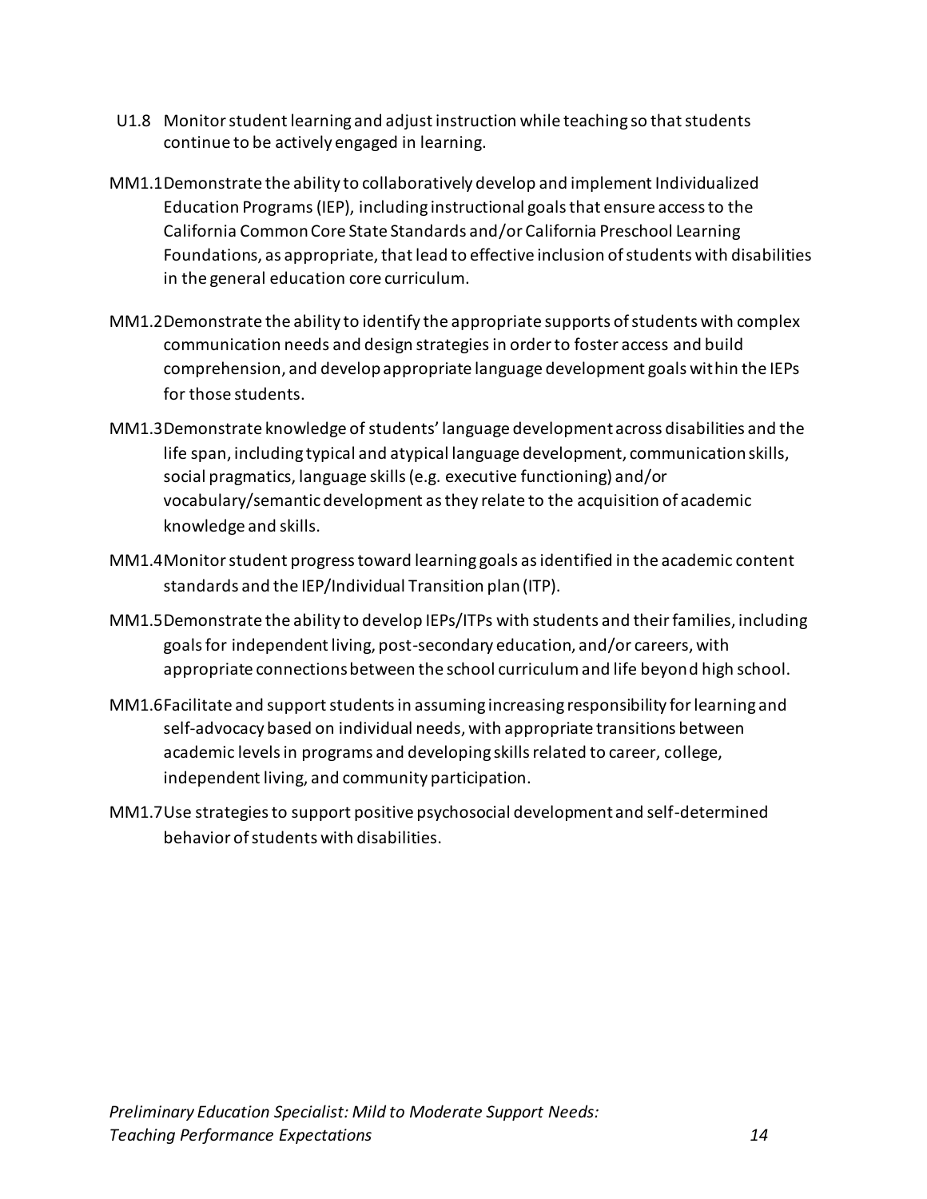U1.8 Monitor student learning and adjust instruction while teaching so that students continue to be actively engaged in learning.

MM1.1 Demonstrate the ability to collaboratively develop and implement Individualized Education Programs (IEP), including instructional goals that ensure access to the California Common Core State Standards and/or California Preschool Learning Foundations, as appropriate, that lead to effective inclusion of students with disabilities in the general education core curriculum.

MM1.2 Demonstrate the ability to identify the appropriate supports of students with complex communication needs and design strategies in order to foster access and build comprehension, and develop appropriate language development goals within the IEPs for those students.

MM1.3 Demonstrate knowledge of students' language development across disabilities and the life span, including typical and atypical language development, communication skills, social pragmatics, language skills (e.g. executive functioning) and/or vocabulary/semantic development as they relate to the acquisition of academic knowledge and skills.

MM1.4 Monitor student progress toward learning goals as identified in the academic content standards and the IEP/Individual Transition plan (ITP).

MM1.5 Demonstrate the ability to develop IEPs/ITPs with students and their families, including goals for independent living, post-secondary education, and/or careers, with appropriate connections between the school curriculum and life beyond high school.

MM1.6 Facilitate and support students in assuming increasing responsibility for learning and self-advocacy based on individual needs, with appropriate transitions between academic levels in programs and developing skills related to career, college, independent living, and community participation.

MM1.7 Use strategies to support positive psychosocial development and self-determined behavior of students with disabilities.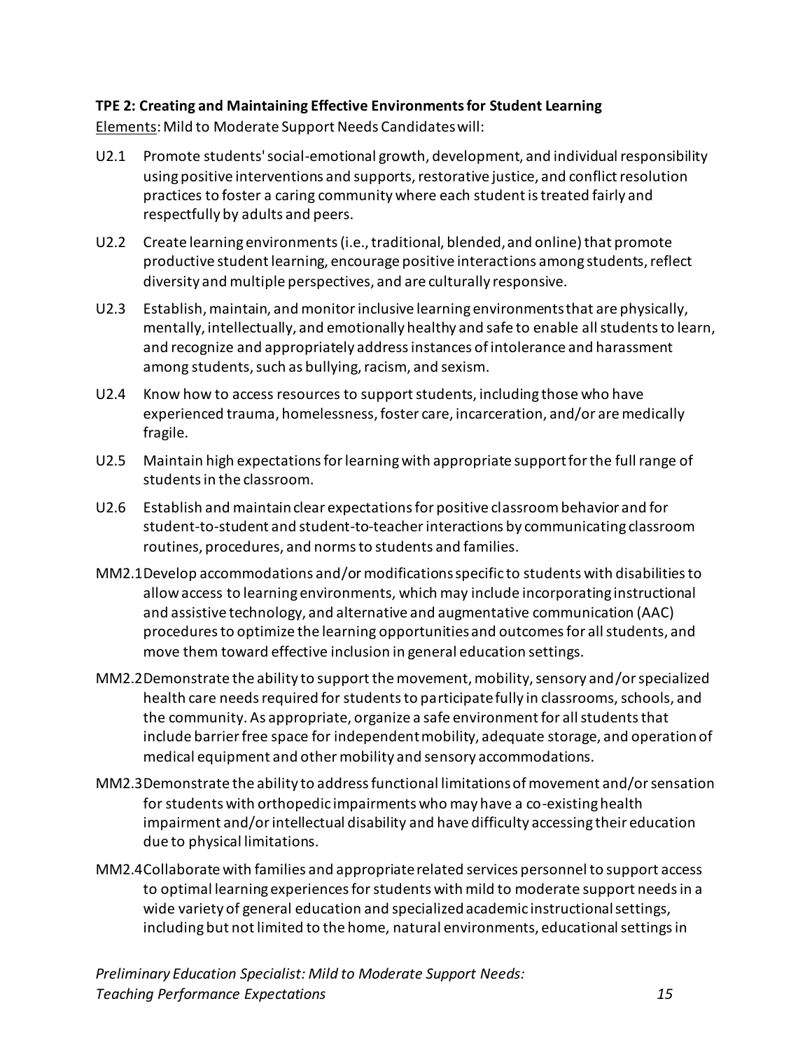**TPE 2: Creating and Maintaining Effective Environments for Student Learning**

Elements: Mild to Moderate Support Needs Candidates will:

U2.1 Promote students' social-emotional growth, development, and individual responsibility using positive interventions and supports, restorative justice, and conflict resolution practices to foster a caring community where each student is treated fairly and respectfully by adults and peers.

U2.2 Create learning environments (i.e., traditional, blended, and online) that promote productive student learning, encourage positive interactions among students, reflect diversity and multiple perspectives, and are culturally responsive.

U2.3 Establish, maintain, and monitor inclusive learning environments that are physically, mentally, intellectually, and emotionally healthy and safe to enable all students to learn, and recognize and appropriately address instances of intolerance and harassment among students, such as bullying, racism, and sexism.

U2.4 Know how to access resources to support students, including those who have experienced trauma, homelessness, foster care, incarceration, and/or are medically fragile.

U2.5 Maintain high expectations for learning with appropriate support for the full range of students in the classroom.

U2.6 Establish and maintain clear expectations for positive classroom behavior and for student-to-student and student-to-teacher interactions by communicating classroom routines, procedures, and norms to students and families.

MM2.1 Develop accommodations and/or modifications specific to students with disabilities to allow access to learning environments, which may include incorporating instructional and assistive technology, and alternative and augmentative communication (AAC) procedures to optimize the learning opportunities and outcomes for all students, and move them toward effective inclusion in general education settings.

MM2.2 Demonstrate the ability to support the movement, mobility, sensory and/or specialized health care needs required for students to participate fully in classrooms, schools, and the community. As appropriate, organize a safe environment for all students that include barrier free space for independent mobility, adequate storage, and operation of medical equipment and other mobility and sensory accommodations.

MM2.3 Demonstrate the ability to address functional limitations of movement and/or sensation for students with orthopedic impairments who may have a co-existing health impairment and/or intellectual disability and have difficulty accessing their education due to physical limitations.

MM2.4 Collaborate with families and appropriate related services personnel to support access to optimal learning experiences for students with mild to moderate support needs in a wide variety of general education and specialized academic instructional settings, including but not limited to the home, natural environments, educational settings in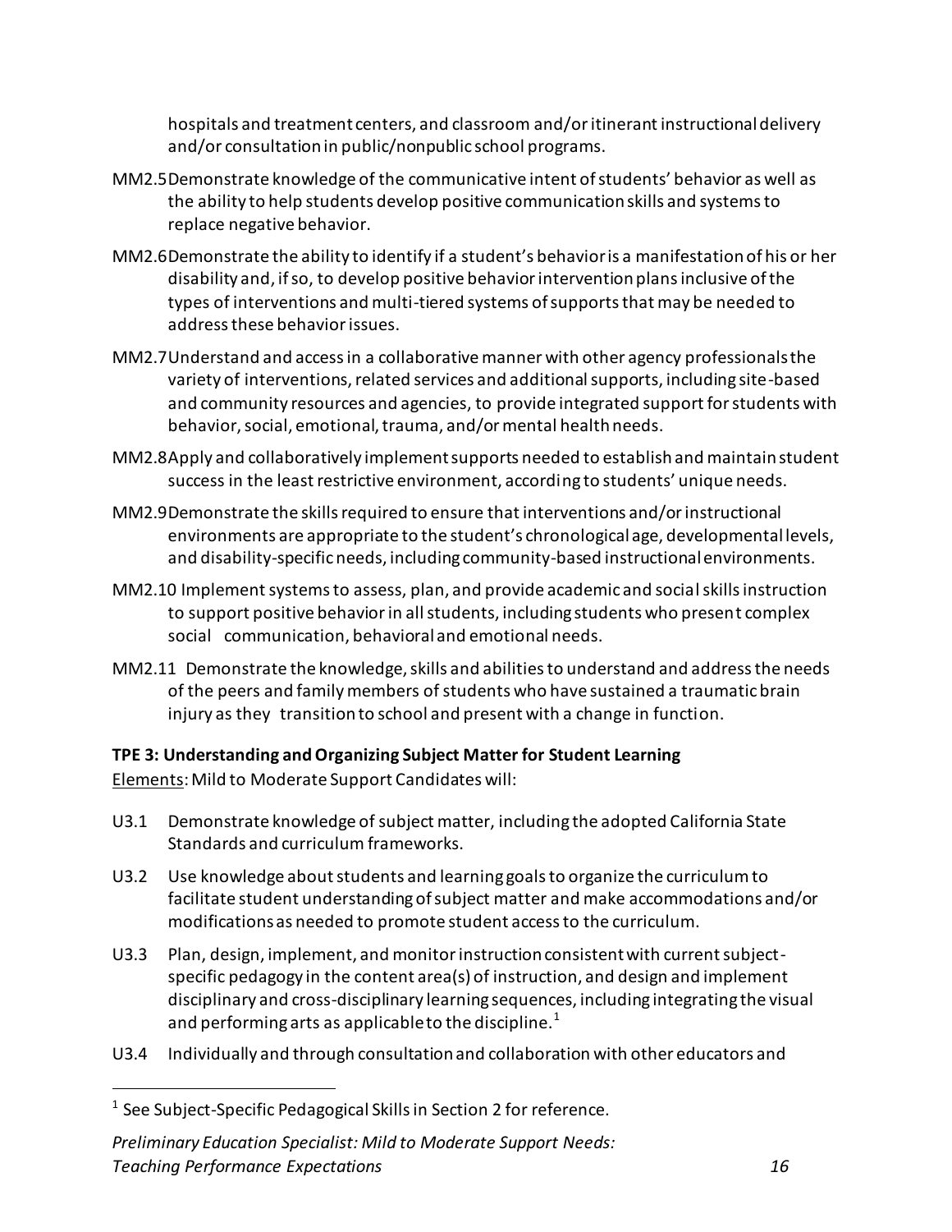hospitals and treatment centers, and classroom and/or itinerant instructional delivery and/or consultation in public/nonpublic school programs.

MM2.5 Demonstrate knowledge of the communicative intent of students' behavior as well as the ability to help students develop positive communication skills and systems to replace negative behavior.

MM2.6 Demonstrate the ability to identify if a student's behavior is a manifestation of his or her disability and, if so, to develop positive behavior intervention plans inclusive of the types of interventions and multi-tiered systems of supports that may be needed to address these behavior issues.

MM2.7 Understand and access in a collaborative manner with other agency professionals the variety of interventions, related services and additional supports, including site-based and community resources and agencies, to provide integrated support for students with behavior, social, emotional, trauma, and/or mental health needs.

MM2.8 Apply and collaboratively implement supports needed to establish and maintain student success in the least restrictive environment, according to students' unique needs.

MM2.9 Demonstrate the skills required to ensure that interventions and/or instructional environments are appropriate to the student's chronological age, developmental levels, and disability-specific needs, including community-based instructional environments.

MM2.10 Implement systems to assess, plan, and provide academic and social skills instruction to support positive behavior in all students, including students who present complex social communication, behavioral and emotional needs.

MM2.11 Demonstrate the knowledge, skills and abilities to understand and address the needs of the peers and family members of students who have sustained a traumatic brain injury as they transition to school and present with a change in function.

**TPE 3: Understanding and Organizing Subject Matter for Student Learning**

Elements: Mild to Moderate Support Candidates will:

U3.1 Demonstrate knowledge of subject matter, including the adopted California State Standards and curriculum frameworks.

U3.2 Use knowledge about students and learning goals to organize the curriculum to facilitate student understanding of subject matter and make accommodations and/or modifications as needed to promote student access to the curriculum.

U3.3 Plan, design, implement, and monitor instruction consistent with current subject-specific pedagogy in the content area(s) of instruction, and design and implement disciplinary and cross-disciplinary learning sequences, including integrating the visual and performing arts as applicable to the discipline.[1]

U3.4 Individually and through consultation and collaboration with other educators and

[1] See Subject-Specific Pedagogical Skills in Section 2 for reference.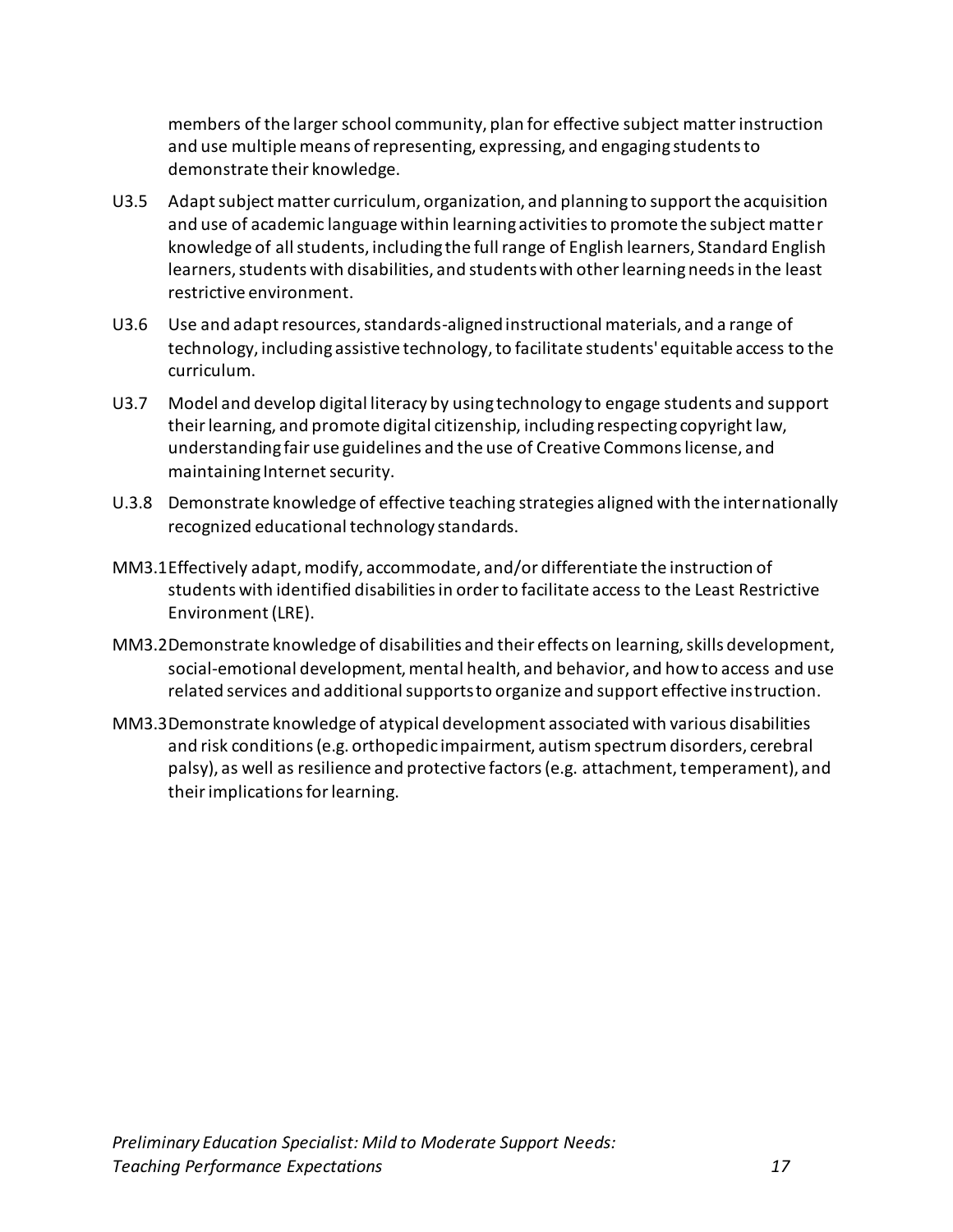members of the larger school community, plan for effective subject matter instruction and use multiple means of representing, expressing, and engaging students to demonstrate their knowledge.

U3.5 Adapt subject matter curriculum, organization, and planning to support the acquisition and use of academic language within learning activities to promote the subject matter knowledge of all students, including the full range of English learners, Standard English learners, students with disabilities, and students with other learning needs in the least restrictive environment.

U3.6 Use and adapt resources, standards-aligned instructional materials, and a range of technology, including assistive technology, to facilitate students' equitable access to the curriculum.

U3.7 Model and develop digital literacy by using technology to engage students and support their learning, and promote digital citizenship, including respecting copyright law, understanding fair use guidelines and the use of Creative Commons license, and maintaining Internet security.

U.3.8 Demonstrate knowledge of effective teaching strategies aligned with the internationally recognized educational technology standards.

MM3.1 Effectively adapt, modify, accommodate, and/or differentiate the instruction of students with identified disabilities in order to facilitate access to the Least Restrictive Environment (LRE).

MM3.2 Demonstrate knowledge of disabilities and their effects on learning, skills development, social-emotional development, mental health, and behavior, and how to access and use related services and additional supports to organize and support effective instruction.

MM3.3 Demonstrate knowledge of atypical development associated with various disabilities and risk conditions (e.g. orthopedic impairment, autism spectrum disorders, cerebral palsy), as well as resilience and protective factors (e.g. attachment, temperament), and their implications for learning.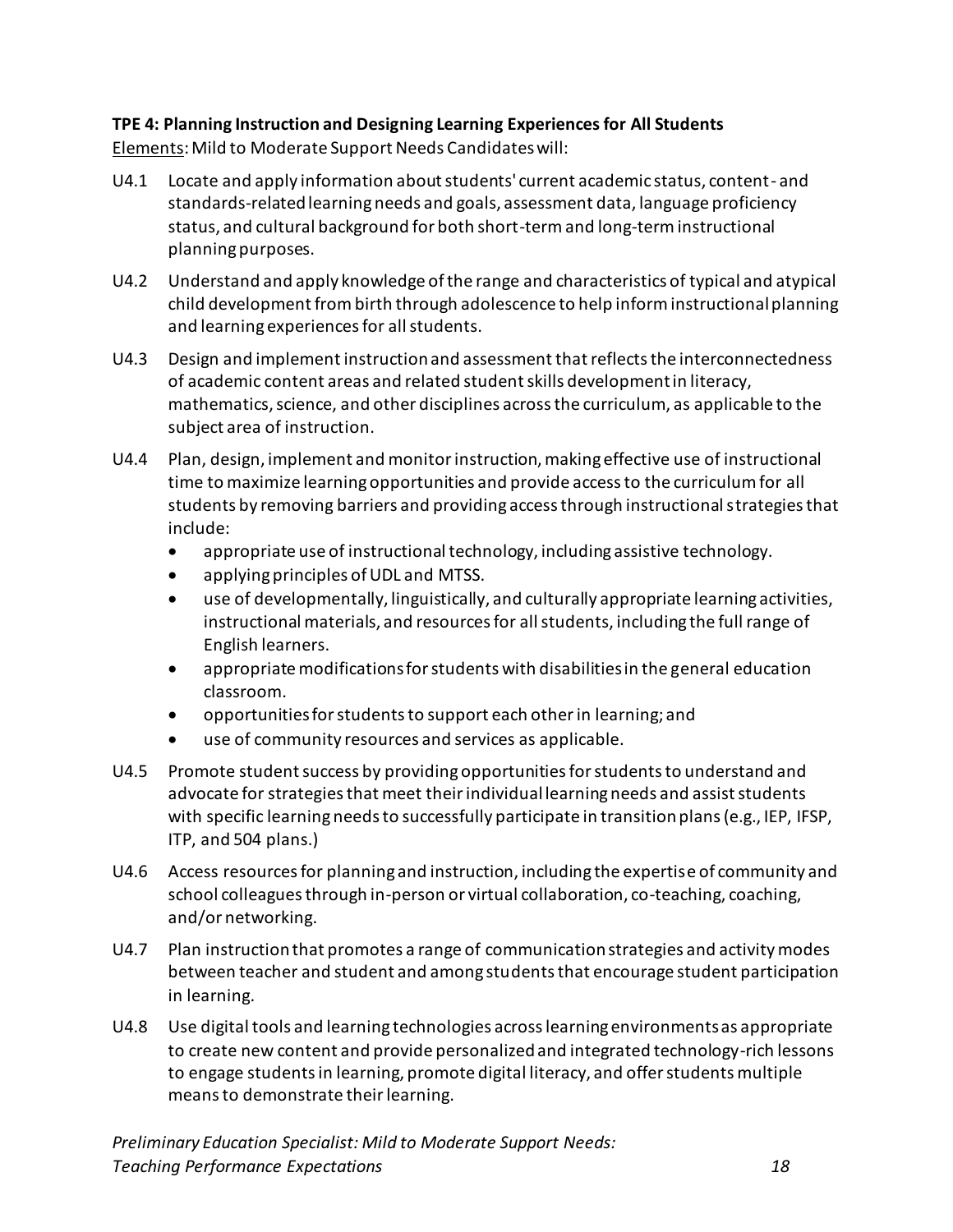**TPE 4: Planning Instruction and Designing Learning Experiences for All Students**

Elements: Mild to Moderate Support Needs Candidates will:

U4.1 Locate and apply information about students' current academic status, content- and standards-related learning needs and goals, assessment data, language proficiency status, and cultural background for both short-term and long-term instructional planning purposes.

U4.2 Understand and apply knowledge of the range and characteristics of typical and atypical child development from birth through adolescence to help inform instructional planning and learning experiences for all students.

U4.3 Design and implement instruction and assessment that reflects the interconnectedness of academic content areas and related student skills development in literacy, mathematics, science, and other disciplines across the curriculum, as applicable to the subject area of instruction.

U4.4 Plan, design, implement and monitor instruction, making effective use of instructional time to maximize learning opportunities and provide access to the curriculum for all students by removing barriers and providing access through instructional strategies that include:

- appropriate use of instructional technology, including assistive technology.
- applying principles of UDL and MTSS.
- use of developmentally, linguistically, and culturally appropriate learning activities, instructional materials, and resources for all students, including the full range of English learners.
- appropriate modifications for students with disabilities in the general education classroom.
- opportunities for students to support each other in learning; and
- use of community resources and services as applicable.

U4.5 Promote student success by providing opportunities for students to understand and advocate for strategies that meet their individual learning needs and assist students with specific learning needs to successfully participate in transition plans (e.g., IEP, IFSP, ITP, and 504 plans.)

U4.6 Access resources for planning and instruction, including the expertise of community and school colleagues through in-person or virtual collaboration, co-teaching, coaching, and/or networking.

U4.7 Plan instruction that promotes a range of communication strategies and activity modes between teacher and student and among students that encourage student participation in learning.

U4.8 Use digital tools and learning technologies across learning environments as appropriate to create new content and provide personalized and integrated technology-rich lessons to engage students in learning, promote digital literacy, and offer students multiple means to demonstrate their learning.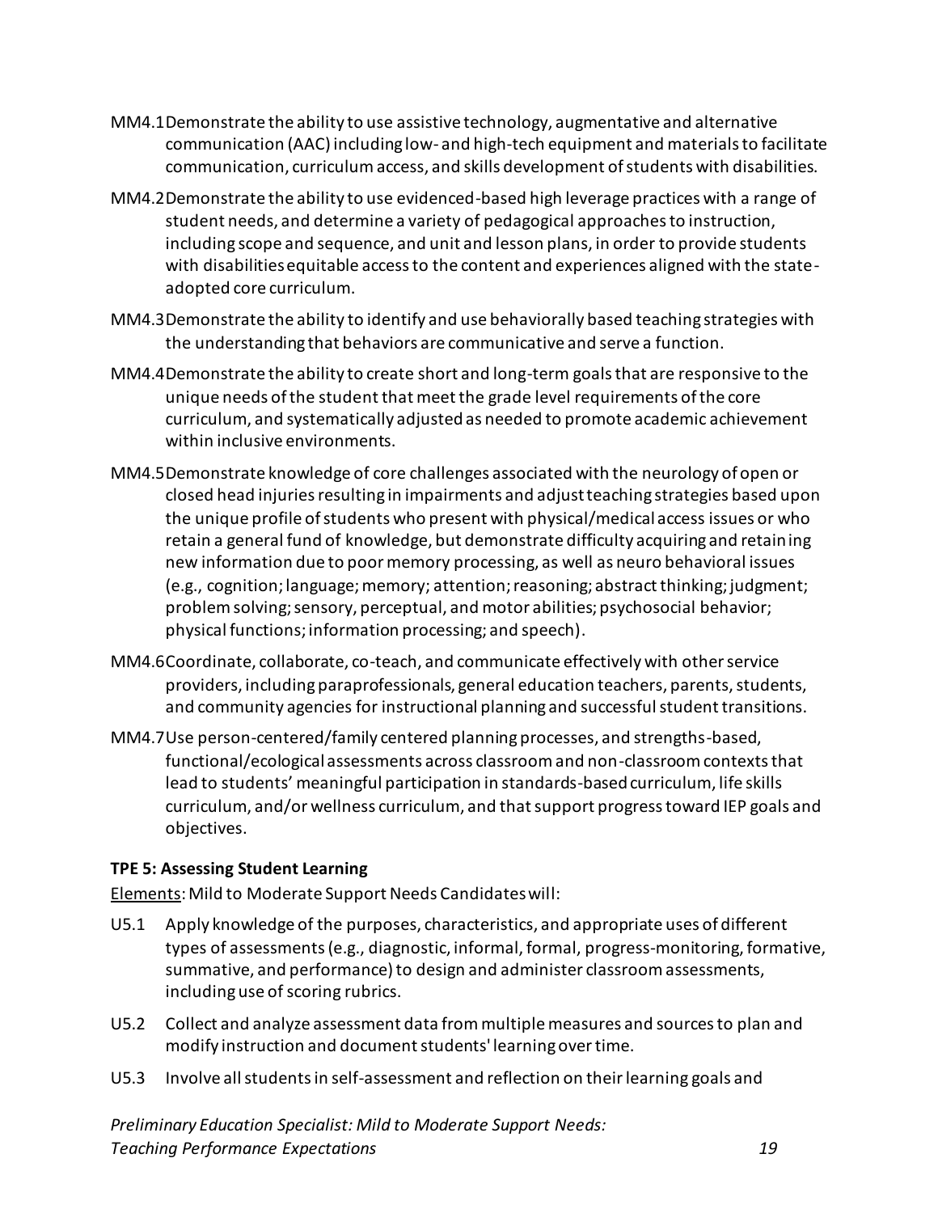MM4.1 Demonstrate the ability to use assistive technology, augmentative and alternative communication (AAC) including low- and high-tech equipment and materials to facilitate communication, curriculum access, and skills development of students with disabilities.

MM4.2 Demonstrate the ability to use evidenced-based high leverage practices with a range of student needs, and determine a variety of pedagogical approaches to instruction, including scope and sequence, and unit and lesson plans, in order to provide students with disabilities equitable access to the content and experiences aligned with the state-adopted core curriculum.

MM4.3 Demonstrate the ability to identify and use behaviorally based teaching strategies with the understanding that behaviors are communicative and serve a function.

MM4.4 Demonstrate the ability to create short and long-term goals that are responsive to the unique needs of the student that meet the grade level requirements of the core curriculum, and systematically adjusted as needed to promote academic achievement within inclusive environments.

MM4.5 Demonstrate knowledge of core challenges associated with the neurology of open or closed head injuries resulting in impairments and adjust teaching strategies based upon the unique profile of students who present with physical/medical access issues or who retain a general fund of knowledge, but demonstrate difficulty acquiring and retaining new information due to poor memory processing, as well as neuro behavioral issues (e.g., cognition; language; memory; attention; reasoning; abstract thinking; judgment; problem solving; sensory, perceptual, and motor abilities; psychosocial behavior; physical functions; information processing; and speech).

MM4.6 Coordinate, collaborate, co-teach, and communicate effectively with other service providers, including paraprofessionals, general education teachers, parents, students, and community agencies for instructional planning and successful student transitions.

MM4.7 Use person-centered/family centered planning processes, and strengths-based, functional/ecological assessments across classroom and non-classroom contexts that lead to students' meaningful participation in standards-based curriculum, life skills curriculum, and/or wellness curriculum, and that support progress toward IEP goals and objectives.

**TPE 5: Assessing Student Learning**

Elements: Mild to Moderate Support Needs Candidates will:

U5.1 Apply knowledge of the purposes, characteristics, and appropriate uses of different types of assessments (e.g., diagnostic, informal, formal, progress-monitoring, formative, summative, and performance) to design and administer classroom assessments, including use of scoring rubrics.

U5.2 Collect and analyze assessment data from multiple measures and sources to plan and modify instruction and document students' learning over time.

U5.3 Involve all students in self-assessment and reflection on their learning goals and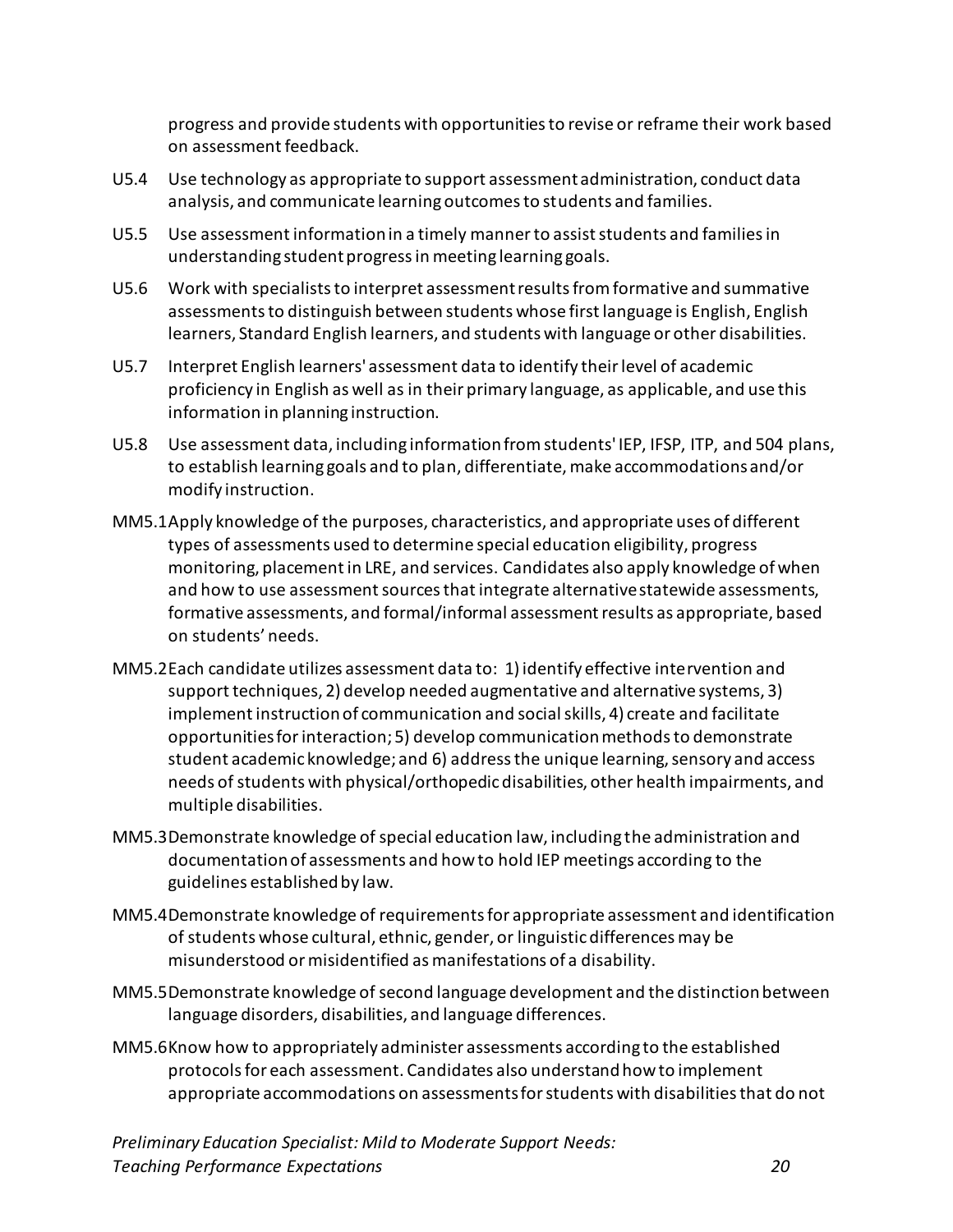progress and provide students with opportunities to revise or reframe their work based on assessment feedback.

U5.4 Use technology as appropriate to support assessment administration, conduct data analysis, and communicate learning outcomes to students and families.

U5.5 Use assessment information in a timely manner to assist students and families in understanding student progress in meeting learning goals.

U5.6 Work with specialists to interpret assessment results from formative and summative assessments to distinguish between students whose first language is English, English learners, Standard English learners, and students with language or other disabilities.

U5.7 Interpret English learners' assessment data to identify their level of academic proficiency in English as well as in their primary language, as applicable, and use this information in planning instruction.

U5.8 Use assessment data, including information from students' IEP, IFSP, ITP, and 504 plans, to establish learning goals and to plan, differentiate, make accommodations and/or modify instruction.

MM5.1 Apply knowledge of the purposes, characteristics, and appropriate uses of different types of assessments used to determine special education eligibility, progress monitoring, placement in LRE, and services. Candidates also apply knowledge of when and how to use assessment sources that integrate alternative statewide assessments, formative assessments, and formal/informal assessment results as appropriate, based on students' needs.

MM5.2 Each candidate utilizes assessment data to: 1) identify effective intervention and support techniques, 2) develop needed augmentative and alternative systems, 3) implement instruction of communication and social skills, 4) create and facilitate opportunities for interaction; 5) develop communication methods to demonstrate student academic knowledge; and 6) address the unique learning, sensory and access needs of students with physical/orthopedic disabilities, other health impairments, and multiple disabilities.

MM5.3 Demonstrate knowledge of special education law, including the administration and documentation of assessments and how to hold IEP meetings according to the guidelines established by law.

MM5.4 Demonstrate knowledge of requirements for appropriate assessment and identification of students whose cultural, ethnic, gender, or linguistic differences may be misunderstood or misidentified as manifestations of a disability.

MM5.5 Demonstrate knowledge of second language development and the distinction between language disorders, disabilities, and language differences.

MM5.6 Know how to appropriately administer assessments according to the established protocols for each assessment. Candidates also understand how to implement appropriate accommodations on assessments for students with disabilities that do not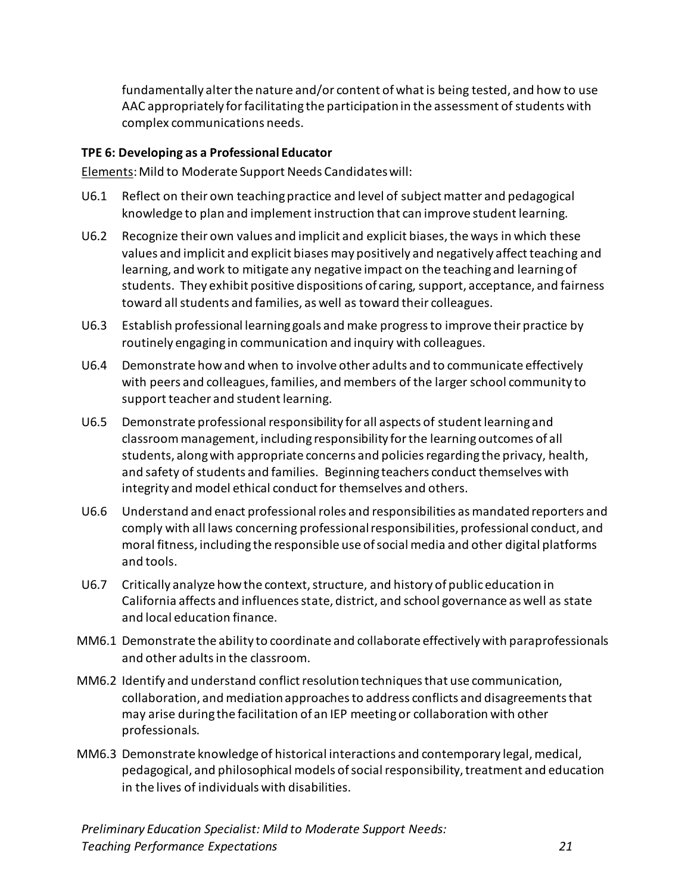fundamentally alter the nature and/or content of what is being tested, and how to use AAC appropriately for facilitating the participation in the assessment of students with complex communications needs.

**TPE 6: Developing as a Professional Educator**

Elements: Mild to Moderate Support Needs Candidates will:

U6.1 Reflect on their own teaching practice and level of subject matter and pedagogical knowledge to plan and implement instruction that can improve student learning.

U6.2 Recognize their own values and implicit and explicit biases, the ways in which these values and implicit and explicit biases may positively and negatively affect teaching and learning, and work to mitigate any negative impact on the teaching and learning of students. They exhibit positive dispositions of caring, support, acceptance, and fairness toward all students and families, as well as toward their colleagues.

U6.3 Establish professional learning goals and make progress to improve their practice by routinely engaging in communication and inquiry with colleagues.

U6.4 Demonstrate how and when to involve other adults and to communicate effectively with peers and colleagues, families, and members of the larger school community to support teacher and student learning.

U6.5 Demonstrate professional responsibility for all aspects of student learning and classroom management, including responsibility for the learning outcomes of all students, along with appropriate concerns and policies regarding the privacy, health, and safety of students and families. Beginning teachers conduct themselves with integrity and model ethical conduct for themselves and others.

U6.6 Understand and enact professional roles and responsibilities as mandated reporters and comply with all laws concerning professional responsibilities, professional conduct, and moral fitness, including the responsible use of social media and other digital platforms and tools.

U6.7 Critically analyze how the context, structure, and history of public education in California affects and influences state, district, and school governance as well as state and local education finance.

MM6.1 Demonstrate the ability to coordinate and collaborate effectively with paraprofessionals and other adults in the classroom.

MM6.2 Identify and understand conflict resolution techniques that use communication, collaboration, and mediation approaches to address conflicts and disagreements that may arise during the facilitation of an IEP meeting or collaboration with other professionals.

MM6.3 Demonstrate knowledge of historical interactions and contemporary legal, medical, pedagogical, and philosophical models of social responsibility, treatment and education in the lives of individuals with disabilities.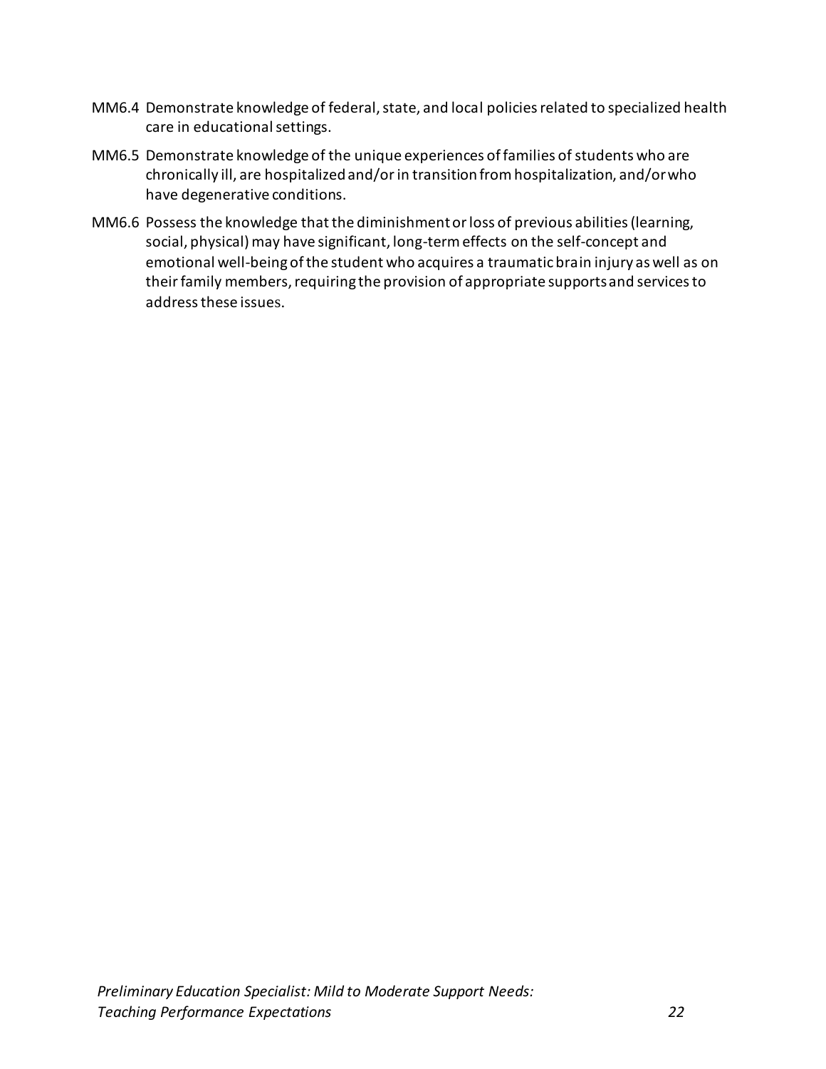MM6.4 Demonstrate knowledge of federal, state, and local policies related to specialized health care in educational settings.

MM6.5 Demonstrate knowledge of the unique experiences of families of students who are chronically ill, are hospitalized and/or in transition from hospitalization, and/or who have degenerative conditions.

MM6.6 Possess the knowledge that the diminishment or loss of previous abilities (learning, social, physical) may have significant, long-term effects on the self-concept and emotional well-being of the student who acquires a traumatic brain injury as well as on their family members, requiring the provision of appropriate supports and services to address these issues.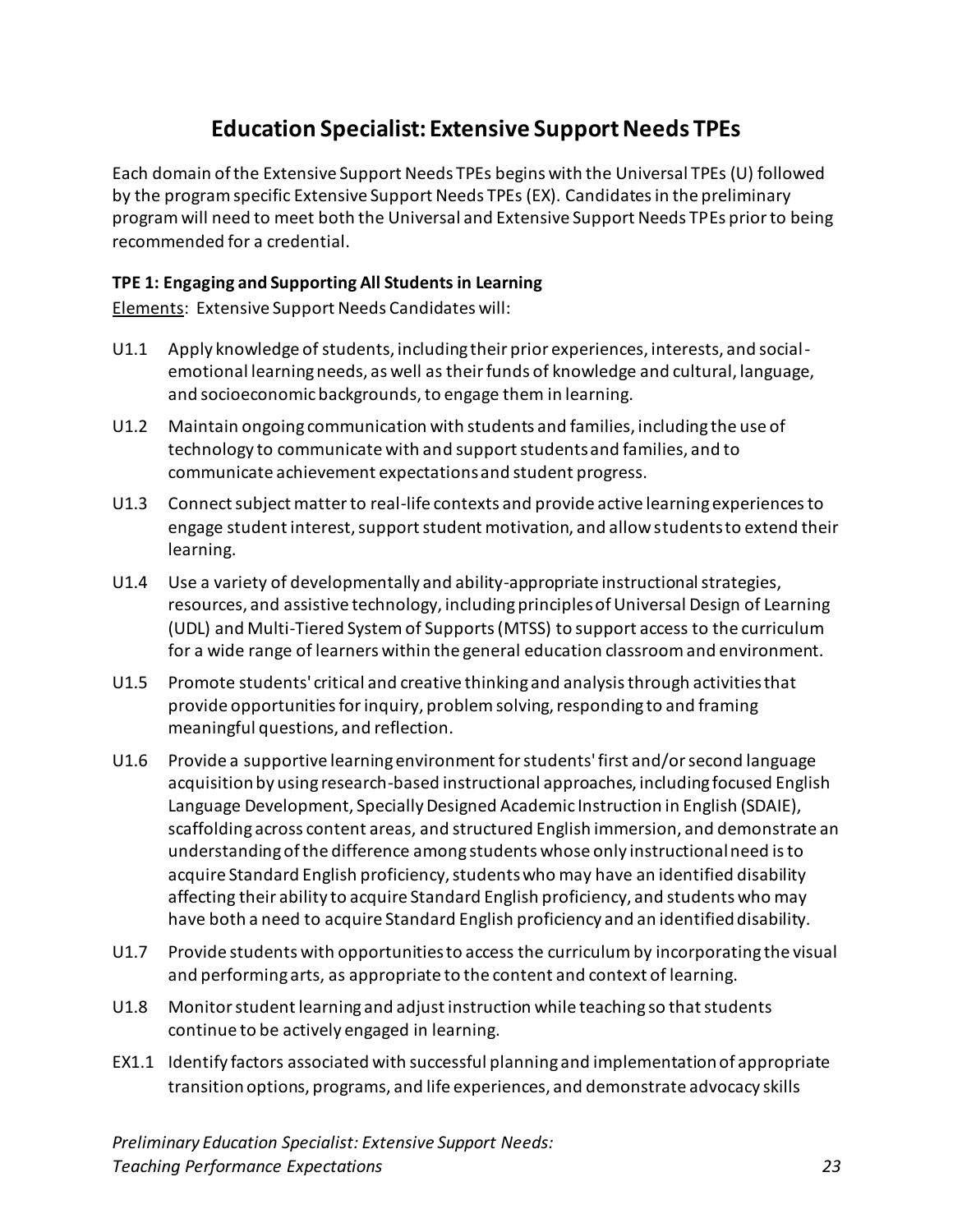## Education Specialist: Extensive Support Needs TPEs

Each domain of the Extensive Support Needs TPEs begins with the Universal TPEs (U) followed by the program specific Extensive Support Needs TPEs (EX). Candidates in the preliminary program will need to meet both the Universal and Extensive Support Needs TPEs prior to being recommended for a credential.

**TPE 1: Engaging and Supporting All Students in Learning**

Elements: Extensive Support Needs Candidates will:

- U1.1 Apply knowledge of students, including their prior experiences, interests, and social-emotional learning needs, as well as their funds of knowledge and cultural, language, and socioeconomic backgrounds, to engage them in learning.
- U1.2 Maintain ongoing communication with students and families, including the use of technology to communicate with and support students and families, and to communicate achievement expectations and student progress.
- U1.3 Connect subject matter to real-life contexts and provide active learning experiences to engage student interest, support student motivation, and allow students to extend their learning.
- U1.4 Use a variety of developmentally and ability-appropriate instructional strategies, resources, and assistive technology, including principles of Universal Design of Learning (UDL) and Multi-Tiered System of Supports (MTSS) to support access to the curriculum for a wide range of learners within the general education classroom and environment.
- U1.5 Promote students' critical and creative thinking and analysis through activities that provide opportunities for inquiry, problem solving, responding to and framing meaningful questions, and reflection.
- U1.6 Provide a supportive learning environment for students' first and/or second language acquisition by using research-based instructional approaches, including focused English Language Development, Specially Designed Academic Instruction in English (SDAIE), scaffolding across content areas, and structured English immersion, and demonstrate an understanding of the difference among students whose only instructional need is to acquire Standard English proficiency, students who may have an identified disability affecting their ability to acquire Standard English proficiency, and students who may have both a need to acquire Standard English proficiency and an identified disability.
- U1.7 Provide students with opportunities to access the curriculum by incorporating the visual and performing arts, as appropriate to the content and context of learning.
- U1.8 Monitor student learning and adjust instruction while teaching so that students continue to be actively engaged in learning.
- EX1.1 Identify factors associated with successful planning and implementation of appropriate transition options, programs, and life experiences, and demonstrate advocacy skills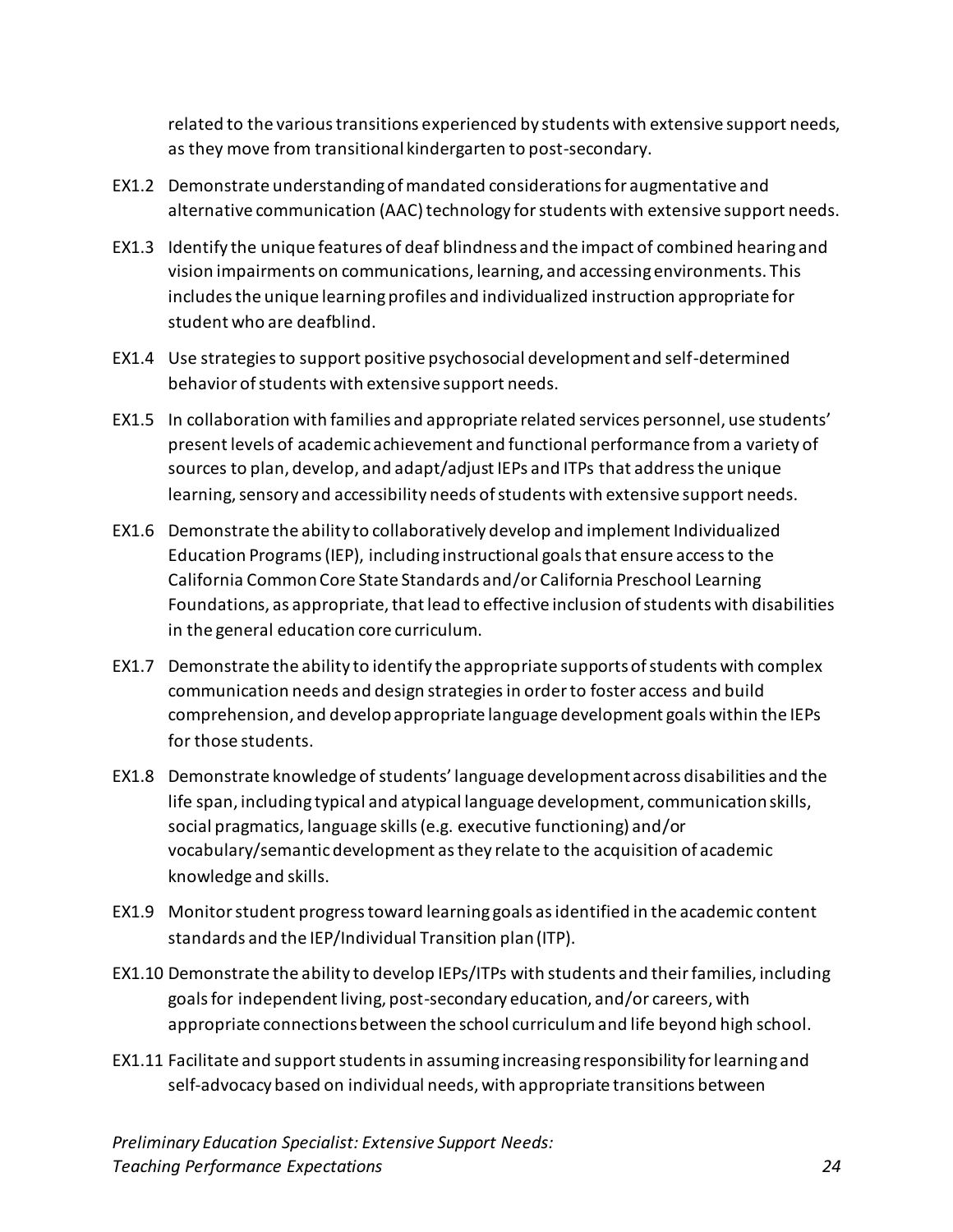related to the various transitions experienced by students with extensive support needs, as they move from transitional kindergarten to post-secondary.

EX1.2 Demonstrate understanding of mandated considerations for augmentative and alternative communication (AAC) technology for students with extensive support needs.

EX1.3 Identify the unique features of deaf blindness and the impact of combined hearing and vision impairments on communications, learning, and accessing environments. This includes the unique learning profiles and individualized instruction appropriate for student who are deafblind.

EX1.4 Use strategies to support positive psychosocial development and self-determined behavior of students with extensive support needs.

EX1.5 In collaboration with families and appropriate related services personnel, use students' present levels of academic achievement and functional performance from a variety of sources to plan, develop, and adapt/adjust IEPs and ITPs that address the unique learning, sensory and accessibility needs of students with extensive support needs.

EX1.6 Demonstrate the ability to collaboratively develop and implement Individualized Education Programs (IEP), including instructional goals that ensure access to the California Common Core State Standards and/or California Preschool Learning Foundations, as appropriate, that lead to effective inclusion of students with disabilities in the general education core curriculum.

EX1.7 Demonstrate the ability to identify the appropriate supports of students with complex communication needs and design strategies in order to foster access and build comprehension, and develop appropriate language development goals within the IEPs for those students.

EX1.8 Demonstrate knowledge of students' language development across disabilities and the life span, including typical and atypical language development, communication skills, social pragmatics, language skills (e.g. executive functioning) and/or vocabulary/semantic development as they relate to the acquisition of academic knowledge and skills.

EX1.9 Monitor student progress toward learning goals as identified in the academic content standards and the IEP/Individual Transition plan (ITP).

EX1.10 Demonstrate the ability to develop IEPs/ITPs with students and their families, including goals for independent living, post-secondary education, and/or careers, with appropriate connections between the school curriculum and life beyond high school.

EX1.11 Facilitate and support students in assuming increasing responsibility for learning and self-advocacy based on individual needs, with appropriate transitions between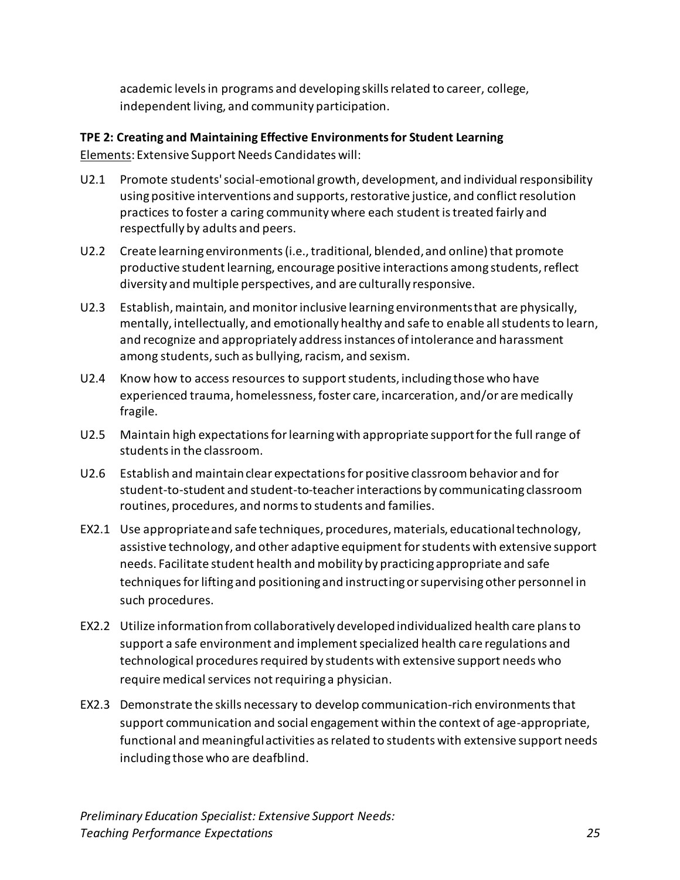academic levels in programs and developing skills related to career, college, independent living, and community participation.

**TPE 2: Creating and Maintaining Effective Environments for Student Learning**

Elements: Extensive Support Needs Candidates will:

U2.1 Promote students' social-emotional growth, development, and individual responsibility using positive interventions and supports, restorative justice, and conflict resolution practices to foster a caring community where each student is treated fairly and respectfully by adults and peers.

U2.2 Create learning environments (i.e., traditional, blended, and online) that promote productive student learning, encourage positive interactions among students, reflect diversity and multiple perspectives, and are culturally responsive.

U2.3 Establish, maintain, and monitor inclusive learning environments that are physically, mentally, intellectually, and emotionally healthy and safe to enable all students to learn, and recognize and appropriately address instances of intolerance and harassment among students, such as bullying, racism, and sexism.

U2.4 Know how to access resources to support students, including those who have experienced trauma, homelessness, foster care, incarceration, and/or are medically fragile.

U2.5 Maintain high expectations for learning with appropriate support for the full range of students in the classroom.

U2.6 Establish and maintain clear expectations for positive classroom behavior and for student-to-student and student-to-teacher interactions by communicating classroom routines, procedures, and norms to students and families.

EX2.1 Use appropriate and safe techniques, procedures, materials, educational technology, assistive technology, and other adaptive equipment for students with extensive support needs. Facilitate student health and mobility by practicing appropriate and safe techniques for lifting and positioning and instructing or supervising other personnel in such procedures.

EX2.2 Utilize information from collaboratively developed individualized health care plans to support a safe environment and implement specialized health care regulations and technological procedures required by students with extensive support needs who require medical services not requiring a physician.

EX2.3 Demonstrate the skills necessary to develop communication-rich environments that support communication and social engagement within the context of age-appropriate, functional and meaningful activities as related to students with extensive support needs including those who are deafblind.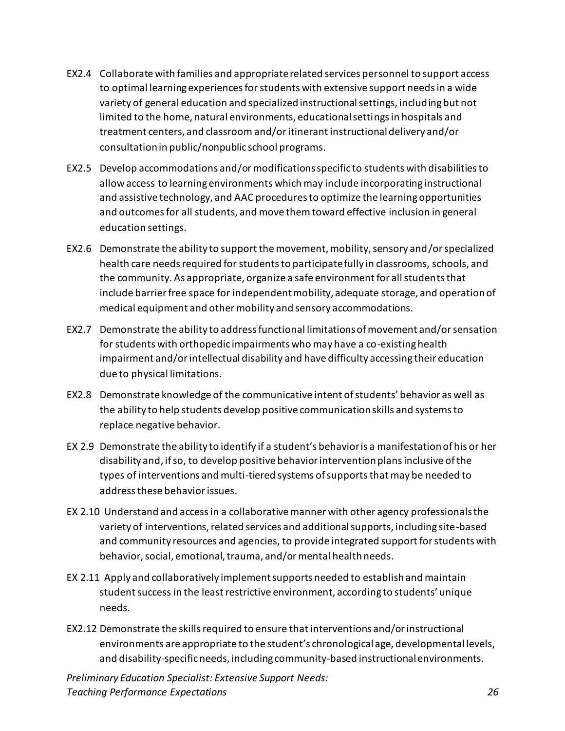EX2.4 Collaborate with families and appropriate related services personnel to support access to optimal learning experiences for students with extensive support needs in a wide variety of general education and specialized instructional settings, including but not limited to the home, natural environments, educational settings in hospitals and treatment centers, and classroom and/or itinerant instructional delivery and/or consultation in public/nonpublic school programs.

EX2.5 Develop accommodations and/or modifications specific to students with disabilities to allow access to learning environments which may include incorporating instructional and assistive technology, and AAC procedures to optimize the learning opportunities and outcomes for all students, and move them toward effective inclusion in general education settings.

EX2.6 Demonstrate the ability to support the movement, mobility, sensory and/or specialized health care needs required for students to participate fully in classrooms, schools, and the community. As appropriate, organize a safe environment for all students that include barrier free space for independent mobility, adequate storage, and operation of medical equipment and other mobility and sensory accommodations.

EX2.7 Demonstrate the ability to address functional limitations of movement and/or sensation for students with orthopedic impairments who may have a co-existing health impairment and/or intellectual disability and have difficulty accessing their education due to physical limitations.

EX2.8 Demonstrate knowledge of the communicative intent of students' behavior as well as the ability to help students develop positive communication skills and systems to replace negative behavior.

EX 2.9 Demonstrate the ability to identify if a student's behavior is a manifestation of his or her disability and, if so, to develop positive behavior intervention plans inclusive of the types of interventions and multi-tiered systems of supports that may be needed to address these behavior issues.

EX 2.10 Understand and access in a collaborative manner with other agency professionals the variety of interventions, related services and additional supports, including site-based and community resources and agencies, to provide integrated support for students with behavior, social, emotional, trauma, and/or mental health needs.

EX 2.11 Apply and collaboratively implement supports needed to establish and maintain student success in the least restrictive environment, according to students' unique needs.

EX2.12 Demonstrate the skills required to ensure that interventions and/or instructional environments are appropriate to the student's chronological age, developmental levels, and disability-specific needs, including community-based instructional environments.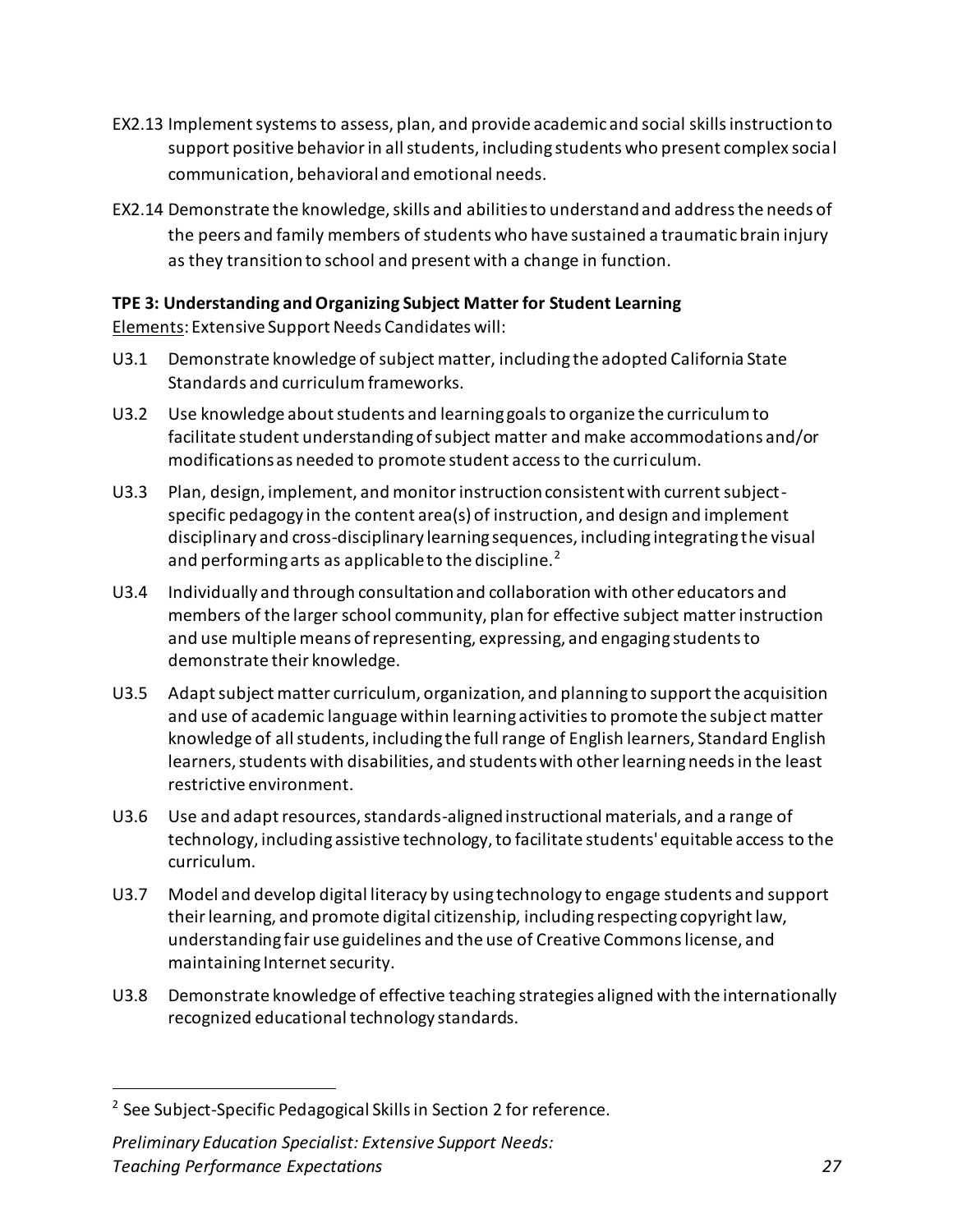EX2.13 Implement systems to assess, plan, and provide academic and social skills instruction to support positive behavior in all students, including students who present complex social communication, behavioral and emotional needs.

EX2.14 Demonstrate the knowledge, skills and abilities to understand and address the needs of the peers and family members of students who have sustained a traumatic brain injury as they transition to school and present with a change in function.

**TPE 3: Understanding and Organizing Subject Matter for Student Learning**

Elements: Extensive Support Needs Candidates will:

U3.1 Demonstrate knowledge of subject matter, including the adopted California State Standards and curriculum frameworks.

U3.2 Use knowledge about students and learning goals to organize the curriculum to facilitate student understanding of subject matter and make accommodations and/or modifications as needed to promote student access to the curriculum.

U3.3 Plan, design, implement, and monitor instruction consistent with current subject-specific pedagogy in the content area(s) of instruction, and design and implement disciplinary and cross-disciplinary learning sequences, including integrating the visual and performing arts as applicable to the discipline.[2]

U3.4 Individually and through consultation and collaboration with other educators and members of the larger school community, plan for effective subject matter instruction and use multiple means of representing, expressing, and engaging students to demonstrate their knowledge.

U3.5 Adapt subject matter curriculum, organization, and planning to support the acquisition and use of academic language within learning activities to promote the subject matter knowledge of all students, including the full range of English learners, Standard English learners, students with disabilities, and students with other learning needs in the least restrictive environment.

U3.6 Use and adapt resources, standards-aligned instructional materials, and a range of technology, including assistive technology, to facilitate students' equitable access to the curriculum.

U3.7 Model and develop digital literacy by using technology to engage students and support their learning, and promote digital citizenship, including respecting copyright law, understanding fair use guidelines and the use of Creative Commons license, and maintaining Internet security.

U3.8 Demonstrate knowledge of effective teaching strategies aligned with the internationally recognized educational technology standards.

[2] See Subject-Specific Pedagogical Skills in Section 2 for reference.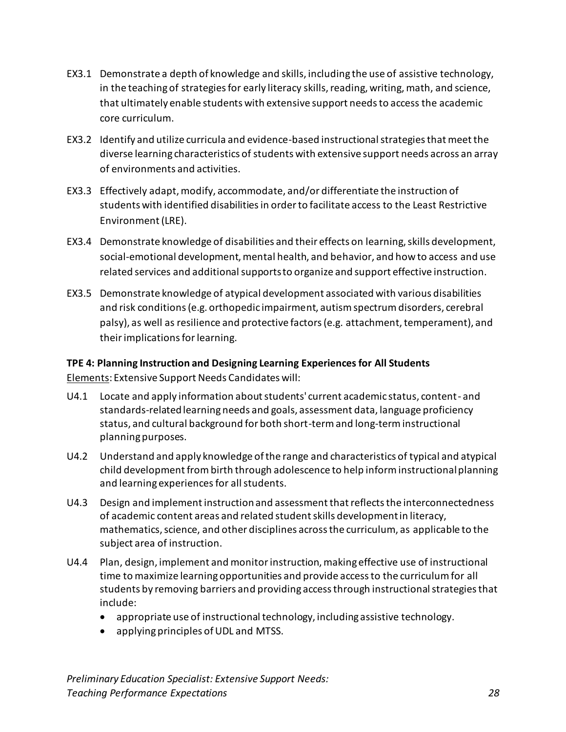EX3.1 Demonstrate a depth of knowledge and skills, including the use of assistive technology, in the teaching of strategies for early literacy skills, reading, writing, math, and science, that ultimately enable students with extensive support needs to access the academic core curriculum.

EX3.2 Identify and utilize curricula and evidence-based instructional strategies that meet the diverse learning characteristics of students with extensive support needs across an array of environments and activities.

EX3.3 Effectively adapt, modify, accommodate, and/or differentiate the instruction of students with identified disabilities in order to facilitate access to the Least Restrictive Environment (LRE).

EX3.4 Demonstrate knowledge of disabilities and their effects on learning, skills development, social-emotional development, mental health, and behavior, and how to access and use related services and additional supports to organize and support effective instruction.

EX3.5 Demonstrate knowledge of atypical development associated with various disabilities and risk conditions (e.g. orthopedic impairment, autism spectrum disorders, cerebral palsy), as well as resilience and protective factors (e.g. attachment, temperament), and their implications for learning.

**TPE 4: Planning Instruction and Designing Learning Experiences for All Students**

Elements: Extensive Support Needs Candidates will:

U4.1 Locate and apply information about students' current academic status, content- and standards-related learning needs and goals, assessment data, language proficiency status, and cultural background for both short-term and long-term instructional planning purposes.

U4.2 Understand and apply knowledge of the range and characteristics of typical and atypical child development from birth through adolescence to help inform instructional planning and learning experiences for all students.

U4.3 Design and implement instruction and assessment that reflects the interconnectedness of academic content areas and related student skills development in literacy, mathematics, science, and other disciplines across the curriculum, as applicable to the subject area of instruction.

U4.4 Plan, design, implement and monitor instruction, making effective use of instructional time to maximize learning opportunities and provide access to the curriculum for all students by removing barriers and providing access through instructional strategies that include:

- appropriate use of instructional technology, including assistive technology.
- applying principles of UDL and MTSS.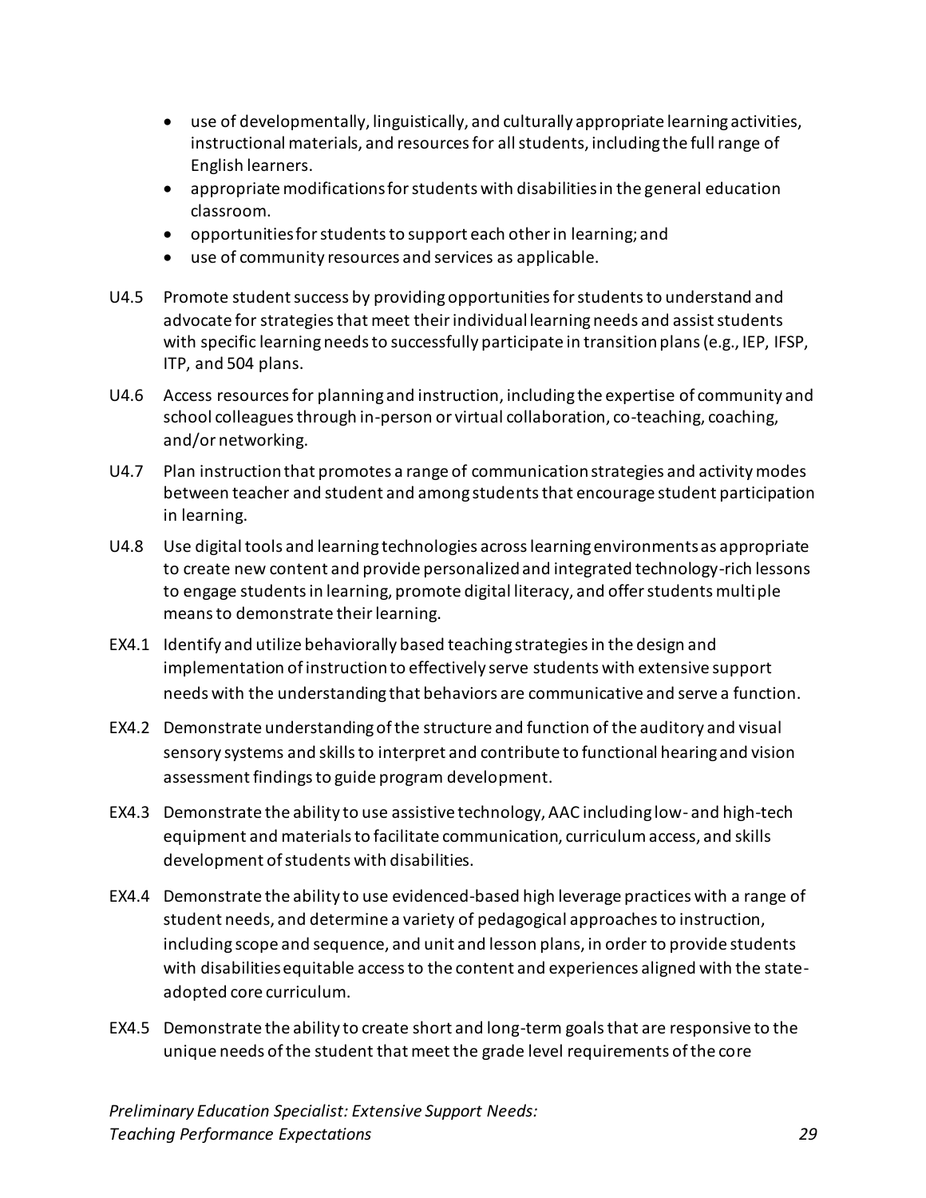- use of developmentally, linguistically, and culturally appropriate learning activities, instructional materials, and resources for all students, including the full range of English learners.
- appropriate modifications for students with disabilities in the general education classroom.
- opportunities for students to support each other in learning; and
- use of community resources and services as applicable.

U4.5 Promote student success by providing opportunities for students to understand and advocate for strategies that meet their individual learning needs and assist students with specific learning needs to successfully participate in transition plans (e.g., IEP, IFSP, ITP, and 504 plans.

U4.6 Access resources for planning and instruction, including the expertise of community and school colleagues through in-person or virtual collaboration, co-teaching, coaching, and/or networking.

U4.7 Plan instruction that promotes a range of communication strategies and activity modes between teacher and student and among students that encourage student participation in learning.

U4.8 Use digital tools and learning technologies across learning environments as appropriate to create new content and provide personalized and integrated technology-rich lessons to engage students in learning, promote digital literacy, and offer students multiple means to demonstrate their learning.

EX4.1 Identify and utilize behaviorally based teaching strategies in the design and implementation of instruction to effectively serve students with extensive support needs with the understanding that behaviors are communicative and serve a function.

EX4.2 Demonstrate understanding of the structure and function of the auditory and visual sensory systems and skills to interpret and contribute to functional hearing and vision assessment findings to guide program development.

EX4.3 Demonstrate the ability to use assistive technology, AAC including low- and high-tech equipment and materials to facilitate communication, curriculum access, and skills development of students with disabilities.

EX4.4 Demonstrate the ability to use evidenced-based high leverage practices with a range of student needs, and determine a variety of pedagogical approaches to instruction, including scope and sequence, and unit and lesson plans, in order to provide students with disabilities equitable access to the content and experiences aligned with the state-adopted core curriculum.

EX4.5 Demonstrate the ability to create short and long-term goals that are responsive to the unique needs of the student that meet the grade level requirements of the core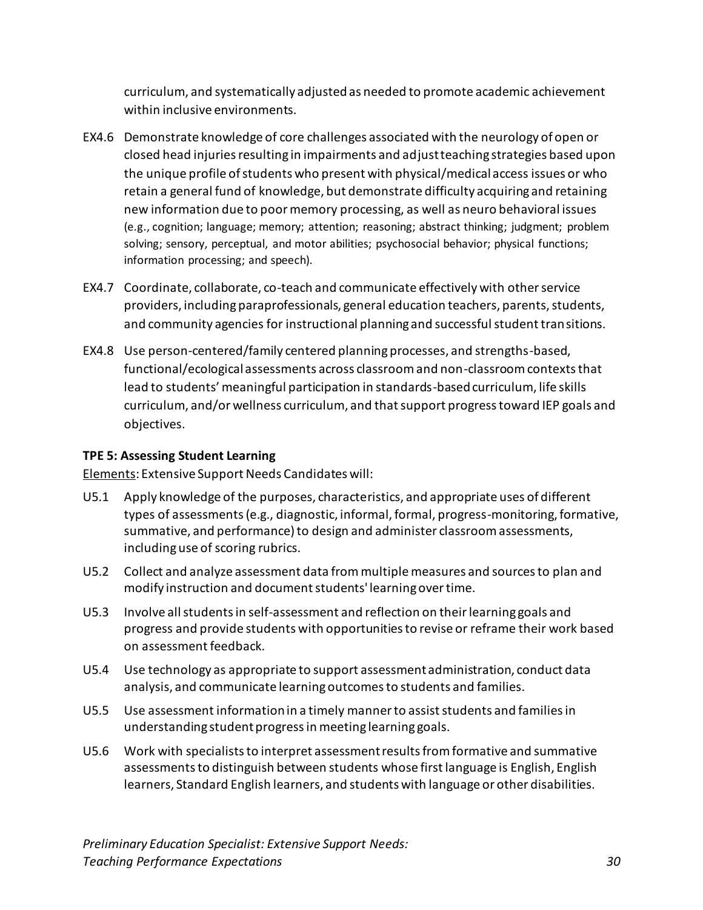curriculum, and systematically adjusted as needed to promote academic achievement within inclusive environments.

EX4.6 Demonstrate knowledge of core challenges associated with the neurology of open or closed head injuries resulting in impairments and adjust teaching strategies based upon the unique profile of students who present with physical/medical access issues or who retain a general fund of knowledge, but demonstrate difficulty acquiring and retaining new information due to poor memory processing, as well as neuro behavioral issues (e.g., cognition; language; memory; attention; reasoning; abstract thinking; judgment; problem solving; sensory, perceptual, and motor abilities; psychosocial behavior; physical functions; information processing; and speech).

EX4.7 Coordinate, collaborate, co-teach and communicate effectively with other service providers, including paraprofessionals, general education teachers, parents, students, and community agencies for instructional planning and successful student transitions.

EX4.8 Use person-centered/family centered planning processes, and strengths-based, functional/ecological assessments across classroom and non-classroom contexts that lead to students' meaningful participation in standards-based curriculum, life skills curriculum, and/or wellness curriculum, and that support progress toward IEP goals and objectives.

**TPE 5: Assessing Student Learning**

Elements: Extensive Support Needs Candidates will:

U5.1 Apply knowledge of the purposes, characteristics, and appropriate uses of different types of assessments (e.g., diagnostic, informal, formal, progress-monitoring, formative, summative, and performance) to design and administer classroom assessments, including use of scoring rubrics.

U5.2 Collect and analyze assessment data from multiple measures and sources to plan and modify instruction and document students' learning over time.

U5.3 Involve all students in self-assessment and reflection on their learning goals and progress and provide students with opportunities to revise or reframe their work based on assessment feedback.

U5.4 Use technology as appropriate to support assessment administration, conduct data analysis, and communicate learning outcomes to students and families.

U5.5 Use assessment information in a timely manner to assist students and families in understanding student progress in meeting learning goals.

U5.6 Work with specialists to interpret assessment results from formative and summative assessments to distinguish between students whose first language is English, English learners, Standard English learners, and students with language or other disabilities.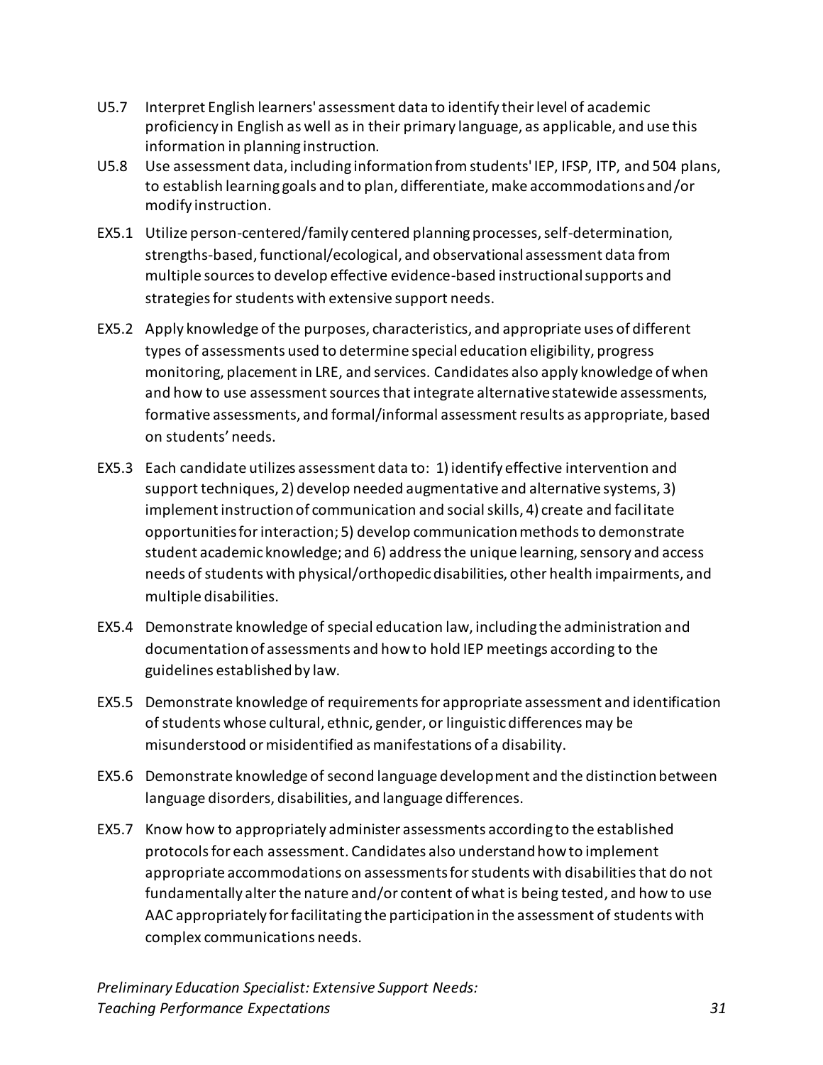U5.7 Interpret English learners' assessment data to identify their level of academic proficiency in English as well as in their primary language, as applicable, and use this information in planning instruction.

U5.8 Use assessment data, including information from students' IEP, IFSP, ITP, and 504 plans, to establish learning goals and to plan, differentiate, make accommodations and/or modify instruction.

EX5.1 Utilize person-centered/family centered planning processes, self-determination, strengths-based, functional/ecological, and observational assessment data from multiple sources to develop effective evidence-based instructional supports and strategies for students with extensive support needs.

EX5.2 Apply knowledge of the purposes, characteristics, and appropriate uses of different types of assessments used to determine special education eligibility, progress monitoring, placement in LRE, and services. Candidates also apply knowledge of when and how to use assessment sources that integrate alternative statewide assessments, formative assessments, and formal/informal assessment results as appropriate, based on students' needs.

EX5.3 Each candidate utilizes assessment data to: 1) identify effective intervention and support techniques, 2) develop needed augmentative and alternative systems, 3) implement instruction of communication and social skills, 4) create and facilitate opportunities for interaction; 5) develop communication methods to demonstrate student academic knowledge; and 6) address the unique learning, sensory and access needs of students with physical/orthopedic disabilities, other health impairments, and multiple disabilities.

EX5.4 Demonstrate knowledge of special education law, including the administration and documentation of assessments and how to hold IEP meetings according to the guidelines established by law.

EX5.5 Demonstrate knowledge of requirements for appropriate assessment and identification of students whose cultural, ethnic, gender, or linguistic differences may be misunderstood or misidentified as manifestations of a disability.

EX5.6 Demonstrate knowledge of second language development and the distinction between language disorders, disabilities, and language differences.

EX5.7 Know how to appropriately administer assessments according to the established protocols for each assessment. Candidates also understand how to implement appropriate accommodations on assessments for students with disabilities that do not fundamentally alter the nature and/or content of what is being tested, and how to use AAC appropriately for facilitating the participation in the assessment of students with complex communications needs.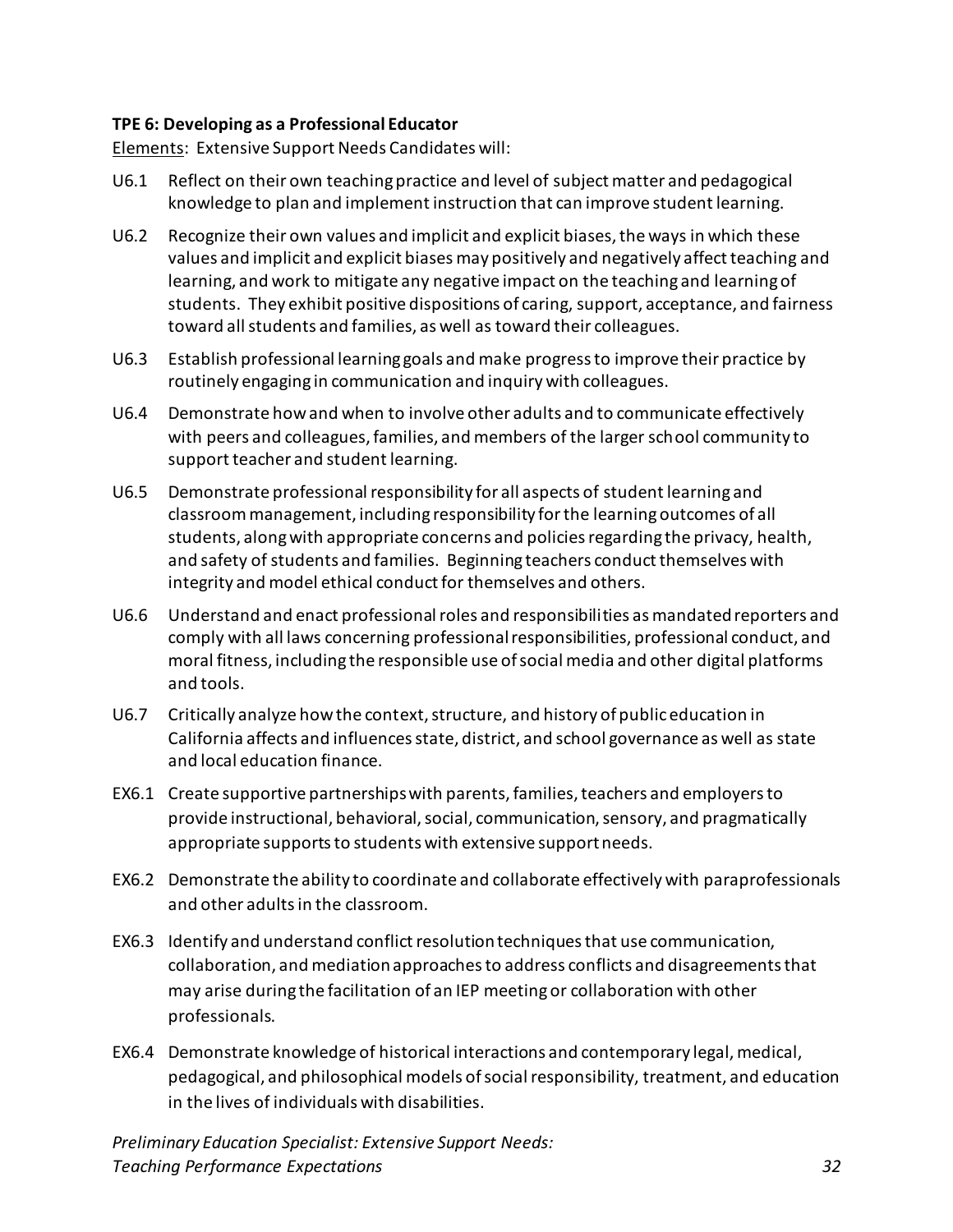**TPE 6: Developing as a Professional Educator**

Elements: Extensive Support Needs Candidates will:

U6.1 Reflect on their own teaching practice and level of subject matter and pedagogical knowledge to plan and implement instruction that can improve student learning.

U6.2 Recognize their own values and implicit and explicit biases, the ways in which these values and implicit and explicit biases may positively and negatively affect teaching and learning, and work to mitigate any negative impact on the teaching and learning of students. They exhibit positive dispositions of caring, support, acceptance, and fairness toward all students and families, as well as toward their colleagues.

U6.3 Establish professional learning goals and make progress to improve their practice by routinely engaging in communication and inquiry with colleagues.

U6.4 Demonstrate how and when to involve other adults and to communicate effectively with peers and colleagues, families, and members of the larger school community to support teacher and student learning.

U6.5 Demonstrate professional responsibility for all aspects of student learning and classroom management, including responsibility for the learning outcomes of all students, along with appropriate concerns and policies regarding the privacy, health, and safety of students and families. Beginning teachers conduct themselves with integrity and model ethical conduct for themselves and others.

U6.6 Understand and enact professional roles and responsibilities as mandated reporters and comply with all laws concerning professional responsibilities, professional conduct, and moral fitness, including the responsible use of social media and other digital platforms and tools.

U6.7 Critically analyze how the context, structure, and history of public education in California affects and influences state, district, and school governance as well as state and local education finance.

EX6.1 Create supportive partnerships with parents, families, teachers and employers to provide instructional, behavioral, social, communication, sensory, and pragmatically appropriate supports to students with extensive support needs.

EX6.2 Demonstrate the ability to coordinate and collaborate effectively with paraprofessionals and other adults in the classroom.

EX6.3 Identify and understand conflict resolution techniques that use communication, collaboration, and mediation approaches to address conflicts and disagreements that may arise during the facilitation of an IEP meeting or collaboration with other professionals.

EX6.4 Demonstrate knowledge of historical interactions and contemporary legal, medical, pedagogical, and philosophical models of social responsibility, treatment, and education in the lives of individuals with disabilities.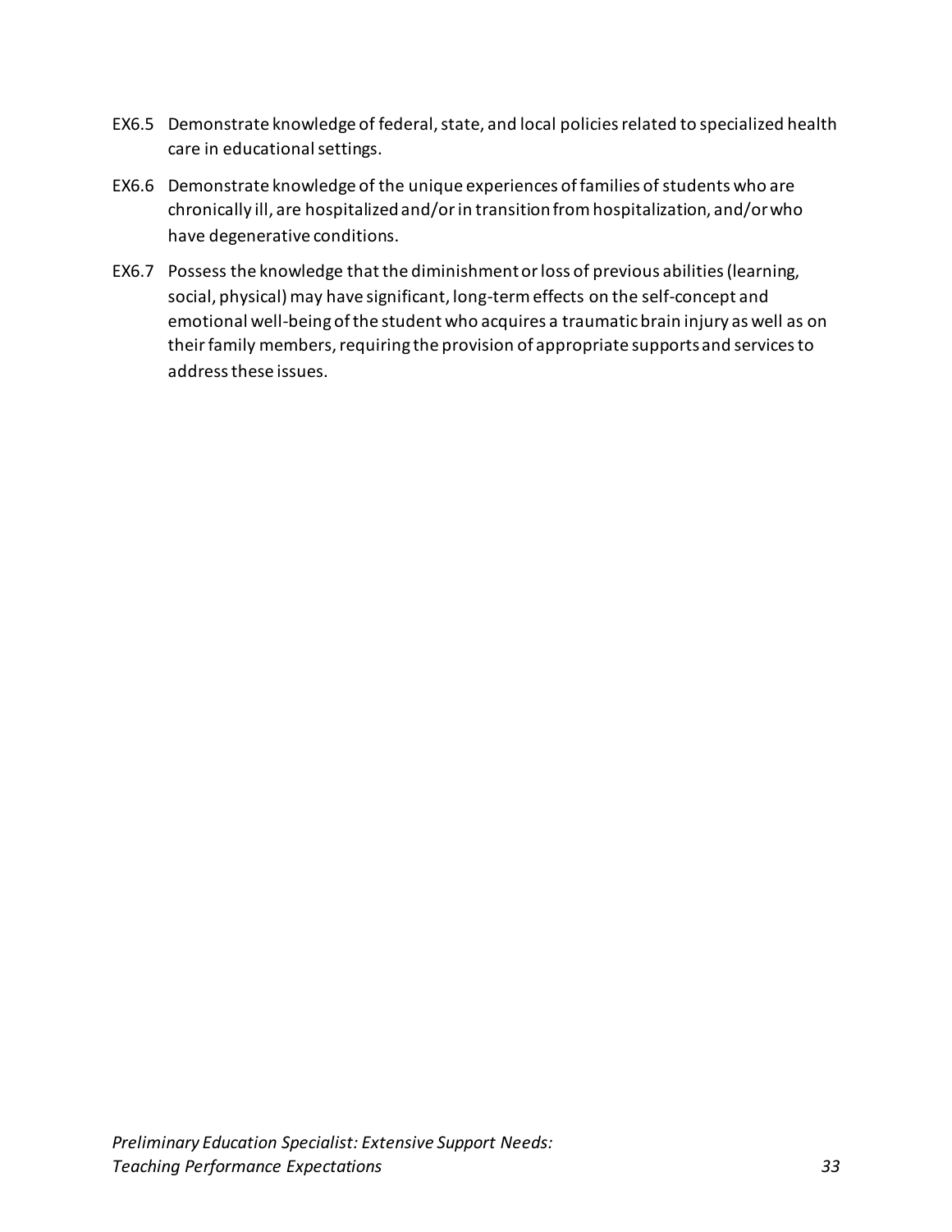EX6.5 Demonstrate knowledge of federal, state, and local policies related to specialized health care in educational settings.

EX6.6 Demonstrate knowledge of the unique experiences of families of students who are chronically ill, are hospitalized and/or in transition from hospitalization, and/or who have degenerative conditions.

EX6.7 Possess the knowledge that the diminishment or loss of previous abilities (learning, social, physical) may have significant, long-term effects on the self-concept and emotional well-being of the student who acquires a traumatic brain injury as well as on their family members, requiring the provision of appropriate supports and services to address these issues.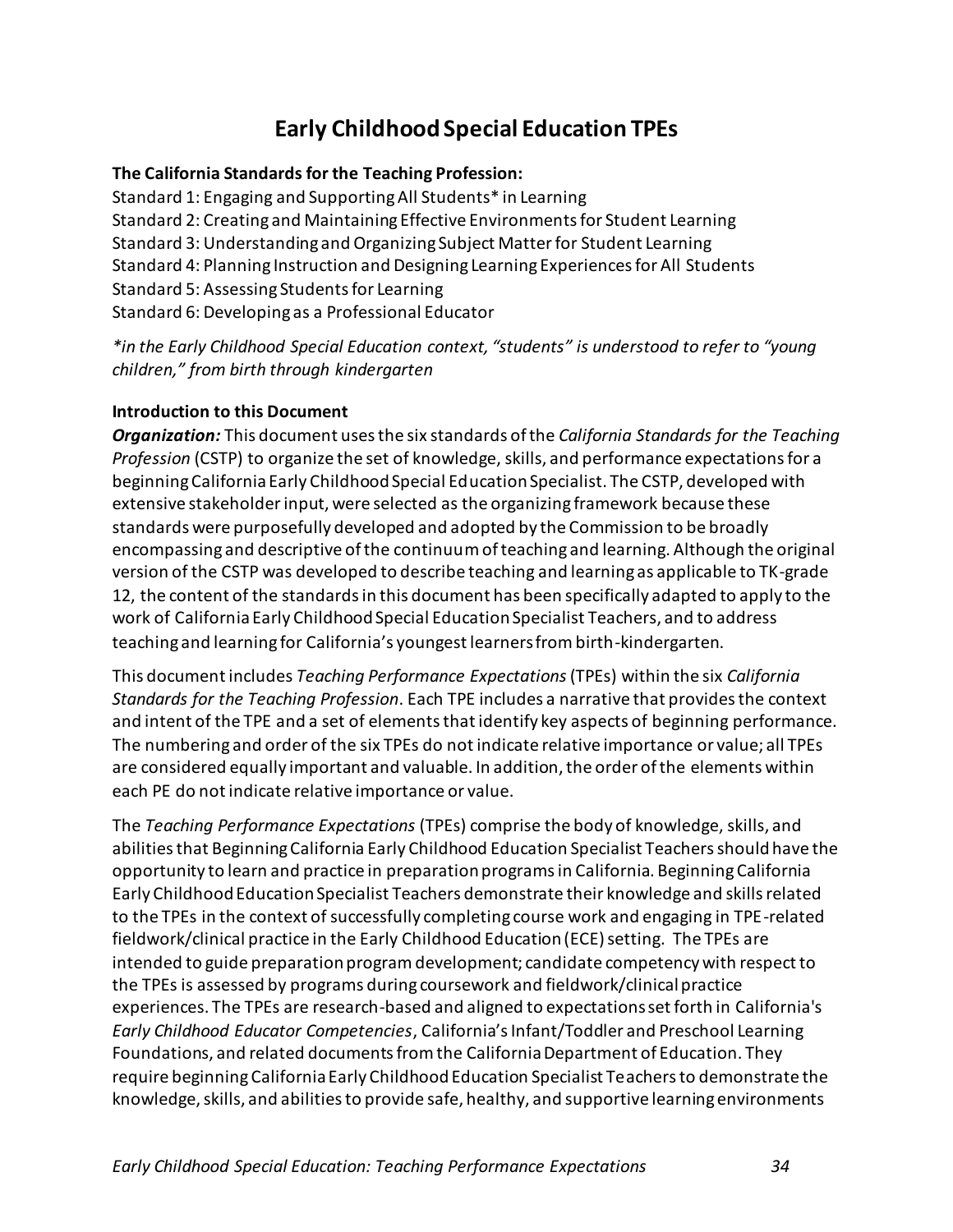# Early Childhood Special Education TPEs

**The California Standards for the Teaching Profession:**

Standard 1: Engaging and Supporting All Students* in Learning
Standard 2: Creating and Maintaining Effective Environments for Student Learning
Standard 3: Understanding and Organizing Subject Matter for Student Learning
Standard 4: Planning Instruction and Designing Learning Experiences for All Students
Standard 5: Assessing Students for Learning
Standard 6: Developing as a Professional Educator

*\*in the Early Childhood Special Education context, "students" is understood to refer to "young children," from birth through kindergarten*

**Introduction to this Document**

***Organization:*** This document uses the six standards of the *California Standards for the Teaching Profession* (CSTP) to organize the set of knowledge, skills, and performance expectations for a beginning California Early Childhood Special Education Specialist. The CSTP, developed with extensive stakeholder input, were selected as the organizing framework because these standards were purposefully developed and adopted by the Commission to be broadly encompassing and descriptive of the continuum of teaching and learning. Although the original version of the CSTP was developed to describe teaching and learning as applicable to TK-grade 12, the content of the standards in this document has been specifically adapted to apply to the work of California Early Childhood Special Education Specialist Teachers, and to address teaching and learning for California's youngest learners from birth-kindergarten.

This document includes *Teaching Performance Expectations* (TPEs) within the six *California Standards for the Teaching Profession*. Each TPE includes a narrative that provides the context and intent of the TPE and a set of elements that identify key aspects of beginning performance. The numbering and order of the six TPEs do not indicate relative importance or value; all TPEs are considered equally important and valuable. In addition, the order of the elements within each PE do not indicate relative importance or value.

The *Teaching Performance Expectations* (TPEs) comprise the body of knowledge, skills, and abilities that Beginning California Early Childhood Education Specialist Teachers should have the opportunity to learn and practice in preparation programs in California. Beginning California Early Childhood Education Specialist Teachers demonstrate their knowledge and skills related to the TPEs in the context of successfully completing course work and engaging in TPE-related fieldwork/clinical practice in the Early Childhood Education (ECE) setting. The TPEs are intended to guide preparation program development; candidate competency with respect to the TPEs is assessed by programs during coursework and fieldwork/clinical practice experiences. The TPEs are research-based and aligned to expectations set forth in California's *Early Childhood Educator Competencies*, California's Infant/Toddler and Preschool Learning Foundations, and related documents from the California Department of Education. They require beginning California Early Childhood Education Specialist Teachers to demonstrate the knowledge, skills, and abilities to provide safe, healthy, and supportive learning environments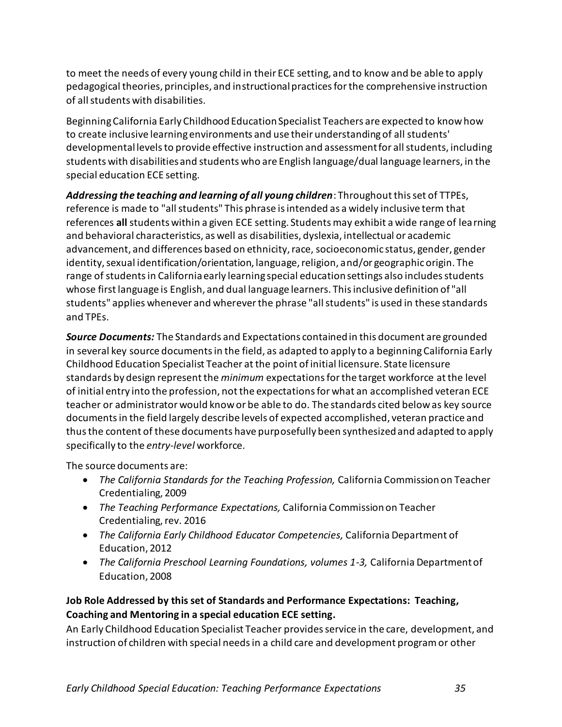to meet the needs of every young child in their ECE setting, and to know and be able to apply pedagogical theories, principles, and instructional practices for the comprehensive instruction of all students with disabilities.

Beginning California Early Childhood Education Specialist Teachers are expected to know how to create inclusive learning environments and use their understanding of all students' developmental levels to provide effective instruction and assessment for all students, including students with disabilities and students who are English language/dual language learners, in the special education ECE setting.

***Addressing the teaching and learning of all young children***: Throughout this set of TTPEs, reference is made to "all students" This phrase is intended as a widely inclusive term that references **all** students within a given ECE setting. Students may exhibit a wide range of learning and behavioral characteristics, as well as disabilities, dyslexia, intellectual or academic advancement, and differences based on ethnicity, race, socioeconomic status, gender, gender identity, sexual identification/orientation, language, religion, and/or geographic origin. The range of students in California early learning special education settings also includes students whose first language is English, and dual language learners. This inclusive definition of "all students" applies whenever and wherever the phrase "all students" is used in these standards and TPEs.

***Source Documents:*** The Standards and Expectations contained in this document are grounded in several key source documents in the field, as adapted to apply to a beginning California Early Childhood Education Specialist Teacher at the point of initial licensure. State licensure standards by design represent the *minimum* expectations for the target workforce at the level of initial entry into the profession, not the expectations for what an accomplished veteran ECE teacher or administrator would know or be able to do. The standards cited below as key source documents in the field largely describe levels of expected accomplished, veteran practice and thus the content of these documents have purposefully been synthesized and adapted to apply specifically to the *entry-level* workforce.

The source documents are:

- *The California Standards for the Teaching Profession,* California Commission on Teacher Credentialing, 2009
- *The Teaching Performance Expectations,* California Commission on Teacher Credentialing, rev. 2016
- *The California Early Childhood Educator Competencies,* California Department of Education, 2012
- *The California Preschool Learning Foundations, volumes 1-3,* California Department of Education, 2008

**Job Role Addressed by this set of Standards and Performance Expectations: Teaching, Coaching and Mentoring in a special education ECE setting.**

An Early Childhood Education Specialist Teacher provides service in the care, development, and instruction of children with special needs in a child care and development program or other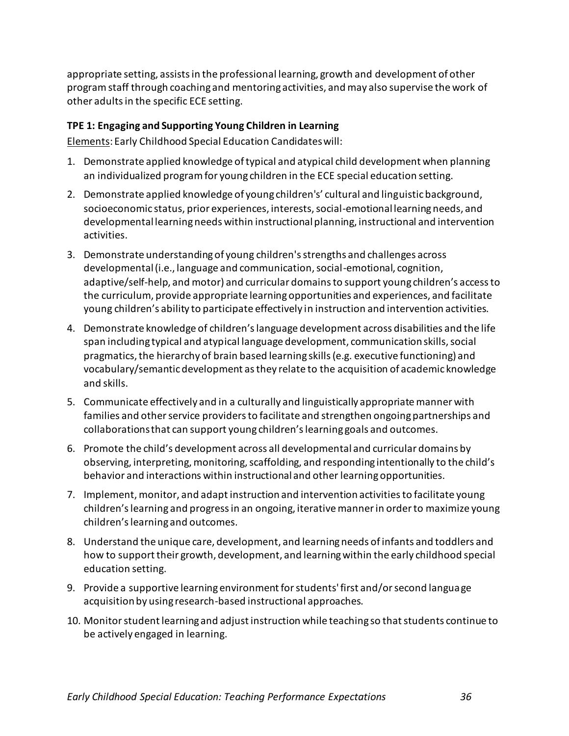appropriate setting, assists in the professional learning, growth and development of other program staff through coaching and mentoring activities, and may also supervise the work of other adults in the specific ECE setting.

**TPE 1: Engaging and Supporting Young Children in Learning**

Elements: Early Childhood Special Education Candidates will:

1. Demonstrate applied knowledge of typical and atypical child development when planning an individualized program for young children in the ECE special education setting.
2. Demonstrate applied knowledge of young children's' cultural and linguistic background, socioeconomic status, prior experiences, interests, social-emotional learning needs, and developmental learning needs within instructional planning, instructional and intervention activities.
3. Demonstrate understanding of young children's strengths and challenges across developmental (i.e., language and communication, social-emotional, cognition, adaptive/self-help, and motor) and curricular domains to support young children's access to the curriculum, provide appropriate learning opportunities and experiences, and facilitate young children's ability to participate effectively in instruction and intervention activities.
4. Demonstrate knowledge of children's language development across disabilities and the life span including typical and atypical language development, communication skills, social pragmatics, the hierarchy of brain based learning skills (e.g. executive functioning) and vocabulary/semantic development as they relate to the acquisition of academic knowledge and skills.
5. Communicate effectively and in a culturally and linguistically appropriate manner with families and other service providers to facilitate and strengthen ongoing partnerships and collaborations that can support young children's learning goals and outcomes.
6. Promote the child's development across all developmental and curricular domains by observing, interpreting, monitoring, scaffolding, and responding intentionally to the child's behavior and interactions within instructional and other learning opportunities.
7. Implement, monitor, and adapt instruction and intervention activities to facilitate young children's learning and progress in an ongoing, iterative manner in order to maximize young children's learning and outcomes.
8. Understand the unique care, development, and learning needs of infants and toddlers and how to support their growth, development, and learning within the early childhood special education setting.
9. Provide a supportive learning environment for students' first and/or second language acquisition by using research-based instructional approaches.
10. Monitor student learning and adjust instruction while teaching so that students continue to be actively engaged in learning.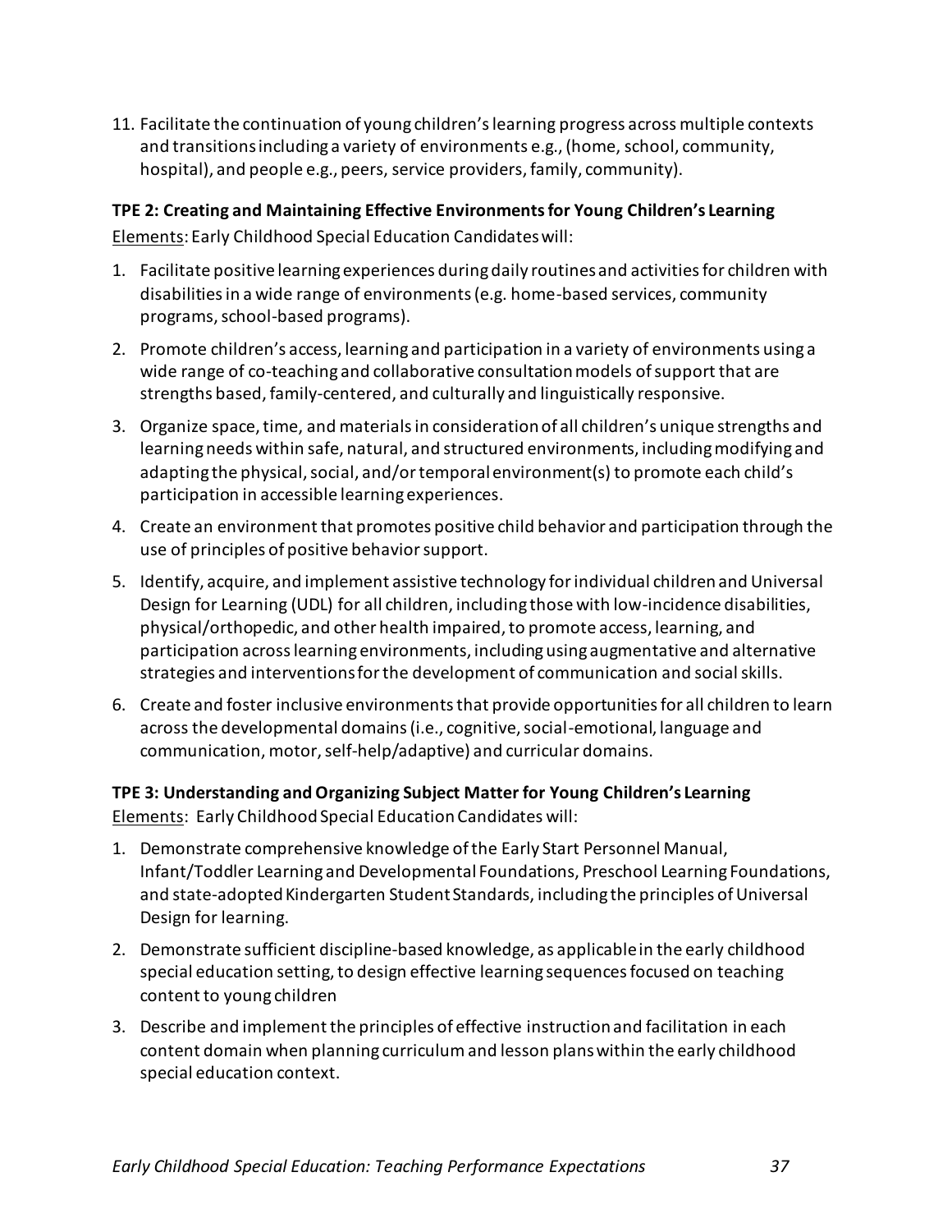11. Facilitate the continuation of young children's learning progress across multiple contexts and transitions including a variety of environments e.g., (home, school, community, hospital), and people e.g., peers, service providers, family, community).

**TPE 2: Creating and Maintaining Effective Environments for Young Children's Learning**

Elements: Early Childhood Special Education Candidates will:

1. Facilitate positive learning experiences during daily routines and activities for children with disabilities in a wide range of environments (e.g. home-based services, community programs, school-based programs).
2. Promote children's access, learning and participation in a variety of environments using a wide range of co-teaching and collaborative consultation models of support that are strengths based, family-centered, and culturally and linguistically responsive.
3. Organize space, time, and materials in consideration of all children's unique strengths and learning needs within safe, natural, and structured environments, including modifying and adapting the physical, social, and/or temporal environment(s) to promote each child's participation in accessible learning experiences.
4. Create an environment that promotes positive child behavior and participation through the use of principles of positive behavior support.
5. Identify, acquire, and implement assistive technology for individual children and Universal Design for Learning (UDL) for all children, including those with low-incidence disabilities, physical/orthopedic, and other health impaired, to promote access, learning, and participation across learning environments, including using augmentative and alternative strategies and interventions for the development of communication and social skills.
6. Create and foster inclusive environments that provide opportunities for all children to learn across the developmental domains (i.e., cognitive, social-emotional, language and communication, motor, self-help/adaptive) and curricular domains.

**TPE 3: Understanding and Organizing Subject Matter for Young Children's Learning**

Elements: Early Childhood Special Education Candidates will:

1. Demonstrate comprehensive knowledge of the Early Start Personnel Manual, Infant/Toddler Learning and Developmental Foundations, Preschool Learning Foundations, and state-adopted Kindergarten Student Standards, including the principles of Universal Design for learning.
2. Demonstrate sufficient discipline-based knowledge, as applicable in the early childhood special education setting, to design effective learning sequences focused on teaching content to young children
3. Describe and implement the principles of effective instruction and facilitation in each content domain when planning curriculum and lesson plans within the early childhood special education context.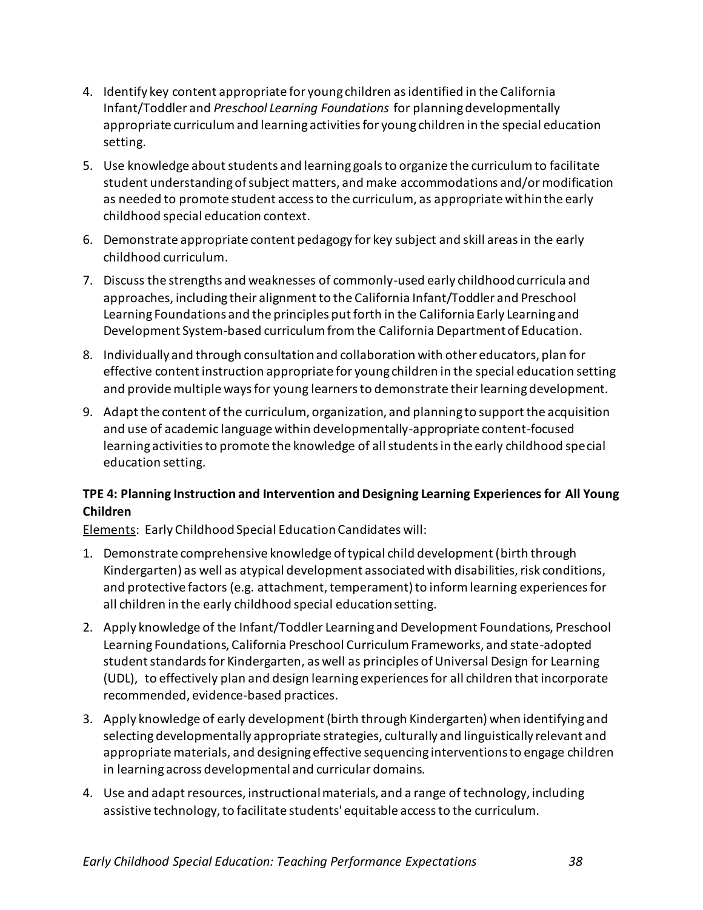4. Identify key content appropriate for young children as identified in the California Infant/Toddler and *Preschool Learning Foundations* for planning developmentally appropriate curriculum and learning activities for young children in the special education setting.
5. Use knowledge about students and learning goals to organize the curriculum to facilitate student understanding of subject matters, and make accommodations and/or modification as needed to promote student access to the curriculum, as appropriate within the early childhood special education context.
6. Demonstrate appropriate content pedagogy for key subject and skill areas in the early childhood curriculum.
7. Discuss the strengths and weaknesses of commonly-used early childhood curricula and approaches, including their alignment to the California Infant/Toddler and Preschool Learning Foundations and the principles put forth in the California Early Learning and Development System-based curriculum from the California Department of Education.
8. Individually and through consultation and collaboration with other educators, plan for effective content instruction appropriate for young children in the special education setting and provide multiple ways for young learners to demonstrate their learning development.
9. Adapt the content of the curriculum, organization, and planning to support the acquisition and use of academic language within developmentally-appropriate content-focused learning activities to promote the knowledge of all students in the early childhood special education setting.

**TPE 4: Planning Instruction and Intervention and Designing Learning Experiences for All Young Children**

Elements: Early Childhood Special Education Candidates will:

1. Demonstrate comprehensive knowledge of typical child development (birth through Kindergarten) as well as atypical development associated with disabilities, risk conditions, and protective factors (e.g. attachment, temperament) to inform learning experiences for all children in the early childhood special education setting.
2. Apply knowledge of the Infant/Toddler Learning and Development Foundations, Preschool Learning Foundations, California Preschool Curriculum Frameworks, and state-adopted student standards for Kindergarten, as well as principles of Universal Design for Learning (UDL), to effectively plan and design learning experiences for all children that incorporate recommended, evidence-based practices.
3. Apply knowledge of early development (birth through Kindergarten) when identifying and selecting developmentally appropriate strategies, culturally and linguistically relevant and appropriate materials, and designing effective sequencing interventions to engage children in learning across developmental and curricular domains.
4. Use and adapt resources, instructional materials, and a range of technology, including assistive technology, to facilitate students' equitable access to the curriculum.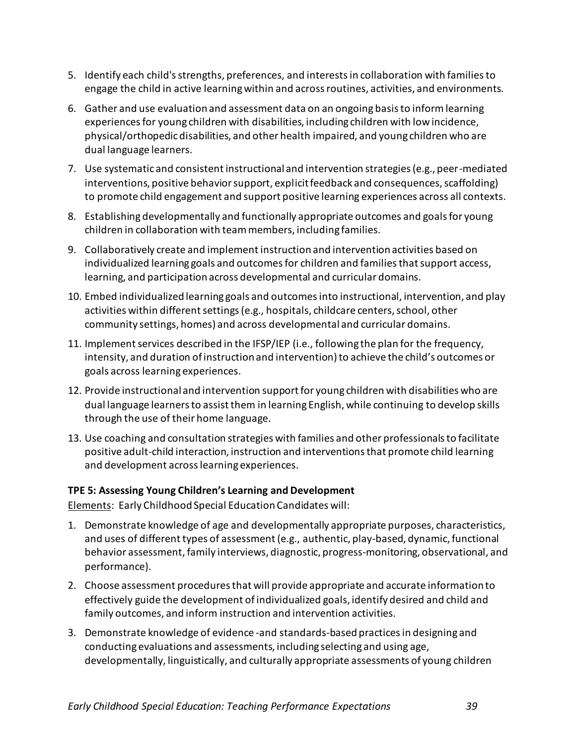5. Identify each child's strengths, preferences, and interests in collaboration with families to engage the child in active learning within and across routines, activities, and environments.
6. Gather and use evaluation and assessment data on an ongoing basis to inform learning experiences for young children with disabilities, including children with low incidence, physical/orthopedic disabilities, and other health impaired, and young children who are dual language learners.
7. Use systematic and consistent instructional and intervention strategies (e.g., peer-mediated interventions, positive behavior support, explicit feedback and consequences, scaffolding) to promote child engagement and support positive learning experiences across all contexts.
8. Establishing developmentally and functionally appropriate outcomes and goals for young children in collaboration with team members, including families.
9. Collaboratively create and implement instruction and intervention activities based on individualized learning goals and outcomes for children and families that support access, learning, and participation across developmental and curricular domains.
10. Embed individualized learning goals and outcomes into instructional, intervention, and play activities within different settings (e.g., hospitals, childcare centers, school, other community settings, homes) and across developmental and curricular domains.
11. Implement services described in the IFSP/IEP (i.e., following the plan for the frequency, intensity, and duration of instruction and intervention) to achieve the child's outcomes or goals across learning experiences.
12. Provide instructional and intervention support for young children with disabilities who are dual language learners to assist them in learning English, while continuing to develop skills through the use of their home language.
13. Use coaching and consultation strategies with families and other professionals to facilitate positive adult-child interaction, instruction and interventions that promote child learning and development across learning experiences.

**TPE 5: Assessing Young Children's Learning and Development**

Elements: Early Childhood Special Education Candidates will:

1. Demonstrate knowledge of age and developmentally appropriate purposes, characteristics, and uses of different types of assessment (e.g., authentic, play-based, dynamic, functional behavior assessment, family interviews, diagnostic, progress-monitoring, observational, and performance).
2. Choose assessment procedures that will provide appropriate and accurate information to effectively guide the development of individualized goals, identify desired and child and family outcomes, and inform instruction and intervention activities.
3. Demonstrate knowledge of evidence -and standards-based practices in designing and conducting evaluations and assessments, including selecting and using age, developmentally, linguistically, and culturally appropriate assessments of young children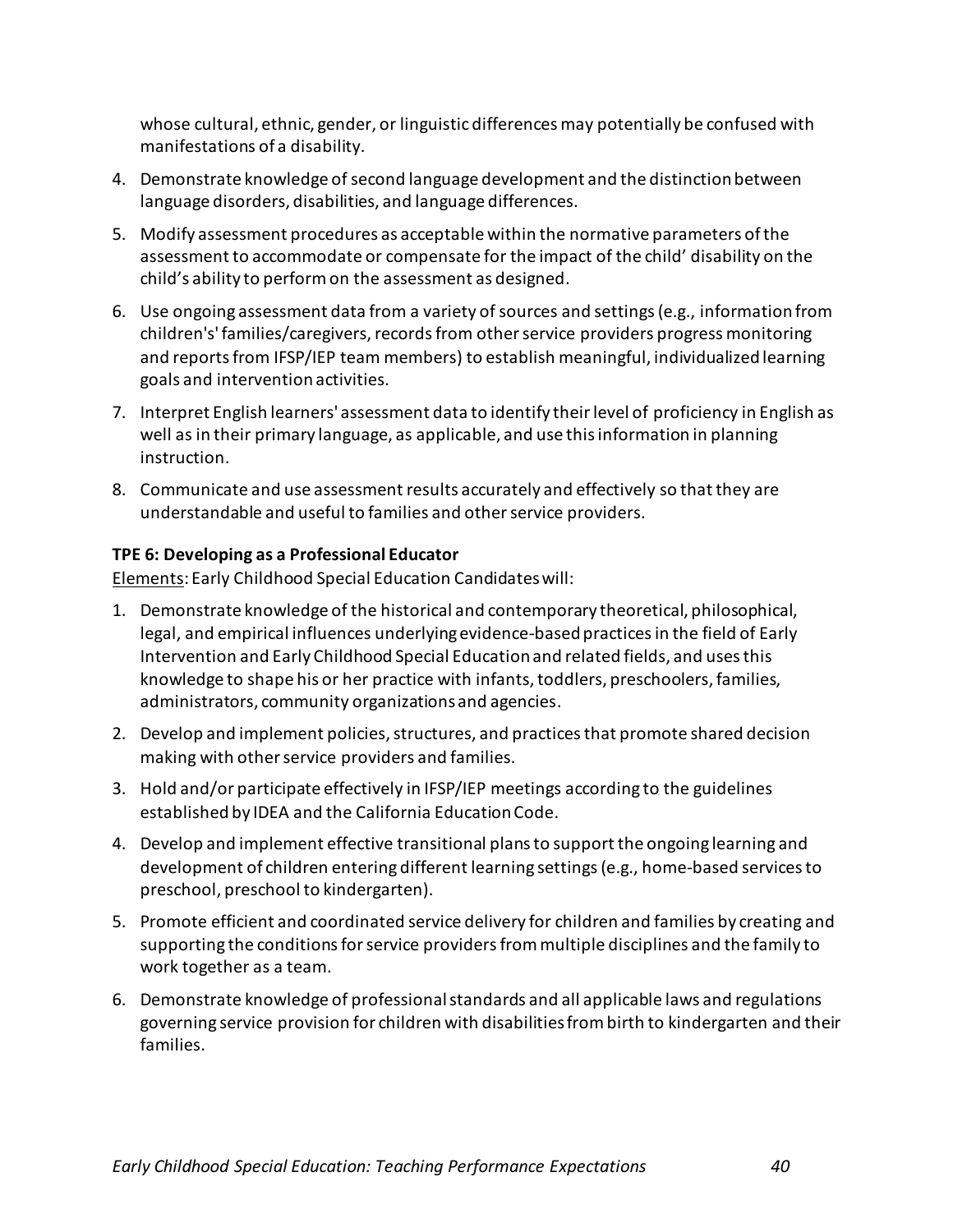whose cultural, ethnic, gender, or linguistic differences may potentially be confused with manifestations of a disability.

4. Demonstrate knowledge of second language development and the distinction between language disorders, disabilities, and language differences.
5. Modify assessment procedures as acceptable within the normative parameters of the assessment to accommodate or compensate for the impact of the child' disability on the child's ability to perform on the assessment as designed.
6. Use ongoing assessment data from a variety of sources and settings (e.g., information from children's' families/caregivers, records from other service providers progress monitoring and reports from IFSP/IEP team members) to establish meaningful, individualized learning goals and intervention activities.
7. Interpret English learners' assessment data to identify their level of proficiency in English as well as in their primary language, as applicable, and use this information in planning instruction.
8. Communicate and use assessment results accurately and effectively so that they are understandable and useful to families and other service providers.

**TPE 6: Developing as a Professional Educator**

Elements: Early Childhood Special Education Candidates will:

1. Demonstrate knowledge of the historical and contemporary theoretical, philosophical, legal, and empirical influences underlying evidence-based practices in the field of Early Intervention and Early Childhood Special Education and related fields, and uses this knowledge to shape his or her practice with infants, toddlers, preschoolers, families, administrators, community organizations and agencies.
2. Develop and implement policies, structures, and practices that promote shared decision making with other service providers and families.
3. Hold and/or participate effectively in IFSP/IEP meetings according to the guidelines established by IDEA and the California Education Code.
4. Develop and implement effective transitional plans to support the ongoing learning and development of children entering different learning settings (e.g., home-based services to preschool, preschool to kindergarten).
5. Promote efficient and coordinated service delivery for children and families by creating and supporting the conditions for service providers from multiple disciplines and the family to work together as a team.
6. Demonstrate knowledge of professional standards and all applicable laws and regulations governing service provision for children with disabilities from birth to kindergarten and their families.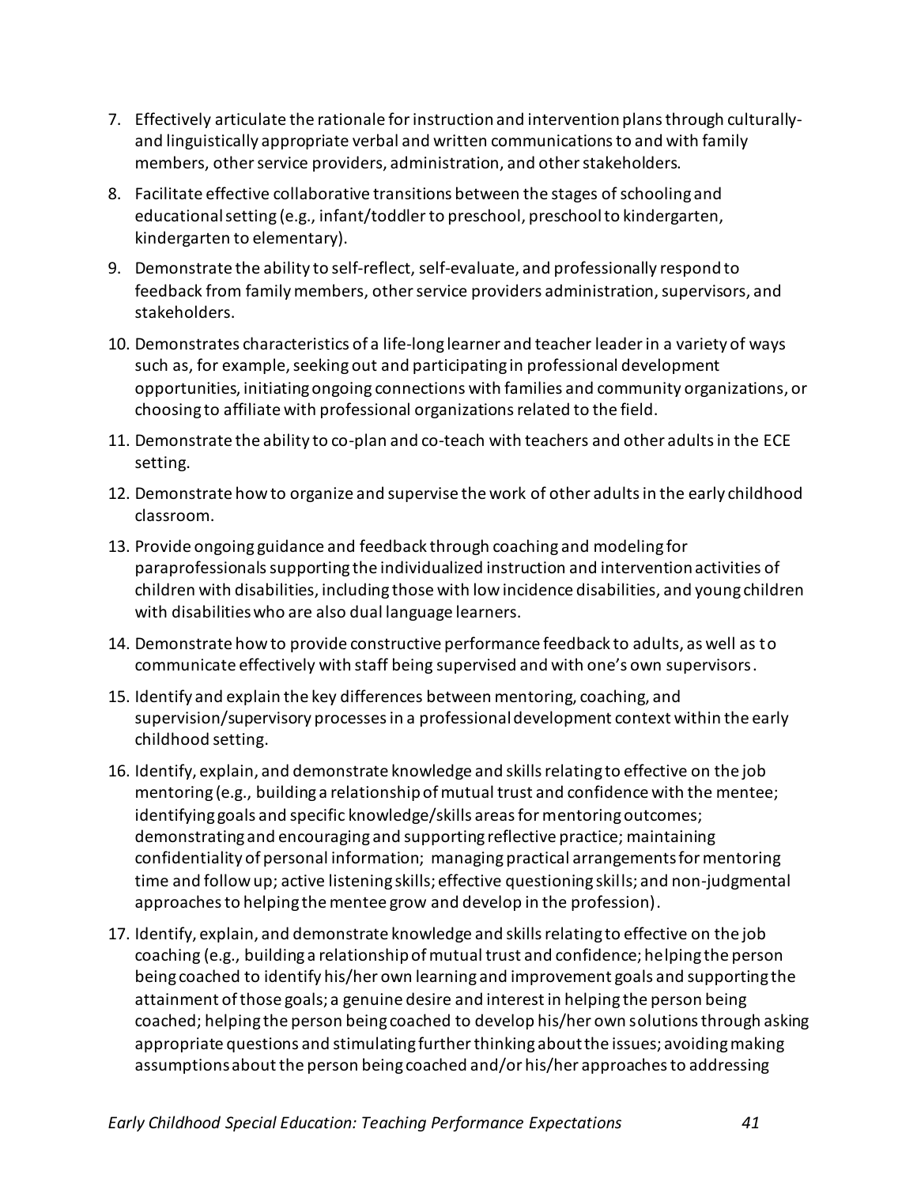7. Effectively articulate the rationale for instruction and intervention plans through culturally- and linguistically appropriate verbal and written communications to and with family members, other service providers, administration, and other stakeholders.
8. Facilitate effective collaborative transitions between the stages of schooling and educational setting (e.g., infant/toddler to preschool, preschool to kindergarten, kindergarten to elementary).
9. Demonstrate the ability to self-reflect, self-evaluate, and professionally respond to feedback from family members, other service providers administration, supervisors, and stakeholders.
10. Demonstrates characteristics of a life-long learner and teacher leader in a variety of ways such as, for example, seeking out and participating in professional development opportunities, initiating ongoing connections with families and community organizations, or choosing to affiliate with professional organizations related to the field.
11. Demonstrate the ability to co-plan and co-teach with teachers and other adults in the ECE setting.
12. Demonstrate how to organize and supervise the work of other adults in the early childhood classroom.
13. Provide ongoing guidance and feedback through coaching and modeling for paraprofessionals supporting the individualized instruction and intervention activities of children with disabilities, including those with low incidence disabilities, and young children with disabilities who are also dual language learners.
14. Demonstrate how to provide constructive performance feedback to adults, as well as to communicate effectively with staff being supervised and with one's own supervisors.
15. Identify and explain the key differences between mentoring, coaching, and supervision/supervisory processes in a professional development context within the early childhood setting.
16. Identify, explain, and demonstrate knowledge and skills relating to effective on the job mentoring (e.g., building a relationship of mutual trust and confidence with the mentee; identifying goals and specific knowledge/skills areas for mentoring outcomes; demonstrating and encouraging and supporting reflective practice; maintaining confidentiality of personal information; managing practical arrangements for mentoring time and follow up; active listening skills; effective questioning skills; and non-judgmental approaches to helping the mentee grow and develop in the profession).
17. Identify, explain, and demonstrate knowledge and skills relating to effective on the job coaching (e.g., building a relationship of mutual trust and confidence; helping the person being coached to identify his/her own learning and improvement goals and supporting the attainment of those goals; a genuine desire and interest in helping the person being coached; helping the person being coached to develop his/her own solutions through asking appropriate questions and stimulating further thinking about the issues; avoiding making assumptions about the person being coached and/or his/her approaches to addressing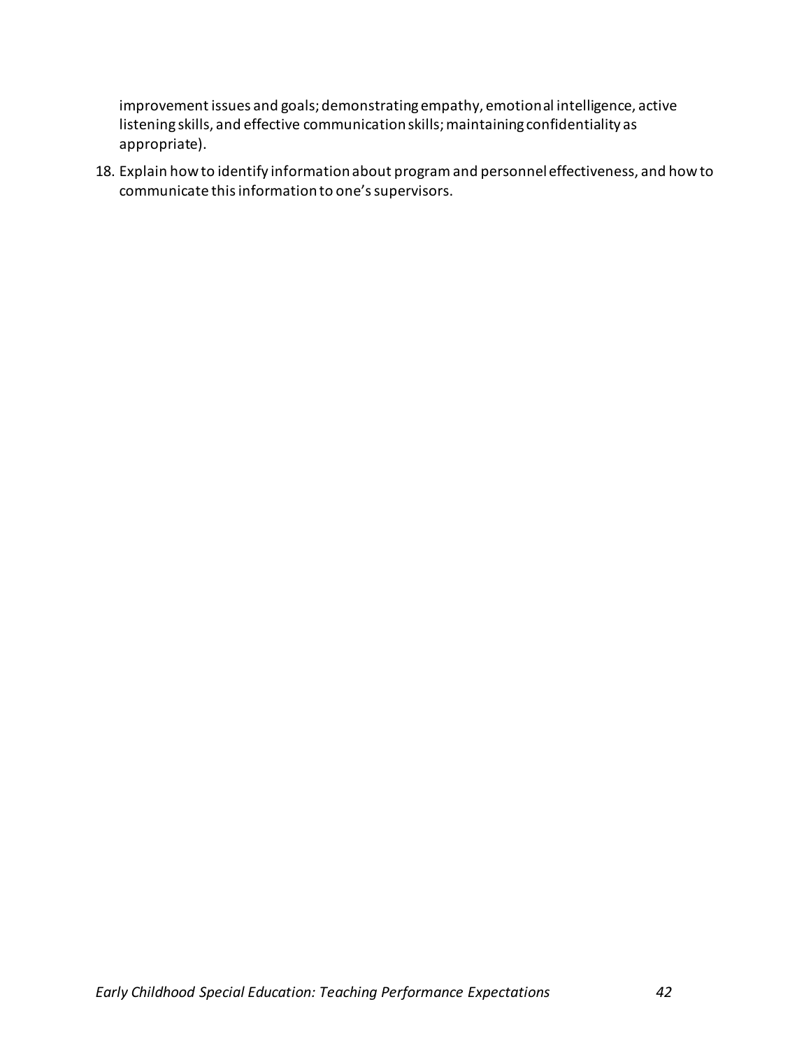improvement issues and goals; demonstrating empathy, emotional intelligence, active listening skills, and effective communication skills; maintaining confidentiality as appropriate).

18. Explain how to identify information about program and personnel effectiveness, and how to communicate this information to one's supervisors.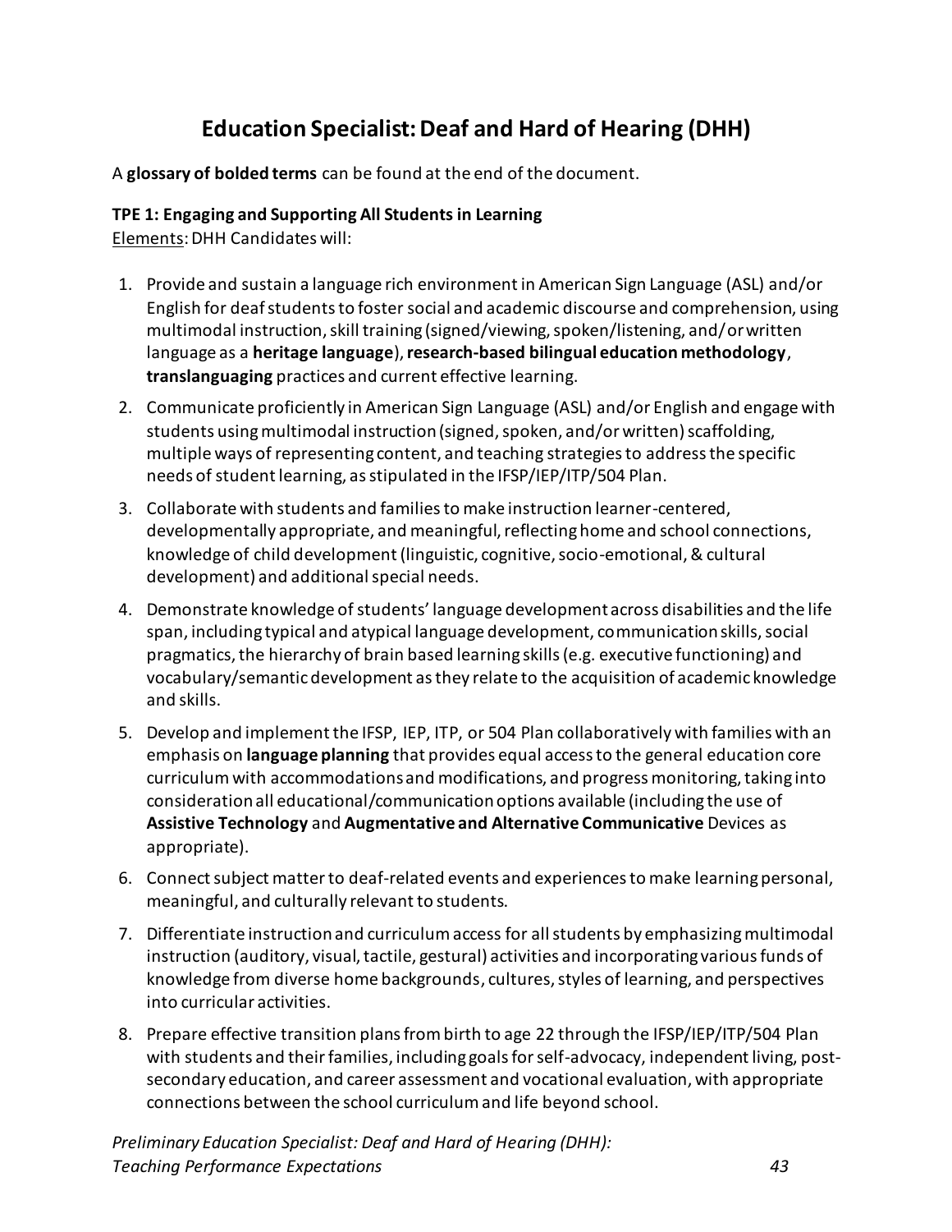# Education Specialist: Deaf and Hard of Hearing (DHH)

A **glossary of bolded terms** can be found at the end of the document.

**TPE 1: Engaging and Supporting All Students in Learning**

Elements: DHH Candidates will:

1. Provide and sustain a language rich environment in American Sign Language (ASL) and/or English for deaf students to foster social and academic discourse and comprehension, using multimodal instruction, skill training (signed/viewing, spoken/listening, and/or written language as a **heritage language**), **research-based bilingual education methodology**, **translanguaging** practices and current effective learning.
2. Communicate proficiently in American Sign Language (ASL) and/or English and engage with students using multimodal instruction (signed, spoken, and/or written) scaffolding, multiple ways of representing content, and teaching strategies to address the specific needs of student learning, as stipulated in the IFSP/IEP/ITP/504 Plan.
3. Collaborate with students and families to make instruction learner-centered, developmentally appropriate, and meaningful, reflecting home and school connections, knowledge of child development (linguistic, cognitive, socio-emotional, & cultural development) and additional special needs.
4. Demonstrate knowledge of students' language development across disabilities and the life span, including typical and atypical language development, communication skills, social pragmatics, the hierarchy of brain based learning skills (e.g. executive functioning) and vocabulary/semantic development as they relate to the acquisition of academic knowledge and skills.
5. Develop and implement the IFSP, IEP, ITP, or 504 Plan collaboratively with families with an emphasis on **language planning** that provides equal access to the general education core curriculum with accommodations and modifications, and progress monitoring, taking into consideration all educational/communication options available (including the use of **Assistive Technology** and **Augmentative and Alternative Communicative** Devices as appropriate).
6. Connect subject matter to deaf-related events and experiences to make learning personal, meaningful, and culturally relevant to students.
7. Differentiate instruction and curriculum access for all students by emphasizing multimodal instruction (auditory, visual, tactile, gestural) activities and incorporating various funds of knowledge from diverse home backgrounds, cultures, styles of learning, and perspectives into curricular activities.
8. Prepare effective transition plans from birth to age 22 through the IFSP/IEP/ITP/504 Plan with students and their families, including goals for self-advocacy, independent living, post-secondary education, and career assessment and vocational evaluation, with appropriate connections between the school curriculum and life beyond school.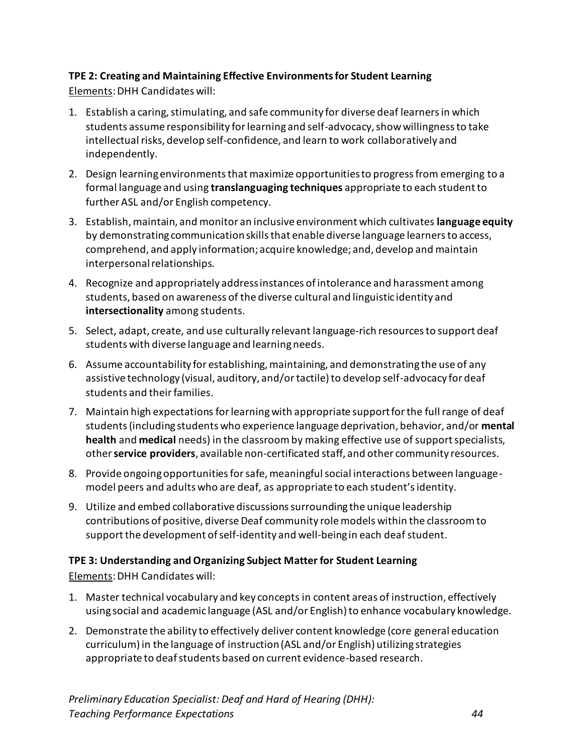**TPE 2: Creating and Maintaining Effective Environments for Student Learning**

Elements: DHH Candidates will:

1. Establish a caring, stimulating, and safe community for diverse deaf learners in which students assume responsibility for learning and self-advocacy, show willingness to take intellectual risks, develop self-confidence, and learn to work collaboratively and independently.
2. Design learning environments that maximize opportunities to progress from emerging to a formal language and using **translanguaging techniques** appropriate to each student to further ASL and/or English competency.
3. Establish, maintain, and monitor an inclusive environment which cultivates **language equity** by demonstrating communication skills that enable diverse language learners to access, comprehend, and apply information; acquire knowledge; and, develop and maintain interpersonal relationships.
4. Recognize and appropriately address instances of intolerance and harassment among students, based on awareness of the diverse cultural and linguistic identity and **intersectionality** among students.
5. Select, adapt, create, and use culturally relevant language-rich resources to support deaf students with diverse language and learning needs.
6. Assume accountability for establishing, maintaining, and demonstrating the use of any assistive technology (visual, auditory, and/or tactile) to develop self-advocacy for deaf students and their families.
7. Maintain high expectations for learning with appropriate support for the full range of deaf students (including students who experience language deprivation, behavior, and/or **mental health** and **medical** needs) in the classroom by making effective use of support specialists, other **service providers**, available non-certificated staff, and other community resources.
8. Provide ongoing opportunities for safe, meaningful social interactions between language-model peers and adults who are deaf, as appropriate to each student's identity.
9. Utilize and embed collaborative discussions surrounding the unique leadership contributions of positive, diverse Deaf community role models within the classroom to support the development of self-identity and well-being in each deaf student.

**TPE 3: Understanding and Organizing Subject Matter for Student Learning**

Elements: DHH Candidates will:

1. Master technical vocabulary and key concepts in content areas of instruction, effectively using social and academic language (ASL and/or English) to enhance vocabulary knowledge.
2. Demonstrate the ability to effectively deliver content knowledge (core general education curriculum) in the language of instruction (ASL and/or English) utilizing strategies appropriate to deaf students based on current evidence-based research.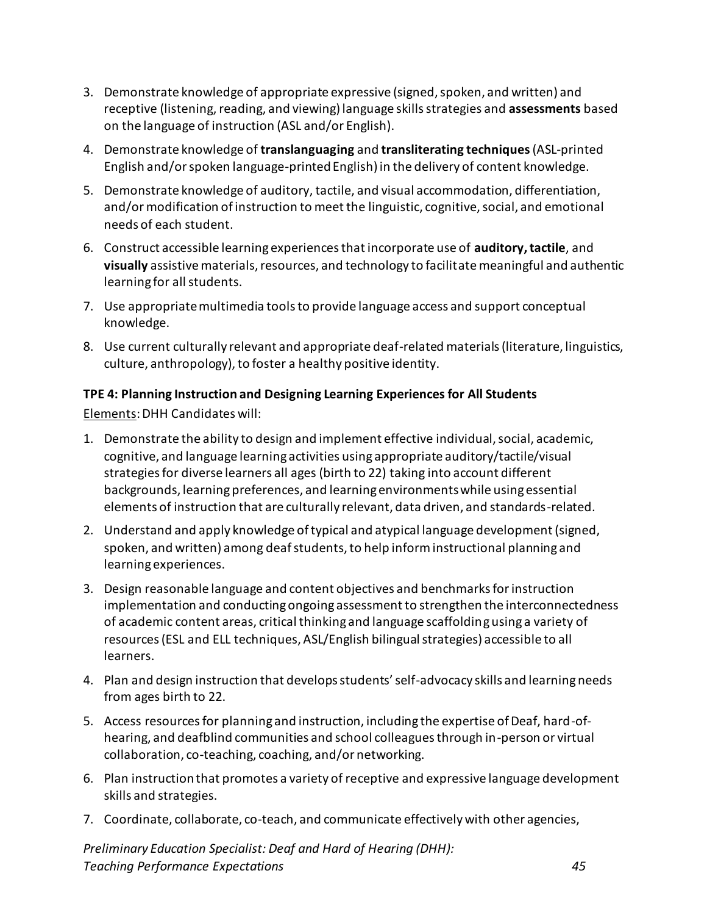3. Demonstrate knowledge of appropriate expressive (signed, spoken, and written) and receptive (listening, reading, and viewing) language skills strategies and **assessments** based on the language of instruction (ASL and/or English).
4. Demonstrate knowledge of **translanguaging** and **transliterating techniques** (ASL-printed English and/or spoken language-printed English) in the delivery of content knowledge.
5. Demonstrate knowledge of auditory, tactile, and visual accommodation, differentiation, and/or modification of instruction to meet the linguistic, cognitive, social, and emotional needs of each student.
6. Construct accessible learning experiences that incorporate use of **auditory, tactile**, and **visually** assistive materials, resources, and technology to facilitate meaningful and authentic learning for all students.
7. Use appropriate multimedia tools to provide language access and support conceptual knowledge.
8. Use current culturally relevant and appropriate deaf-related materials (literature, linguistics, culture, anthropology), to foster a healthy positive identity.

**TPE 4: Planning Instruction and Designing Learning Experiences for All Students**

Elements: DHH Candidates will:

1. Demonstrate the ability to design and implement effective individual, social, academic, cognitive, and language learning activities using appropriate auditory/tactile/visual strategies for diverse learners all ages (birth to 22) taking into account different backgrounds, learning preferences, and learning environments while using essential elements of instruction that are culturally relevant, data driven, and standards-related.
2. Understand and apply knowledge of typical and atypical language development (signed, spoken, and written) among deaf students, to help inform instructional planning and learning experiences.
3. Design reasonable language and content objectives and benchmarks for instruction implementation and conducting ongoing assessment to strengthen the interconnectedness of academic content areas, critical thinking and language scaffolding using a variety of resources (ESL and ELL techniques, ASL/English bilingual strategies) accessible to all learners.
4. Plan and design instruction that develops students' self-advocacy skills and learning needs from ages birth to 22.
5. Access resources for planning and instruction, including the expertise of Deaf, hard-of-hearing, and deafblind communities and school colleagues through in-person or virtual collaboration, co-teaching, coaching, and/or networking.
6. Plan instruction that promotes a variety of receptive and expressive language development skills and strategies.
7. Coordinate, collaborate, co-teach, and communicate effectively with other agencies,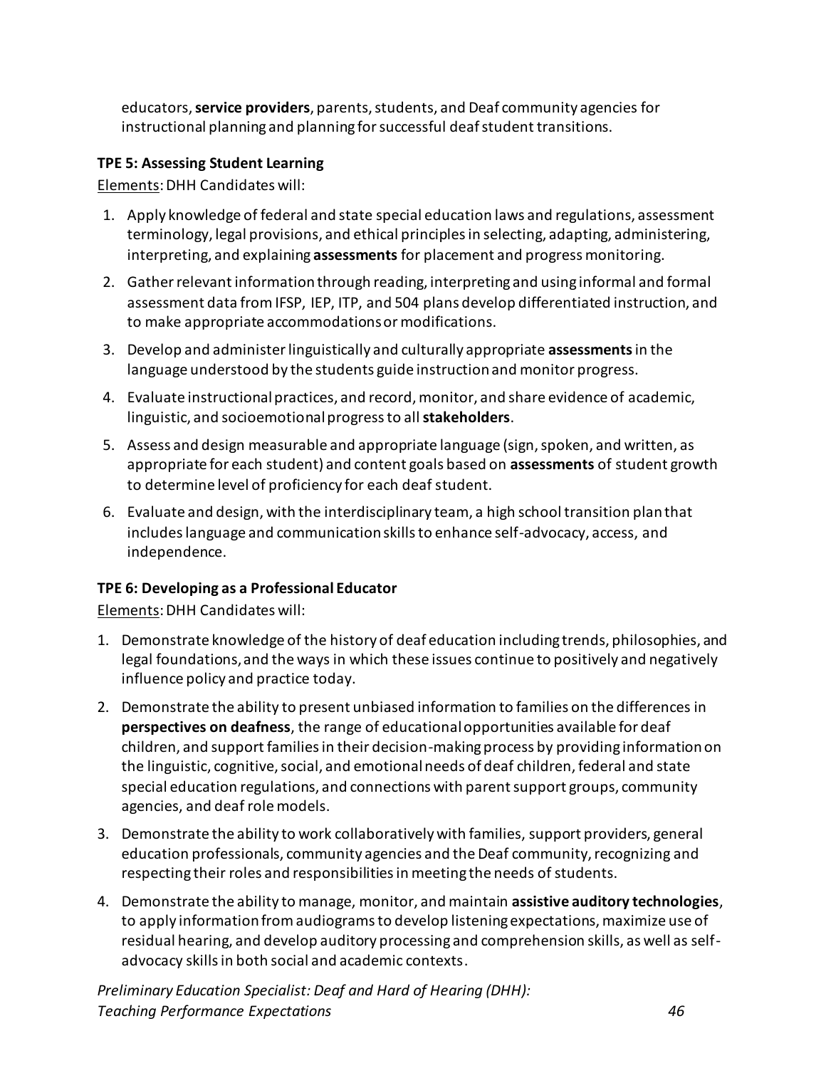educators, **service providers**, parents, students, and Deaf community agencies for instructional planning and planning for successful deaf student transitions.

**TPE 5: Assessing Student Learning**

Elements: DHH Candidates will:

1. Apply knowledge of federal and state special education laws and regulations, assessment terminology, legal provisions, and ethical principles in selecting, adapting, administering, interpreting, and explaining **assessments** for placement and progress monitoring.
2. Gather relevant information through reading, interpreting and using informal and formal assessment data from IFSP, IEP, ITP, and 504 plans develop differentiated instruction, and to make appropriate accommodations or modifications.
3. Develop and administer linguistically and culturally appropriate **assessments** in the language understood by the students guide instruction and monitor progress.
4. Evaluate instructional practices, and record, monitor, and share evidence of academic, linguistic, and socioemotional progress to all **stakeholders**.
5. Assess and design measurable and appropriate language (sign, spoken, and written, as appropriate for each student) and content goals based on **assessments** of student growth to determine level of proficiency for each deaf student.
6. Evaluate and design, with the interdisciplinary team, a high school transition plan that includes language and communication skills to enhance self-advocacy, access, and independence.

**TPE 6: Developing as a Professional Educator**

Elements: DHH Candidates will:

1. Demonstrate knowledge of the history of deaf education including trends, philosophies, and legal foundations, and the ways in which these issues continue to positively and negatively influence policy and practice today.
2. Demonstrate the ability to present unbiased information to families on the differences in **perspectives on deafness**, the range of educational opportunities available for deaf children, and support families in their decision-making process by providing information on the linguistic, cognitive, social, and emotional needs of deaf children, federal and state special education regulations, and connections with parent support groups, community agencies, and deaf role models.
3. Demonstrate the ability to work collaboratively with families, support providers, general education professionals, community agencies and the Deaf community, recognizing and respecting their roles and responsibilities in meeting the needs of students.
4. Demonstrate the ability to manage, monitor, and maintain **assistive auditory technologies**, to apply information from audiograms to develop listening expectations, maximize use of residual hearing, and develop auditory processing and comprehension skills, as well as self-advocacy skills in both social and academic contexts.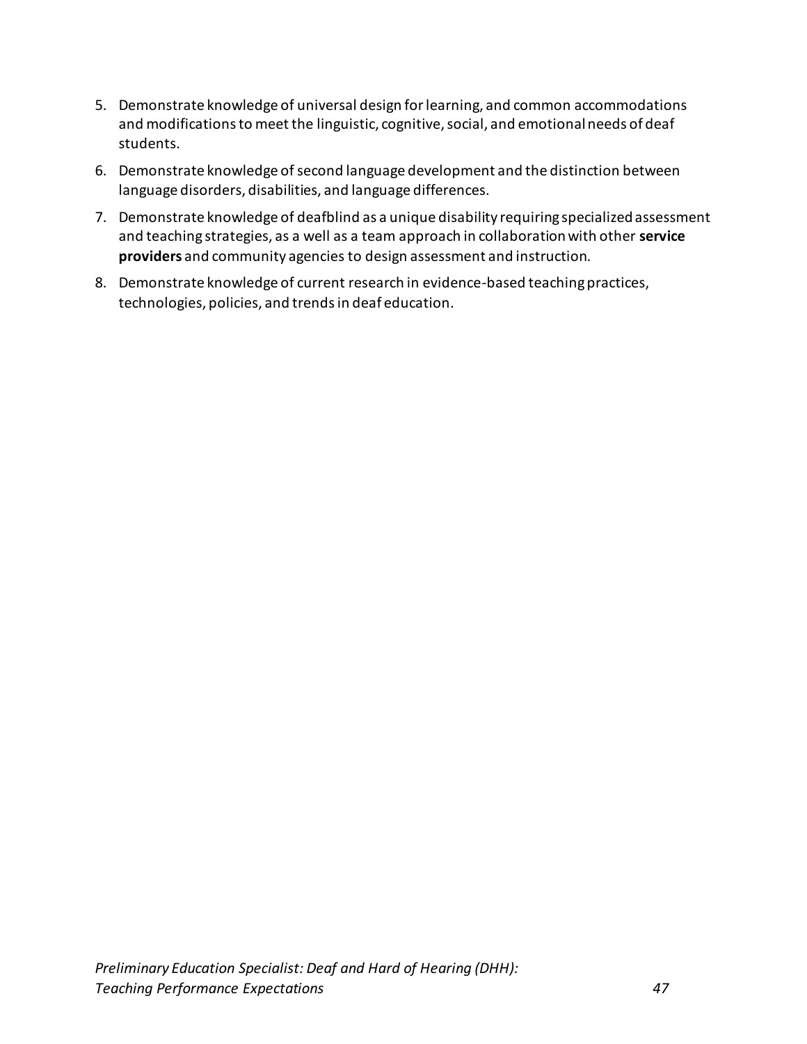5. Demonstrate knowledge of universal design for learning, and common accommodations and modifications to meet the linguistic, cognitive, social, and emotional needs of deaf students.
6. Demonstrate knowledge of second language development and the distinction between language disorders, disabilities, and language differences.
7. Demonstrate knowledge of deafblind as a unique disability requiring specialized assessment and teaching strategies, as a well as a team approach in collaboration with other **service providers** and community agencies to design assessment and instruction.
8. Demonstrate knowledge of current research in evidence-based teaching practices, technologies, policies, and trends in deaf education.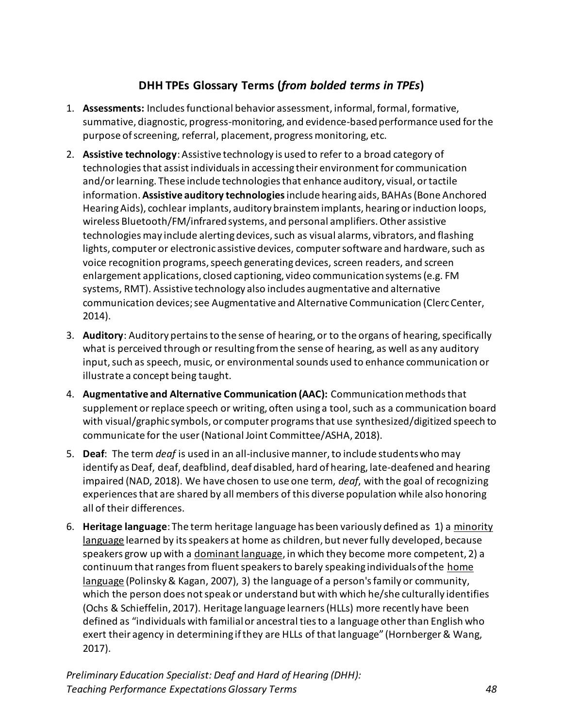## DHH TPEs Glossary Terms (*from bolded terms in TPEs*)

1. **Assessments:** Includes functional behavior assessment, informal, formal, formative, summative, diagnostic, progress-monitoring, and evidence-based performance used for the purpose of screening, referral, placement, progress monitoring, etc.
2. **Assistive technology**: Assistive technology is used to refer to a broad category of technologies that assist individuals in accessing their environment for communication and/or learning. These include technologies that enhance auditory, visual, or tactile information. **Assistive auditory technologies** include hearing aids, BAHAs (Bone Anchored Hearing Aids), cochlear implants, auditory brainstem implants, hearing or induction loops, wireless Bluetooth/FM/infrared systems, and personal amplifiers. Other assistive technologies may include alerting devices, such as visual alarms, vibrators, and flashing lights, computer or electronic assistive devices, computer software and hardware, such as voice recognition programs, speech generating devices, screen readers, and screen enlargement applications, closed captioning, video communication systems (e.g. FM systems, RMT). Assistive technology also includes augmentative and alternative communication devices; see Augmentative and Alternative Communication (Clerc Center, 2014).
3. **Auditory**: Auditory pertains to the sense of hearing, or to the organs of hearing, specifically what is perceived through or resulting from the sense of hearing, as well as any auditory input, such as speech, music, or environmental sounds used to enhance communication or illustrate a concept being taught.
4. **Augmentative and Alternative Communication (AAC):** Communication methods that supplement or replace speech or writing, often using a tool, such as a communication board with visual/graphic symbols, or computer programs that use synthesized/digitized speech to communicate for the user (National Joint Committee/ASHA, 2018).
5. **Deaf**: The term *deaf* is used in an all-inclusive manner, to include students who may identify as Deaf, deaf, deafblind, deaf disabled, hard of hearing, late-deafened and hearing impaired (NAD, 2018). We have chosen to use one term, *deaf*, with the goal of recognizing experiences that are shared by all members of this diverse population while also honoring all of their differences.
6. **Heritage language**: The term heritage language has been variously defined as 1) a minority language learned by its speakers at home as children, but never fully developed, because speakers grow up with a dominant language, in which they become more competent, 2) a continuum that ranges from fluent speakers to barely speaking individuals of the home language (Polinsky & Kagan, 2007), 3) the language of a person's family or community, which the person does not speak or understand but with which he/she culturally identifies (Ochs & Schieffelin, 2017). Heritage language learners (HLLs) more recently have been defined as "individuals with familial or ancestral ties to a language other than English who exert their agency in determining if they are HLLs of that language" (Hornberger & Wang, 2017).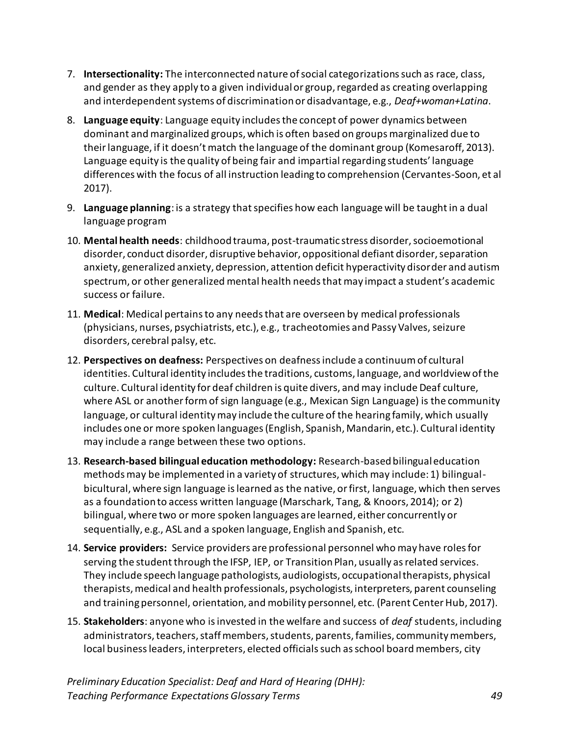7. **Intersectionality:** The interconnected nature of social categorizations such as race, class, and gender as they apply to a given individual or group, regarded as creating overlapping and interdependent systems of discrimination or disadvantage, e.g., *Deaf+woman+Latina*.

8. **Language equity**: Language equity includes the concept of power dynamics between dominant and marginalized groups, which is often based on groups marginalized due to their language, if it doesn't match the language of the dominant group (Komesaroff, 2013). Language equity is the quality of being fair and impartial regarding students' language differences with the focus of all instruction leading to comprehension (Cervantes-Soon, et al 2017).

9. **Language planning**: is a strategy that specifies how each language will be taught in a dual language program

10. **Mental health needs**: childhood trauma, post-traumatic stress disorder, socioemotional disorder, conduct disorder, disruptive behavior, oppositional defiant disorder, separation anxiety, generalized anxiety, depression, attention deficit hyperactivity disorder and autism spectrum, or other generalized mental health needs that may impact a student's academic success or failure.

11. **Medical**: Medical pertains to any needs that are overseen by medical professionals (physicians, nurses, psychiatrists, etc.), e.g., tracheotomies and Passy Valves, seizure disorders, cerebral palsy, etc.

12. **Perspectives on deafness:** Perspectives on deafness include a continuum of cultural identities. Cultural identity includes the traditions, customs, language, and worldview of the culture. Cultural identity for deaf children is quite divers, and may include Deaf culture, where ASL or another form of sign language (e.g., Mexican Sign Language) is the community language, or cultural identity may include the culture of the hearing family, which usually includes one or more spoken languages (English, Spanish, Mandarin, etc.). Cultural identity may include a range between these two options.

13. **Research-based bilingual education methodology:** Research-based bilingual education methods may be implemented in a variety of structures, which may include: 1) bilingual-bicultural, where sign language is learned as the native, or first, language, which then serves as a foundation to access written language (Marschark, Tang, & Knoors, 2014); or 2) bilingual, where two or more spoken languages are learned, either concurrently or sequentially, e.g., ASL and a spoken language, English and Spanish, etc.

14. **Service providers:** Service providers are professional personnel who may have roles for serving the student through the IFSP, IEP, or Transition Plan, usually as related services. They include speech language pathologists, audiologists, occupational therapists, physical therapists, medical and health professionals, psychologists, interpreters, parent counseling and training personnel, orientation, and mobility personnel, etc. (Parent Center Hub, 2017).

15. **Stakeholders**: anyone who is invested in the welfare and success of *deaf* students, including administrators, teachers, staff members, students, parents, families, community members, local business leaders, interpreters, elected officials such as school board members, city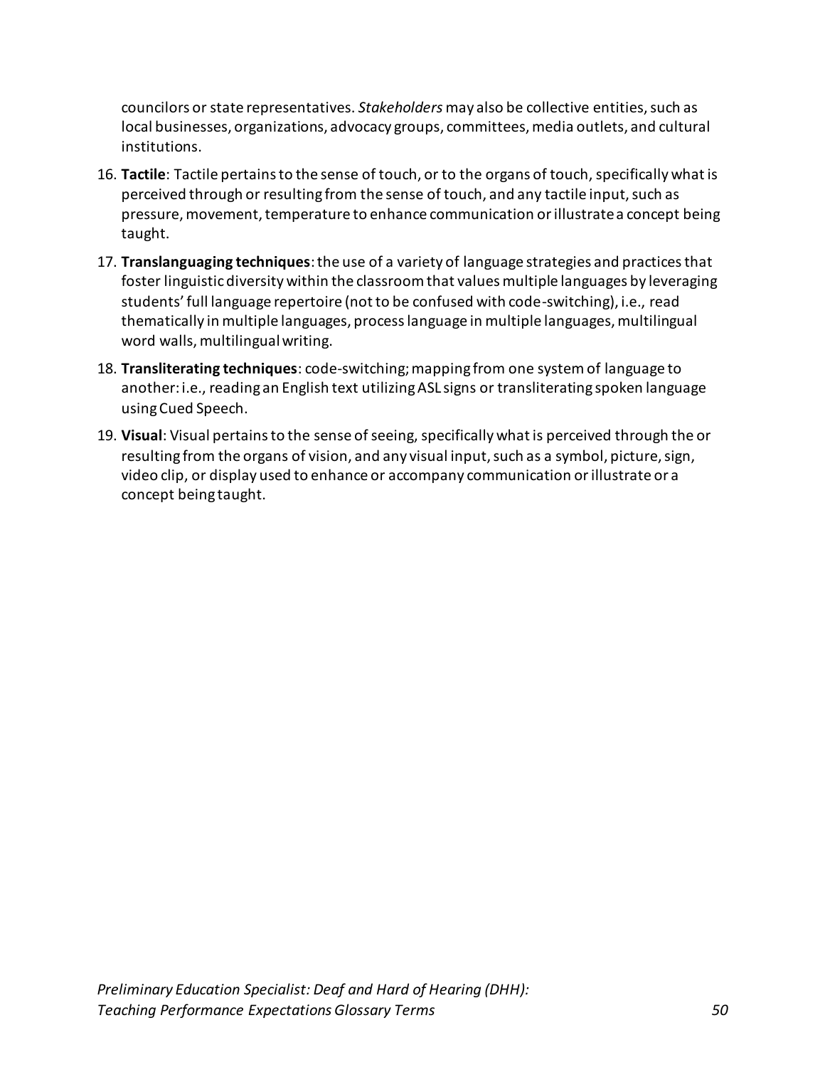councilors or state representatives. *Stakeholders* may also be collective entities, such as local businesses, organizations, advocacy groups, committees, media outlets, and cultural institutions.

16. **Tactile**: Tactile pertains to the sense of touch, or to the organs of touch, specifically what is perceived through or resulting from the sense of touch, and any tactile input, such as pressure, movement, temperature to enhance communication or illustrate a concept being taught.
17. **Translanguaging techniques**: the use of a variety of language strategies and practices that foster linguistic diversity within the classroom that values multiple languages by leveraging students' full language repertoire (not to be confused with code-switching), i.e., read thematically in multiple languages, process language in multiple languages, multilingual word walls, multilingual writing.
18. **Transliterating techniques**: code-switching; mapping from one system of language to another: i.e., reading an English text utilizing ASL signs or transliterating spoken language using Cued Speech.
19. **Visual**: Visual pertains to the sense of seeing, specifically what is perceived through the or resulting from the organs of vision, and any visual input, such as a symbol, picture, sign, video clip, or display used to enhance or accompany communication or illustrate or a concept being taught.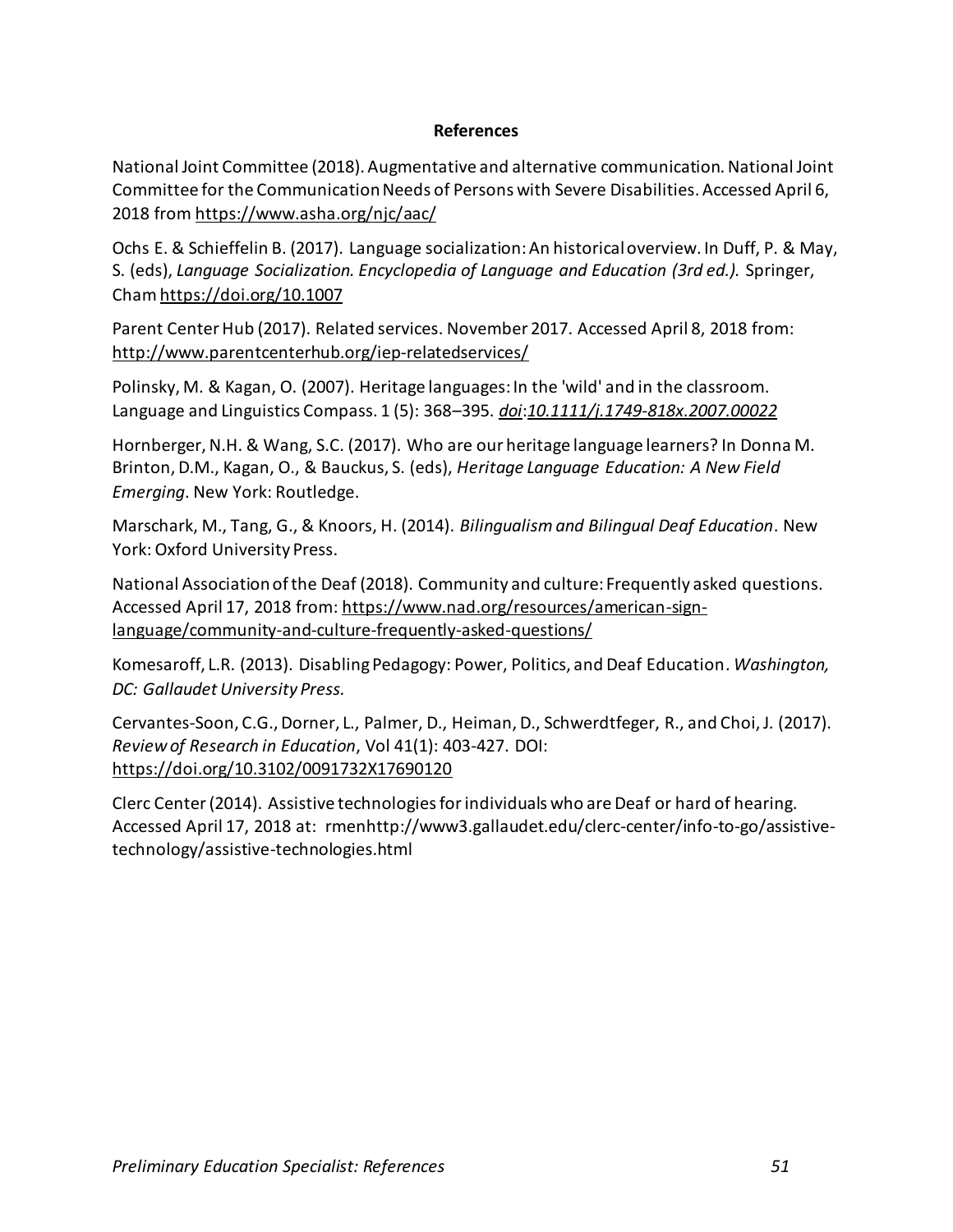**References**

National Joint Committee (2018). Augmentative and alternative communication. National Joint Committee for the Communication Needs of Persons with Severe Disabilities. Accessed April 6, 2018 from https://www.asha.org/njc/aac/

Ochs E. & Schieffelin B. (2017). Language socialization: An historical overview. In Duff, P. & May, S. (eds), *Language Socialization. Encyclopedia of Language and Education (3rd ed.).* Springer, Cham https://doi.org/10.1007

Parent Center Hub (2017). Related services. November 2017. Accessed April 8, 2018 from: http://www.parentcenterhub.org/iep-relatedservices/

Polinsky, M. & Kagan, O. (2007). Heritage languages: In the 'wild' and in the classroom. Language and Linguistics Compass. 1 (5): 368–395. *doi:10.1111/j.1749-818x.2007.00022*

Hornberger, N.H. & Wang, S.C. (2017). Who are our heritage language learners? In Donna M. Brinton, D.M., Kagan, O., & Bauckus, S. (eds), *Heritage Language Education: A New Field Emerging*. New York: Routledge.

Marschark, M., Tang, G., & Knoors, H. (2014). *Bilingualism and Bilingual Deaf Education*. New York: Oxford University Press.

National Association of the Deaf (2018). Community and culture: Frequently asked questions. Accessed April 17, 2018 from: https://www.nad.org/resources/american-sign-language/community-and-culture-frequently-asked-questions/

Komesaroff, L.R. (2013). Disabling Pedagogy: Power, Politics, and Deaf Education. *Washington, DC: Gallaudet University Press.*

Cervantes-Soon, C.G., Dorner, L., Palmer, D., Heiman, D., Schwerdtfeger, R., and Choi, J. (2017). *Review of Research in Education*, Vol 41(1): 403-427. DOI: https://doi.org/10.3102/0091732X17690120

Clerc Center (2014). Assistive technologies for individuals who are Deaf or hard of hearing. Accessed April 17, 2018 at: rmenhttp://www3.gallaudet.edu/clerc-center/info-to-go/assistive-technology/assistive-technologies.html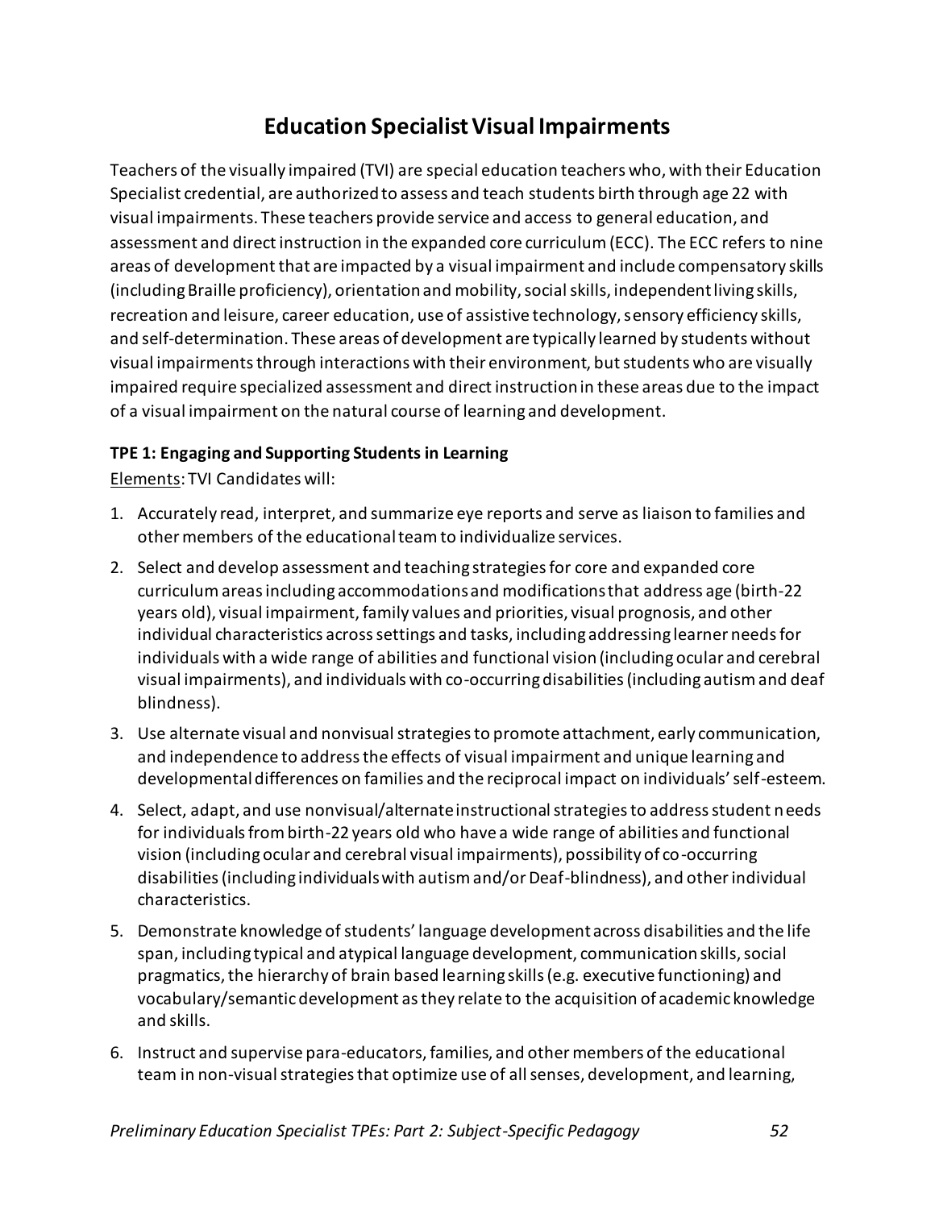# Education Specialist Visual Impairments

Teachers of the visually impaired (TVI) are special education teachers who, with their Education Specialist credential, are authorized to assess and teach students birth through age 22 with visual impairments. These teachers provide service and access to general education, and assessment and direct instruction in the expanded core curriculum (ECC). The ECC refers to nine areas of development that are impacted by a visual impairment and include compensatory skills (including Braille proficiency), orientation and mobility, social skills, independent living skills, recreation and leisure, career education, use of assistive technology, sensory efficiency skills, and self-determination. These areas of development are typically learned by students without visual impairments through interactions with their environment, but students who are visually impaired require specialized assessment and direct instruction in these areas due to the impact of a visual impairment on the natural course of learning and development.

**TPE 1: Engaging and Supporting Students in Learning**

Elements: TVI Candidates will:

1. Accurately read, interpret, and summarize eye reports and serve as liaison to families and other members of the educational team to individualize services.
2. Select and develop assessment and teaching strategies for core and expanded core curriculum areas including accommodations and modifications that address age (birth-22 years old), visual impairment, family values and priorities, visual prognosis, and other individual characteristics across settings and tasks, including addressing learner needs for individuals with a wide range of abilities and functional vision (including ocular and cerebral visual impairments), and individuals with co-occurring disabilities (including autism and deaf blindness).
3. Use alternate visual and nonvisual strategies to promote attachment, early communication, and independence to address the effects of visual impairment and unique learning and developmental differences on families and the reciprocal impact on individuals' self-esteem.
4. Select, adapt, and use nonvisual/alternate instructional strategies to address student needs for individuals from birth-22 years old who have a wide range of abilities and functional vision (including ocular and cerebral visual impairments), possibility of co-occurring disabilities (including individuals with autism and/or Deaf-blindness), and other individual characteristics.
5. Demonstrate knowledge of students' language development across disabilities and the life span, including typical and atypical language development, communication skills, social pragmatics, the hierarchy of brain based learning skills (e.g. executive functioning) and vocabulary/semantic development as they relate to the acquisition of academic knowledge and skills.
6. Instruct and supervise para-educators, families, and other members of the educational team in non-visual strategies that optimize use of all senses, development, and learning,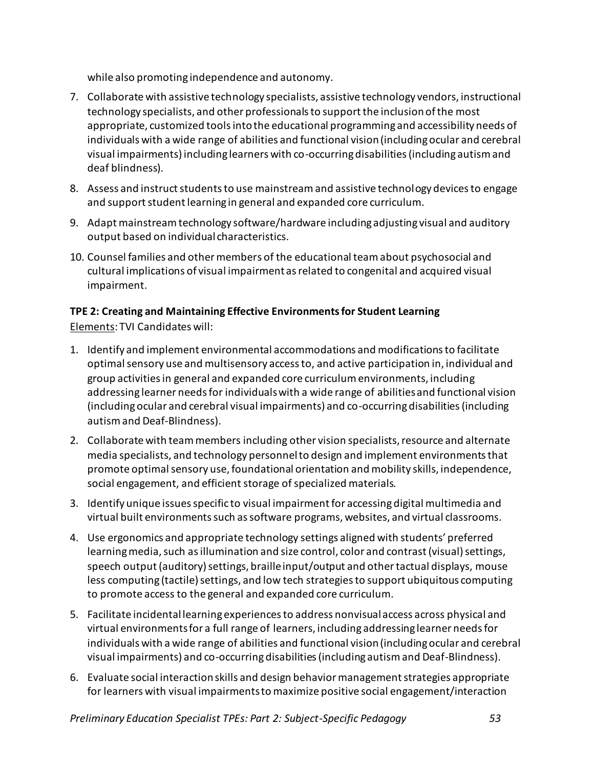while also promoting independence and autonomy.

7. Collaborate with assistive technology specialists, assistive technology vendors, instructional technology specialists, and other professionals to support the inclusion of the most appropriate, customized tools into the educational programming and accessibility needs of individuals with a wide range of abilities and functional vision (including ocular and cerebral visual impairments) including learners with co-occurring disabilities (including autism and deaf blindness).
8. Assess and instruct students to use mainstream and assistive technology devices to engage and support student learning in general and expanded core curriculum.
9. Adapt mainstream technology software/hardware including adjusting visual and auditory output based on individual characteristics.
10. Counsel families and other members of the educational team about psychosocial and cultural implications of visual impairment as related to congenital and acquired visual impairment.

**TPE 2: Creating and Maintaining Effective Environments for Student Learning**

Elements: TVI Candidates will:

1. Identify and implement environmental accommodations and modifications to facilitate optimal sensory use and multisensory access to, and active participation in, individual and group activities in general and expanded core curriculum environments, including addressing learner needs for individuals with a wide range of abilities and functional vision (including ocular and cerebral visual impairments) and co-occurring disabilities (including autism and Deaf-Blindness).
2. Collaborate with team members including other vision specialists, resource and alternate media specialists, and technology personnel to design and implement environments that promote optimal sensory use, foundational orientation and mobility skills, independence, social engagement, and efficient storage of specialized materials.
3. Identify unique issues specific to visual impairment for accessing digital multimedia and virtual built environments such as software programs, websites, and virtual classrooms.
4. Use ergonomics and appropriate technology settings aligned with students' preferred learning media, such as illumination and size control, color and contrast (visual) settings, speech output (auditory) settings, braille input/output and other tactual displays, mouse less computing (tactile) settings, and low tech strategies to support ubiquitous computing to promote access to the general and expanded core curriculum.
5. Facilitate incidental learning experiences to address nonvisual access across physical and virtual environments for a full range of learners, including addressing learner needs for individuals with a wide range of abilities and functional vision (including ocular and cerebral visual impairments) and co-occurring disabilities (including autism and Deaf-Blindness).
6. Evaluate social interaction skills and design behavior management strategies appropriate for learners with visual impairments to maximize positive social engagement/interaction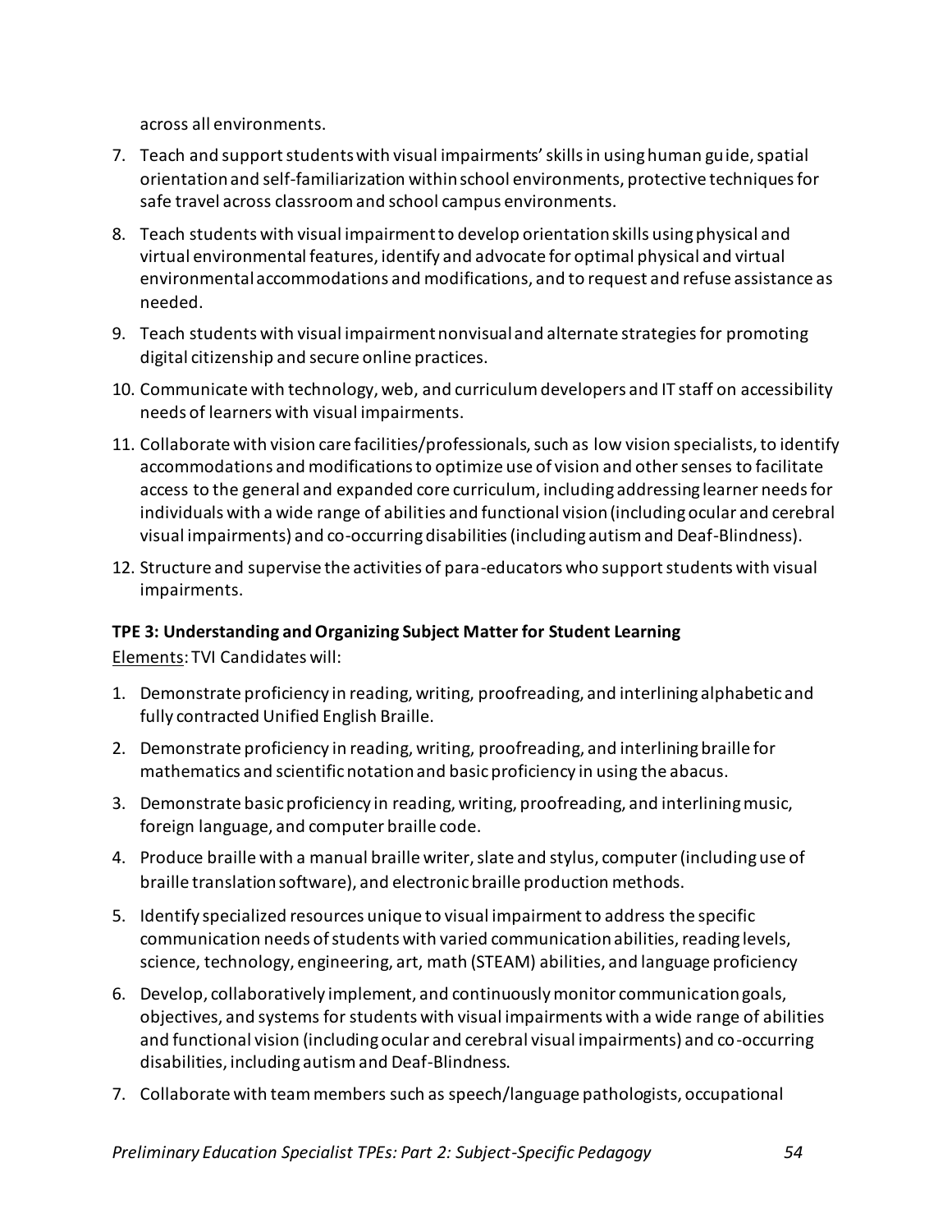across all environments.

7. Teach and support students with visual impairments' skills in using human guide, spatial orientation and self-familiarization within school environments, protective techniques for safe travel across classroom and school campus environments.
8. Teach students with visual impairment to develop orientation skills using physical and virtual environmental features, identify and advocate for optimal physical and virtual environmental accommodations and modifications, and to request and refuse assistance as needed.
9. Teach students with visual impairment nonvisual and alternate strategies for promoting digital citizenship and secure online practices.
10. Communicate with technology, web, and curriculum developers and IT staff on accessibility needs of learners with visual impairments.
11. Collaborate with vision care facilities/professionals, such as low vision specialists, to identify accommodations and modifications to optimize use of vision and other senses to facilitate access to the general and expanded core curriculum, including addressing learner needs for individuals with a wide range of abilities and functional vision (including ocular and cerebral visual impairments) and co-occurring disabilities (including autism and Deaf-Blindness).
12. Structure and supervise the activities of para-educators who support students with visual impairments.

**TPE 3: Understanding and Organizing Subject Matter for Student Learning**

Elements: TVI Candidates will:

1. Demonstrate proficiency in reading, writing, proofreading, and interlining alphabetic and fully contracted Unified English Braille.
2. Demonstrate proficiency in reading, writing, proofreading, and interlining braille for mathematics and scientific notation and basic proficiency in using the abacus.
3. Demonstrate basic proficiency in reading, writing, proofreading, and interlining music, foreign language, and computer braille code.
4. Produce braille with a manual braille writer, slate and stylus, computer (including use of braille translation software), and electronic braille production methods.
5. Identify specialized resources unique to visual impairment to address the specific communication needs of students with varied communication abilities, reading levels, science, technology, engineering, art, math (STEAM) abilities, and language proficiency
6. Develop, collaboratively implement, and continuously monitor communication goals, objectives, and systems for students with visual impairments with a wide range of abilities and functional vision (including ocular and cerebral visual impairments) and co-occurring disabilities, including autism and Deaf-Blindness.
7. Collaborate with team members such as speech/language pathologists, occupational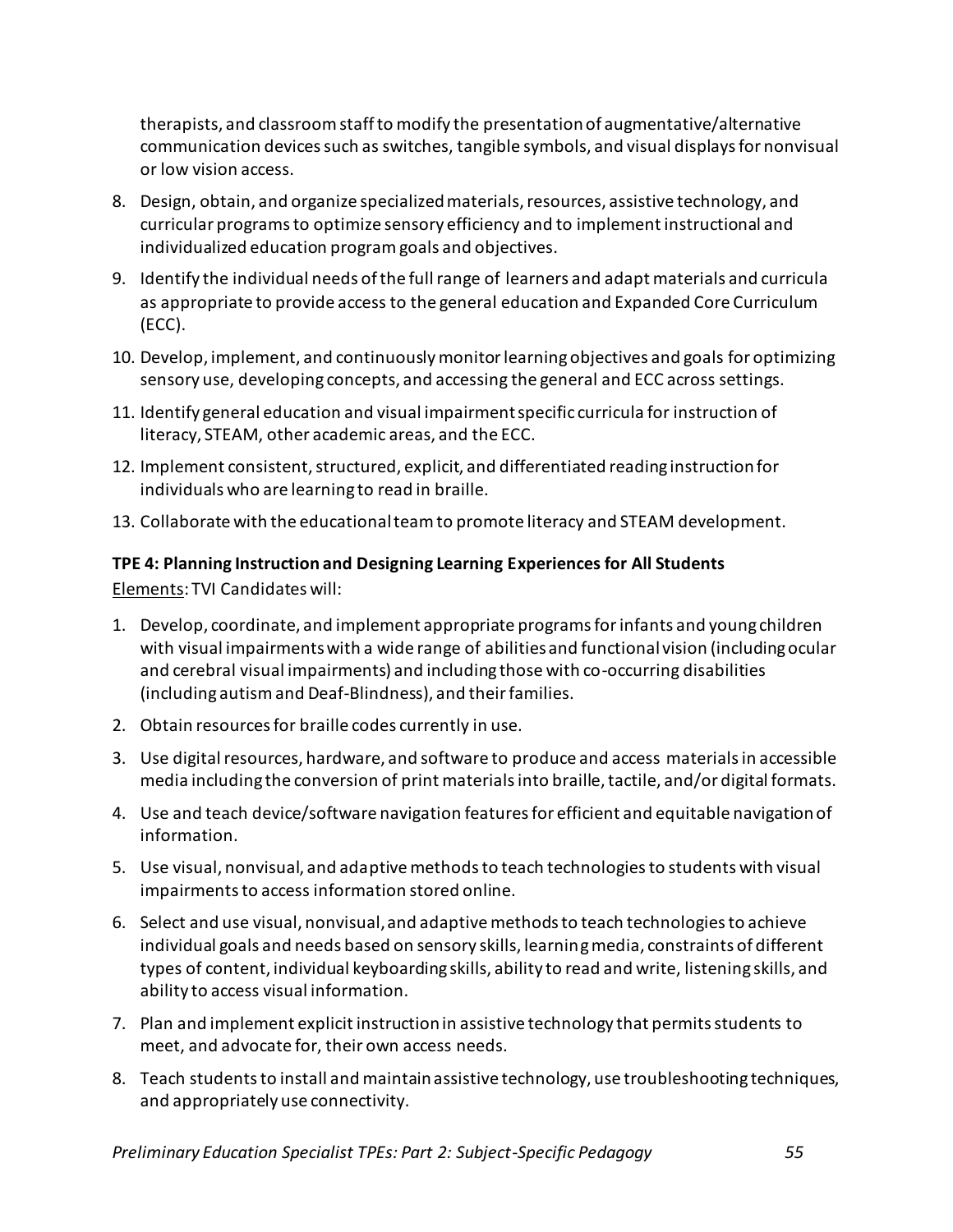therapists, and classroom staff to modify the presentation of augmentative/alternative communication devices such as switches, tangible symbols, and visual displays for nonvisual or low vision access.

8. Design, obtain, and organize specialized materials, resources, assistive technology, and curricular programs to optimize sensory efficiency and to implement instructional and individualized education program goals and objectives.
9. Identify the individual needs of the full range of learners and adapt materials and curricula as appropriate to provide access to the general education and Expanded Core Curriculum (ECC).
10. Develop, implement, and continuously monitor learning objectives and goals for optimizing sensory use, developing concepts, and accessing the general and ECC across settings.
11. Identify general education and visual impairment specific curricula for instruction of literacy, STEAM, other academic areas, and the ECC.
12. Implement consistent, structured, explicit, and differentiated reading instruction for individuals who are learning to read in braille.
13. Collaborate with the educational team to promote literacy and STEAM development.

**TPE 4: Planning Instruction and Designing Learning Experiences for All Students**

Elements: TVI Candidates will:

1. Develop, coordinate, and implement appropriate programs for infants and young children with visual impairments with a wide range of abilities and functional vision (including ocular and cerebral visual impairments) and including those with co-occurring disabilities (including autism and Deaf-Blindness), and their families.
2. Obtain resources for braille codes currently in use.
3. Use digital resources, hardware, and software to produce and access materials in accessible media including the conversion of print materials into braille, tactile, and/or digital formats.
4. Use and teach device/software navigation features for efficient and equitable navigation of information.
5. Use visual, nonvisual, and adaptive methods to teach technologies to students with visual impairments to access information stored online.
6. Select and use visual, nonvisual, and adaptive methods to teach technologies to achieve individual goals and needs based on sensory skills, learning media, constraints of different types of content, individual keyboarding skills, ability to read and write, listening skills, and ability to access visual information.
7. Plan and implement explicit instruction in assistive technology that permits students to meet, and advocate for, their own access needs.
8. Teach students to install and maintain assistive technology, use troubleshooting techniques, and appropriately use connectivity.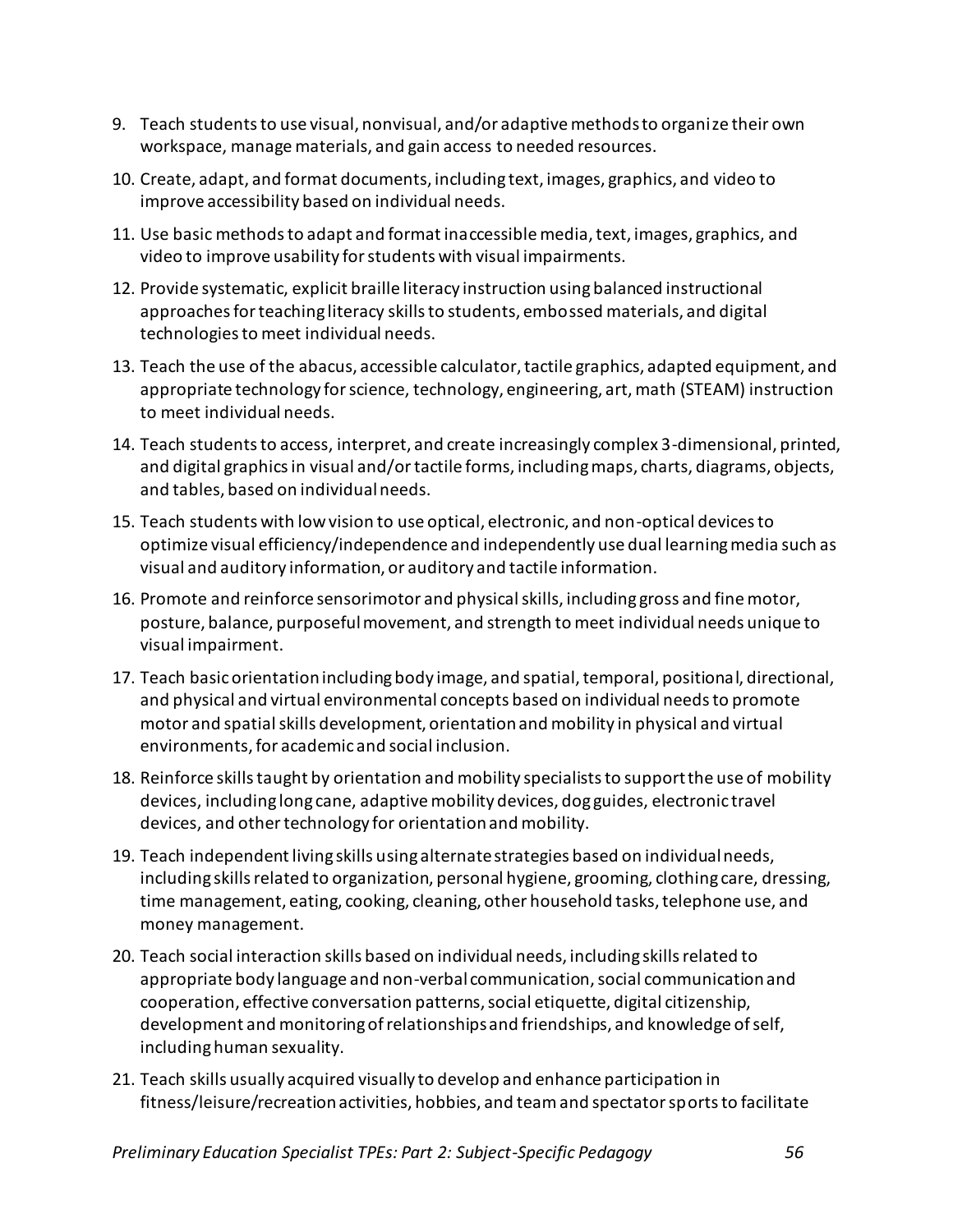9. Teach students to use visual, nonvisual, and/or adaptive methods to organize their own workspace, manage materials, and gain access to needed resources.
10. Create, adapt, and format documents, including text, images, graphics, and video to improve accessibility based on individual needs.
11. Use basic methods to adapt and format inaccessible media, text, images, graphics, and video to improve usability for students with visual impairments.
12. Provide systematic, explicit braille literacy instruction using balanced instructional approaches for teaching literacy skills to students, embossed materials, and digital technologies to meet individual needs.
13. Teach the use of the abacus, accessible calculator, tactile graphics, adapted equipment, and appropriate technology for science, technology, engineering, art, math (STEAM) instruction to meet individual needs.
14. Teach students to access, interpret, and create increasingly complex 3-dimensional, printed, and digital graphics in visual and/or tactile forms, including maps, charts, diagrams, objects, and tables, based on individual needs.
15. Teach students with low vision to use optical, electronic, and non-optical devices to optimize visual efficiency/independence and independently use dual learning media such as visual and auditory information, or auditory and tactile information.
16. Promote and reinforce sensorimotor and physical skills, including gross and fine motor, posture, balance, purposeful movement, and strength to meet individual needs unique to visual impairment.
17. Teach basic orientation including body image, and spatial, temporal, positional, directional, and physical and virtual environmental concepts based on individual needs to promote motor and spatial skills development, orientation and mobility in physical and virtual environments, for academic and social inclusion.
18. Reinforce skills taught by orientation and mobility specialists to support the use of mobility devices, including long cane, adaptive mobility devices, dog guides, electronic travel devices, and other technology for orientation and mobility.
19. Teach independent living skills using alternate strategies based on individual needs, including skills related to organization, personal hygiene, grooming, clothing care, dressing, time management, eating, cooking, cleaning, other household tasks, telephone use, and money management.
20. Teach social interaction skills based on individual needs, including skills related to appropriate body language and non-verbal communication, social communication and cooperation, effective conversation patterns, social etiquette, digital citizenship, development and monitoring of relationships and friendships, and knowledge of self, including human sexuality.
21. Teach skills usually acquired visually to develop and enhance participation in fitness/leisure/recreation activities, hobbies, and team and spectator sports to facilitate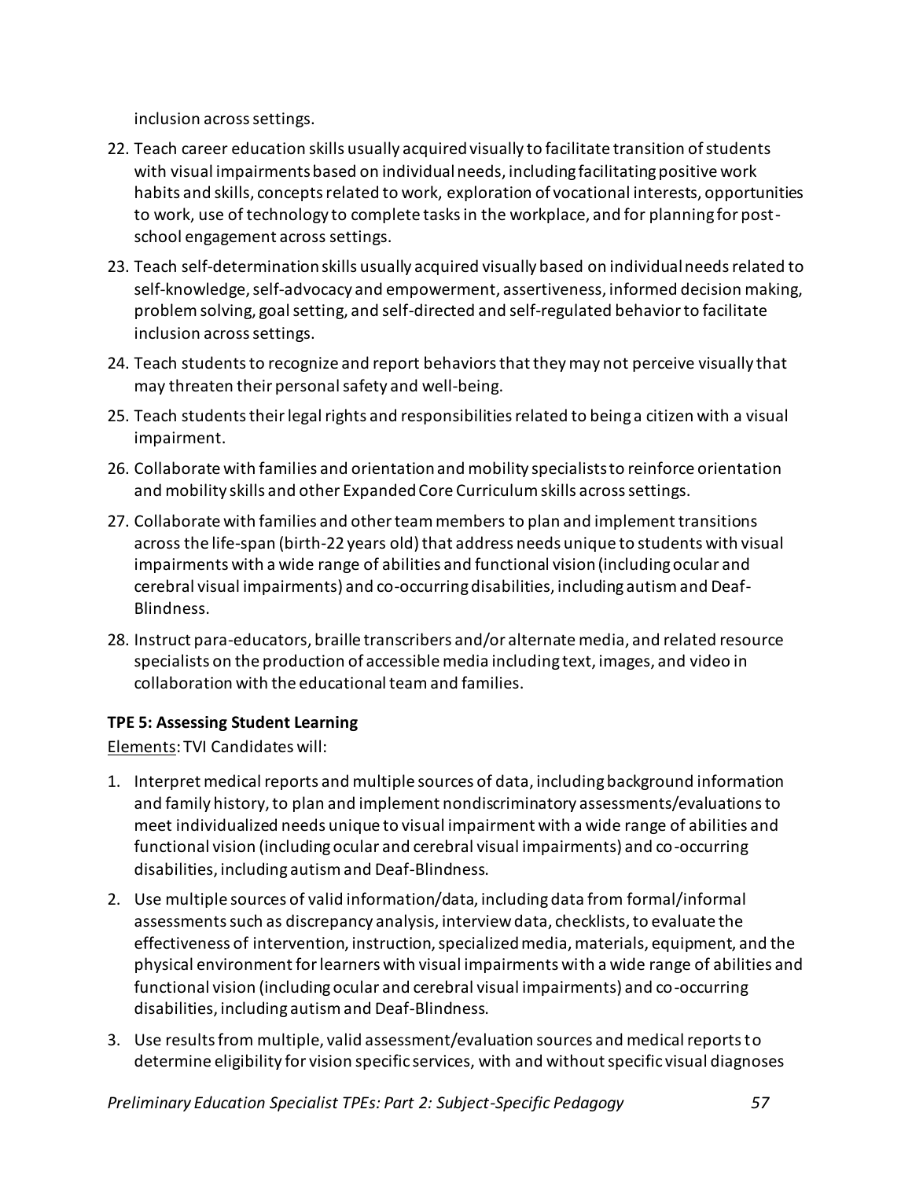inclusion across settings.

22. Teach career education skills usually acquired visually to facilitate transition of students with visual impairments based on individual needs, including facilitating positive work habits and skills, concepts related to work, exploration of vocational interests, opportunities to work, use of technology to complete tasks in the workplace, and for planning for post-school engagement across settings.
23. Teach self-determination skills usually acquired visually based on individual needs related to self-knowledge, self-advocacy and empowerment, assertiveness, informed decision making, problem solving, goal setting, and self-directed and self-regulated behavior to facilitate inclusion across settings.
24. Teach students to recognize and report behaviors that they may not perceive visually that may threaten their personal safety and well-being.
25. Teach students their legal rights and responsibilities related to being a citizen with a visual impairment.
26. Collaborate with families and orientation and mobility specialists to reinforce orientation and mobility skills and other Expanded Core Curriculum skills across settings.
27. Collaborate with families and other team members to plan and implement transitions across the life-span (birth-22 years old) that address needs unique to students with visual impairments with a wide range of abilities and functional vision (including ocular and cerebral visual impairments) and co-occurring disabilities, including autism and Deaf-Blindness.
28. Instruct para-educators, braille transcribers and/or alternate media, and related resource specialists on the production of accessible media including text, images, and video in collaboration with the educational team and families.

**TPE 5: Assessing Student Learning**

Elements: TVI Candidates will:

1. Interpret medical reports and multiple sources of data, including background information and family history, to plan and implement nondiscriminatory assessments/evaluations to meet individualized needs unique to visual impairment with a wide range of abilities and functional vision (including ocular and cerebral visual impairments) and co-occurring disabilities, including autism and Deaf-Blindness.
2. Use multiple sources of valid information/data, including data from formal/informal assessments such as discrepancy analysis, interview data, checklists, to evaluate the effectiveness of intervention, instruction, specialized media, materials, equipment, and the physical environment for learners with visual impairments with a wide range of abilities and functional vision (including ocular and cerebral visual impairments) and co-occurring disabilities, including autism and Deaf-Blindness.
3. Use results from multiple, valid assessment/evaluation sources and medical reports to determine eligibility for vision specific services, with and without specific visual diagnoses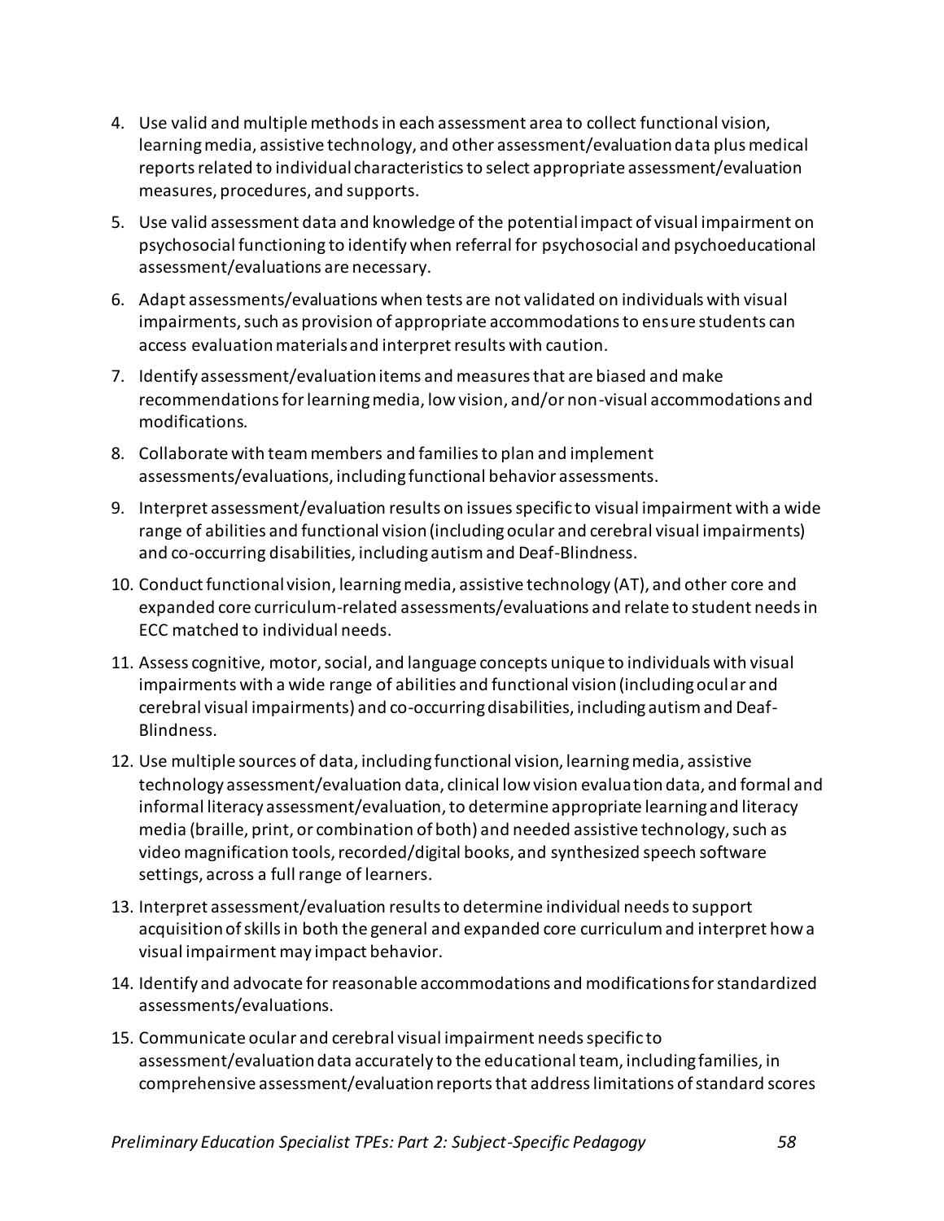4. Use valid and multiple methods in each assessment area to collect functional vision, learning media, assistive technology, and other assessment/evaluation data plus medical reports related to individual characteristics to select appropriate assessment/evaluation measures, procedures, and supports.
5. Use valid assessment data and knowledge of the potential impact of visual impairment on psychosocial functioning to identify when referral for psychosocial and psychoeducational assessment/evaluations are necessary.
6. Adapt assessments/evaluations when tests are not validated on individuals with visual impairments, such as provision of appropriate accommodations to ensure students can access evaluation materials and interpret results with caution.
7. Identify assessment/evaluation items and measures that are biased and make recommendations for learning media, low vision, and/or non-visual accommodations and modifications.
8. Collaborate with team members and families to plan and implement assessments/evaluations, including functional behavior assessments.
9. Interpret assessment/evaluation results on issues specific to visual impairment with a wide range of abilities and functional vision (including ocular and cerebral visual impairments) and co-occurring disabilities, including autism and Deaf-Blindness.
10. Conduct functional vision, learning media, assistive technology (AT), and other core and expanded core curriculum-related assessments/evaluations and relate to student needs in ECC matched to individual needs.
11. Assess cognitive, motor, social, and language concepts unique to individuals with visual impairments with a wide range of abilities and functional vision (including ocular and cerebral visual impairments) and co-occurring disabilities, including autism and Deaf-Blindness.
12. Use multiple sources of data, including functional vision, learning media, assistive technology assessment/evaluation data, clinical low vision evaluation data, and formal and informal literacy assessment/evaluation, to determine appropriate learning and literacy media (braille, print, or combination of both) and needed assistive technology, such as video magnification tools, recorded/digital books, and synthesized speech software settings, across a full range of learners.
13. Interpret assessment/evaluation results to determine individual needs to support acquisition of skills in both the general and expanded core curriculum and interpret how a visual impairment may impact behavior.
14. Identify and advocate for reasonable accommodations and modifications for standardized assessments/evaluations.
15. Communicate ocular and cerebral visual impairment needs specific to assessment/evaluation data accurately to the educational team, including families, in comprehensive assessment/evaluation reports that address limitations of standard scores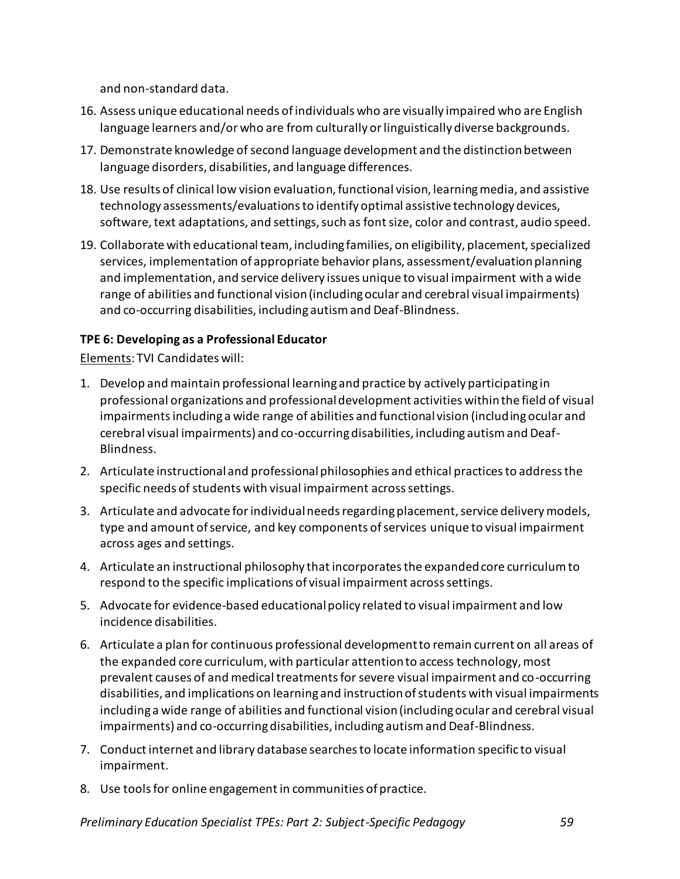and non-standard data.

16. Assess unique educational needs of individuals who are visually impaired who are English language learners and/or who are from culturally or linguistically diverse backgrounds.
17. Demonstrate knowledge of second language development and the distinction between language disorders, disabilities, and language differences.
18. Use results of clinical low vision evaluation, functional vision, learning media, and assistive technology assessments/evaluations to identify optimal assistive technology devices, software, text adaptations, and settings, such as font size, color and contrast, audio speed.
19. Collaborate with educational team, including families, on eligibility, placement, specialized services, implementation of appropriate behavior plans, assessment/evaluation planning and implementation, and service delivery issues unique to visual impairment with a wide range of abilities and functional vision (including ocular and cerebral visual impairments) and co-occurring disabilities, including autism and Deaf-Blindness.

**TPE 6: Developing as a Professional Educator**

Elements: TVI Candidates will:

1. Develop and maintain professional learning and practice by actively participating in professional organizations and professional development activities within the field of visual impairments including a wide range of abilities and functional vision (including ocular and cerebral visual impairments) and co-occurring disabilities, including autism and Deaf-Blindness.
2. Articulate instructional and professional philosophies and ethical practices to address the specific needs of students with visual impairment across settings.
3. Articulate and advocate for individual needs regarding placement, service delivery models, type and amount of service, and key components of services unique to visual impairment across ages and settings.
4. Articulate an instructional philosophy that incorporates the expanded core curriculum to respond to the specific implications of visual impairment across settings.
5. Advocate for evidence-based educational policy related to visual impairment and low incidence disabilities.
6. Articulate a plan for continuous professional development to remain current on all areas of the expanded core curriculum, with particular attention to access technology, most prevalent causes of and medical treatments for severe visual impairment and co-occurring disabilities, and implications on learning and instruction of students with visual impairments including a wide range of abilities and functional vision (including ocular and cerebral visual impairments) and co-occurring disabilities, including autism and Deaf-Blindness.
7. Conduct internet and library database searches to locate information specific to visual impairment.
8. Use tools for online engagement in communities of practice.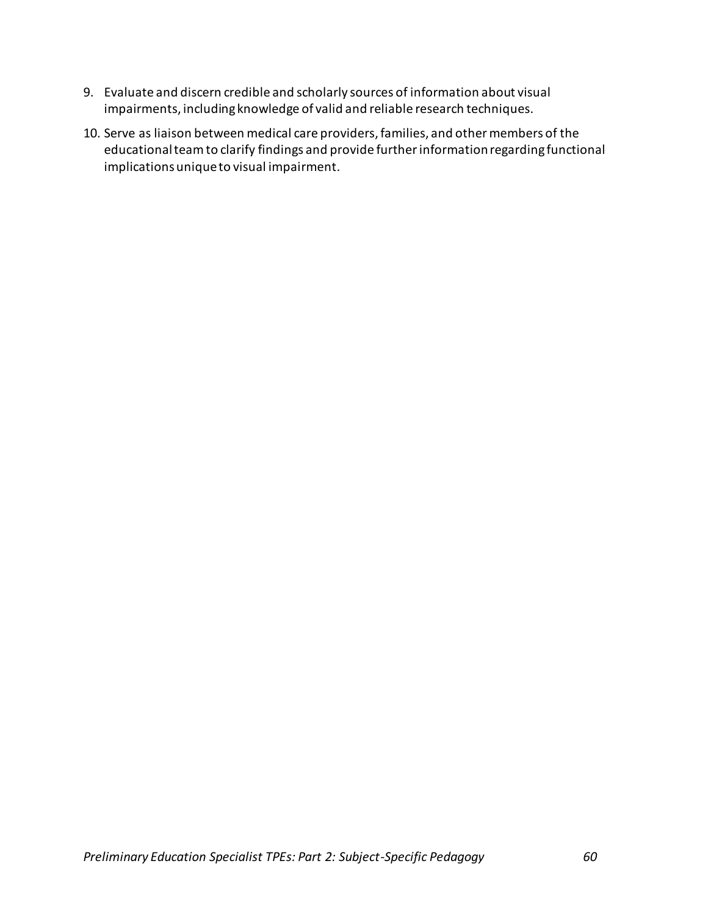9. Evaluate and discern credible and scholarly sources of information about visual impairments, including knowledge of valid and reliable research techniques.
10. Serve as liaison between medical care providers, families, and other members of the educational team to clarify findings and provide further information regarding functional implications unique to visual impairment.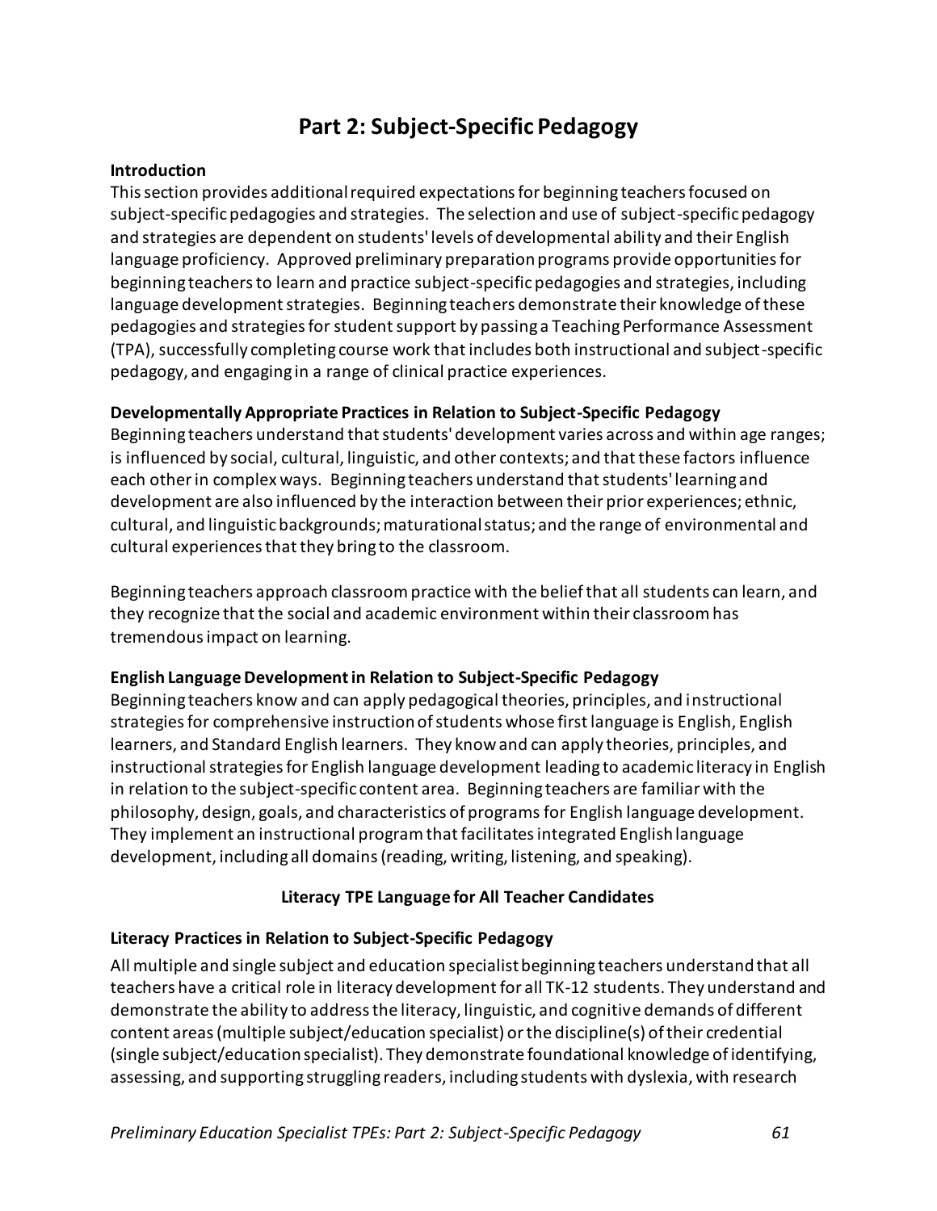# Part 2: Subject-Specific Pedagogy

**Introduction**

This section provides additional required expectations for beginning teachers focused on subject-specific pedagogies and strategies. The selection and use of subject-specific pedagogy and strategies are dependent on students' levels of developmental ability and their English language proficiency. Approved preliminary preparation programs provide opportunities for beginning teachers to learn and practice subject-specific pedagogies and strategies, including language development strategies. Beginning teachers demonstrate their knowledge of these pedagogies and strategies for student support by passing a Teaching Performance Assessment (TPA), successfully completing course work that includes both instructional and subject-specific pedagogy, and engaging in a range of clinical practice experiences.

**Developmentally Appropriate Practices in Relation to Subject-Specific Pedagogy**

Beginning teachers understand that students' development varies across and within age ranges; is influenced by social, cultural, linguistic, and other contexts; and that these factors influence each other in complex ways. Beginning teachers understand that students' learning and development are also influenced by the interaction between their prior experiences; ethnic, cultural, and linguistic backgrounds; maturational status; and the range of environmental and cultural experiences that they bring to the classroom.

Beginning teachers approach classroom practice with the belief that all students can learn, and they recognize that the social and academic environment within their classroom has tremendous impact on learning.

**English Language Development in Relation to Subject-Specific Pedagogy**

Beginning teachers know and can apply pedagogical theories, principles, and instructional strategies for comprehensive instruction of students whose first language is English, English learners, and Standard English learners. They know and can apply theories, principles, and instructional strategies for English language development leading to academic literacy in English in relation to the subject-specific content area. Beginning teachers are familiar with the philosophy, design, goals, and characteristics of programs for English language development. They implement an instructional program that facilitates integrated English language development, including all domains (reading, writing, listening, and speaking).

**Literacy TPE Language for All Teacher Candidates**

**Literacy Practices in Relation to Subject-Specific Pedagogy**

All multiple and single subject and education specialist beginning teachers understand that all teachers have a critical role in literacy development for all TK-12 students. They understand and demonstrate the ability to address the literacy, linguistic, and cognitive demands of different content areas (multiple subject/education specialist) or the discipline(s) of their credential (single subject/education specialist). They demonstrate foundational knowledge of identifying, assessing, and supporting struggling readers, including students with dyslexia, with research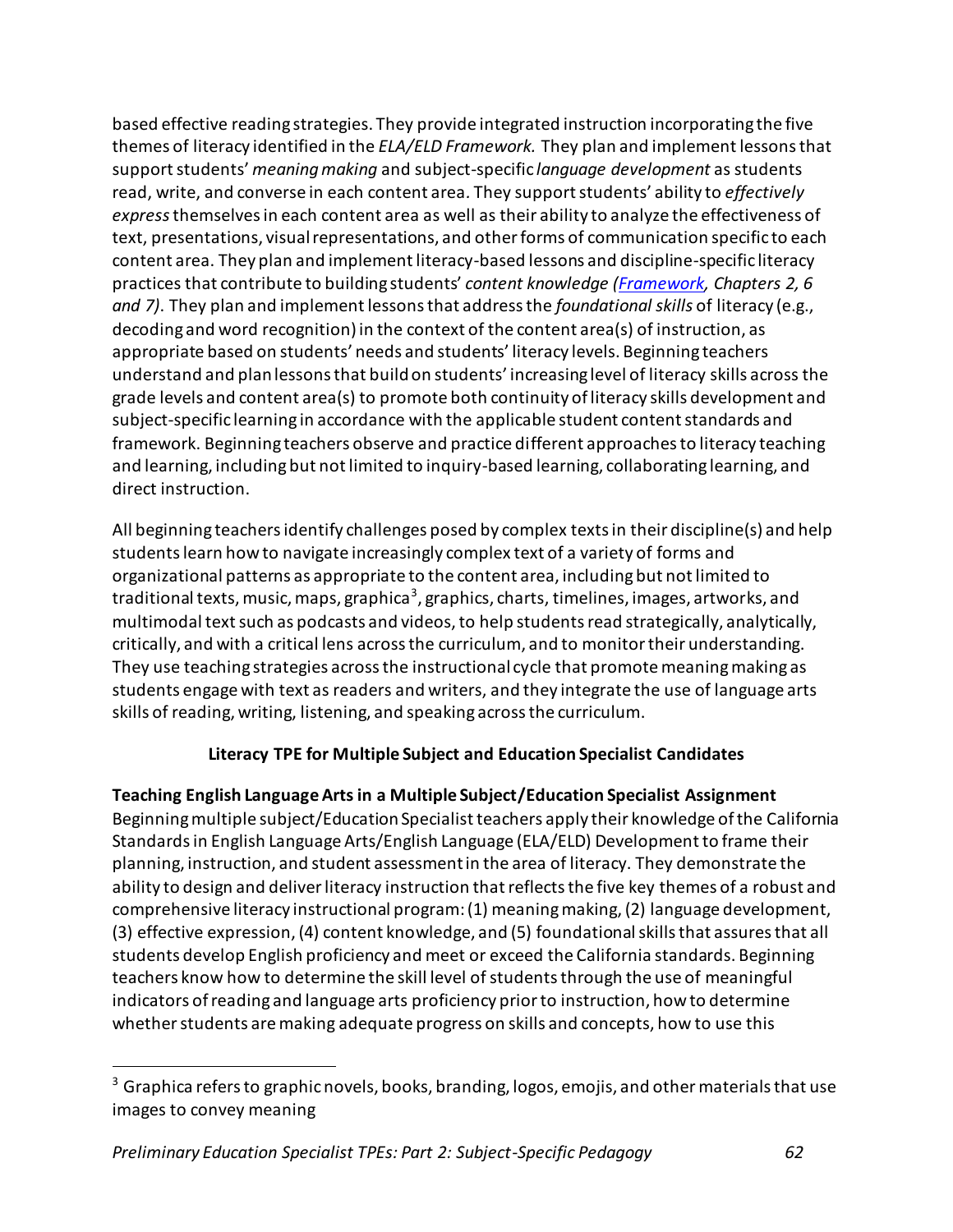based effective reading strategies. They provide integrated instruction incorporating the five themes of literacy identified in the *ELA/ELD Framework.* They plan and implement lessons that support students' *meaning making* and subject-specific *language development* as students read, write, and converse in each content area. They support students' ability to *effectively express* themselves in each content area as well as their ability to analyze the effectiveness of text, presentations, visual representations, and other forms of communication specific to each content area. They plan and implement literacy-based lessons and discipline-specific literacy practices that contribute to building students' *content knowledge (Framework, Chapters 2, 6 and 7).* They plan and implement lessons that address the *foundational skills* of literacy (e.g., decoding and word recognition) in the context of the content area(s) of instruction, as appropriate based on students' needs and students' literacy levels. Beginning teachers understand and plan lessons that build on students' increasing level of literacy skills across the grade levels and content area(s) to promote both continuity of literacy skills development and subject-specific learning in accordance with the applicable student content standards and framework. Beginning teachers observe and practice different approaches to literacy teaching and learning, including but not limited to inquiry-based learning, collaborating learning, and direct instruction.

All beginning teachers identify challenges posed by complex texts in their discipline(s) and help students learn how to navigate increasingly complex text of a variety of forms and organizational patterns as appropriate to the content area, including but not limited to traditional texts, music, maps, graphica[3], graphics, charts, timelines, images, artworks, and multimodal text such as podcasts and videos, to help students read strategically, analytically, critically, and with a critical lens across the curriculum, and to monitor their understanding. They use teaching strategies across the instructional cycle that promote meaning making as students engage with text as readers and writers, and they integrate the use of language arts skills of reading, writing, listening, and speaking across the curriculum.

## Literacy TPE for Multiple Subject and Education Specialist Candidates

**Teaching English Language Arts in a Multiple Subject/Education Specialist Assignment**

Beginning multiple subject/Education Specialist teachers apply their knowledge of the California Standards in English Language Arts/English Language (ELA/ELD) Development to frame their planning, instruction, and student assessment in the area of literacy. They demonstrate the ability to design and deliver literacy instruction that reflects the five key themes of a robust and comprehensive literacy instructional program: (1) meaning making, (2) language development, (3) effective expression, (4) content knowledge, and (5) foundational skills that assures that all students develop English proficiency and meet or exceed the California standards. Beginning teachers know how to determine the skill level of students through the use of meaningful indicators of reading and language arts proficiency prior to instruction, how to determine whether students are making adequate progress on skills and concepts, how to use this

[3] Graphica refers to graphic novels, books, branding, logos, emojis, and other materials that use images to convey meaning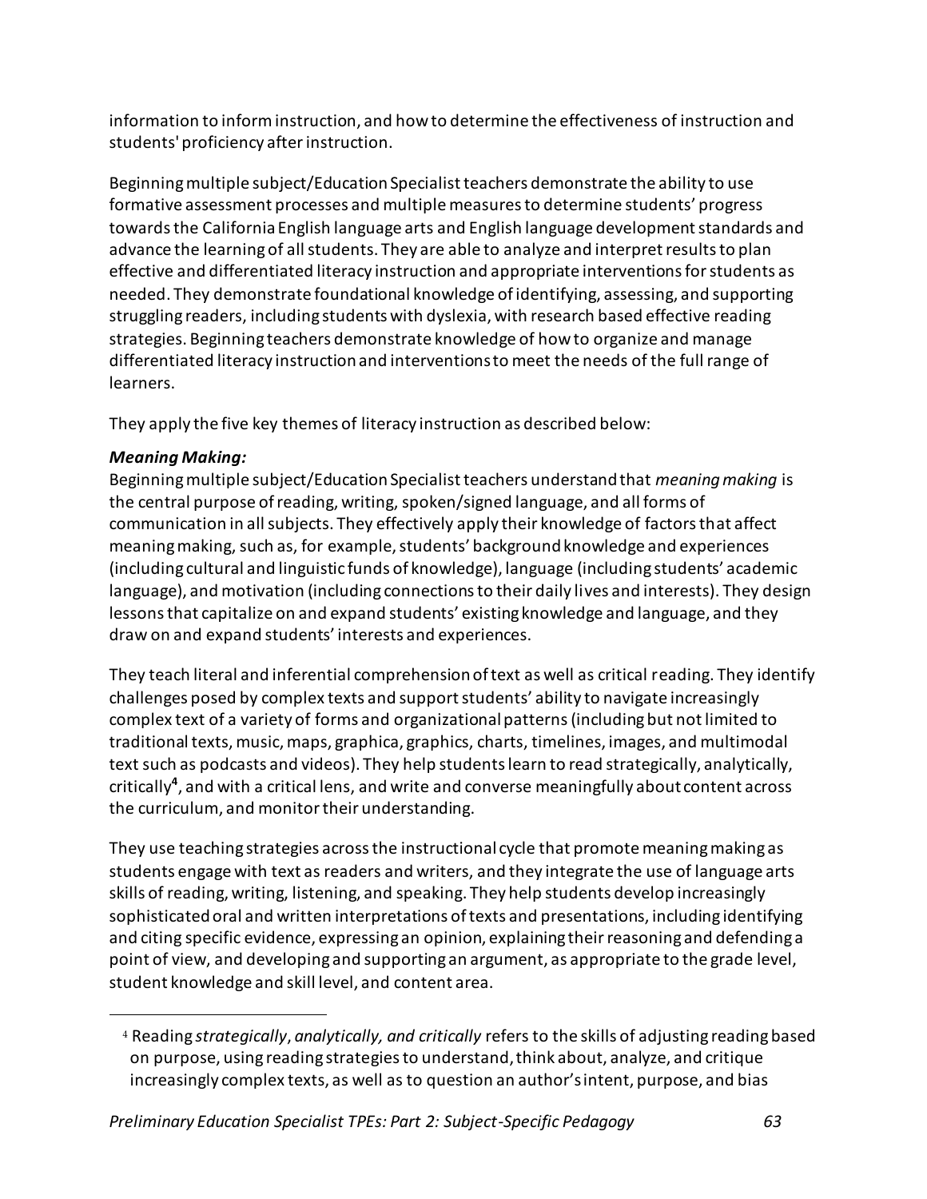information to inform instruction, and how to determine the effectiveness of instruction and students' proficiency after instruction.

Beginning multiple subject/Education Specialist teachers demonstrate the ability to use formative assessment processes and multiple measures to determine students' progress towards the California English language arts and English language development standards and advance the learning of all students. They are able to analyze and interpret results to plan effective and differentiated literacy instruction and appropriate interventions for students as needed. They demonstrate foundational knowledge of identifying, assessing, and supporting struggling readers, including students with dyslexia, with research based effective reading strategies. Beginning teachers demonstrate knowledge of how to organize and manage differentiated literacy instruction and interventions to meet the needs of the full range of learners.

They apply the five key themes of literacy instruction as described below:

***Meaning Making:***

Beginning multiple subject/Education Specialist teachers understand that *meaning making* is the central purpose of reading, writing, spoken/signed language, and all forms of communication in all subjects. They effectively apply their knowledge of factors that affect meaning making, such as, for example, students' background knowledge and experiences (including cultural and linguistic funds of knowledge), language (including students' academic language), and motivation (including connections to their daily lives and interests). They design lessons that capitalize on and expand students' existing knowledge and language, and they draw on and expand students' interests and experiences.

They teach literal and inferential comprehension of text as well as critical reading. They identify challenges posed by complex texts and support students' ability to navigate increasingly complex text of a variety of forms and organizational patterns (including but not limited to traditional texts, music, maps, graphica, graphics, charts, timelines, images, and multimodal text such as podcasts and videos). They help students learn to read strategically, analytically, critically[4], and with a critical lens, and write and converse meaningfully about content across the curriculum, and monitor their understanding.

They use teaching strategies across the instructional cycle that promote meaning making as students engage with text as readers and writers, and they integrate the use of language arts skills of reading, writing, listening, and speaking. They help students develop increasingly sophisticated oral and written interpretations of texts and presentations, including identifying and citing specific evidence, expressing an opinion, explaining their reasoning and defending a point of view, and developing and supporting an argument, as appropriate to the grade level, student knowledge and skill level, and content area.

---

[4] Reading *strategically*, *analytically, and critically* refers to the skills of adjusting reading based on purpose, using reading strategies to understand, think about, analyze, and critique increasingly complex texts, as well as to question an author's intent, purpose, and bias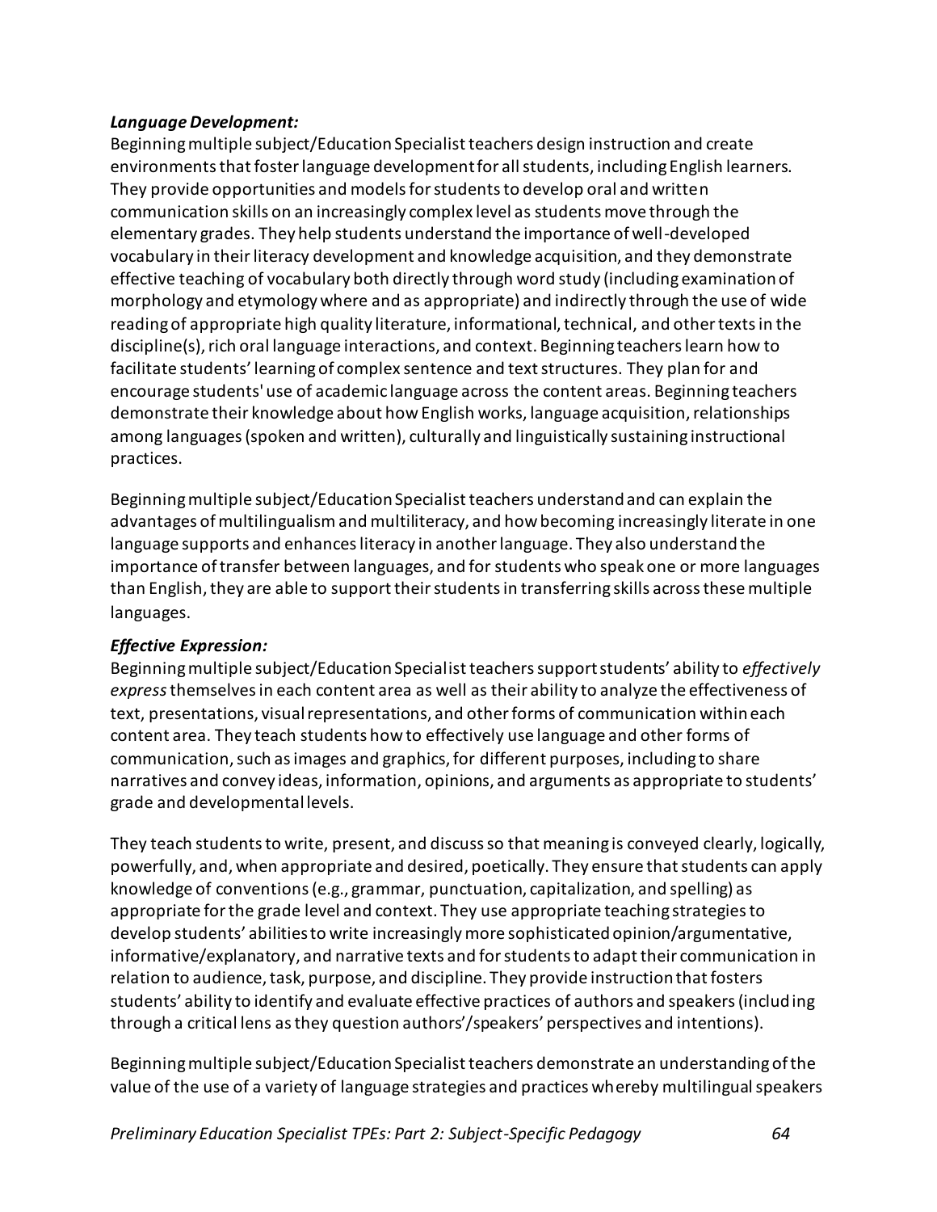***Language Development:***

Beginning multiple subject/Education Specialist teachers design instruction and create environments that foster language development for all students, including English learners. They provide opportunities and models for students to develop oral and written communication skills on an increasingly complex level as students move through the elementary grades. They help students understand the importance of well-developed vocabulary in their literacy development and knowledge acquisition, and they demonstrate effective teaching of vocabulary both directly through word study (including examination of morphology and etymology where and as appropriate) and indirectly through the use of wide reading of appropriate high quality literature, informational, technical, and other texts in the discipline(s), rich oral language interactions, and context. Beginning teachers learn how to facilitate students' learning of complex sentence and text structures. They plan for and encourage students' use of academic language across the content areas. Beginning teachers demonstrate their knowledge about how English works, language acquisition, relationships among languages (spoken and written), culturally and linguistically sustaining instructional practices.

Beginning multiple subject/Education Specialist teachers understand and can explain the advantages of multilingualism and multiliteracy, and how becoming increasingly literate in one language supports and enhances literacy in another language. They also understand the importance of transfer between languages, and for students who speak one or more languages than English, they are able to support their students in transferring skills across these multiple languages.

***Effective Expression:***

Beginning multiple subject/Education Specialist teachers support students' ability to *effectively express* themselves in each content area as well as their ability to analyze the effectiveness of text, presentations, visual representations, and other forms of communication within each content area. They teach students how to effectively use language and other forms of communication, such as images and graphics, for different purposes, including to share narratives and convey ideas, information, opinions, and arguments as appropriate to students' grade and developmental levels.

They teach students to write, present, and discuss so that meaning is conveyed clearly, logically, powerfully, and, when appropriate and desired, poetically. They ensure that students can apply knowledge of conventions (e.g., grammar, punctuation, capitalization, and spelling) as appropriate for the grade level and context. They use appropriate teaching strategies to develop students' abilities to write increasingly more sophisticated opinion/argumentative, informative/explanatory, and narrative texts and for students to adapt their communication in relation to audience, task, purpose, and discipline. They provide instruction that fosters students' ability to identify and evaluate effective practices of authors and speakers (including through a critical lens as they question authors'/speakers' perspectives and intentions).

Beginning multiple subject/Education Specialist teachers demonstrate an understanding of the value of the use of a variety of language strategies and practices whereby multilingual speakers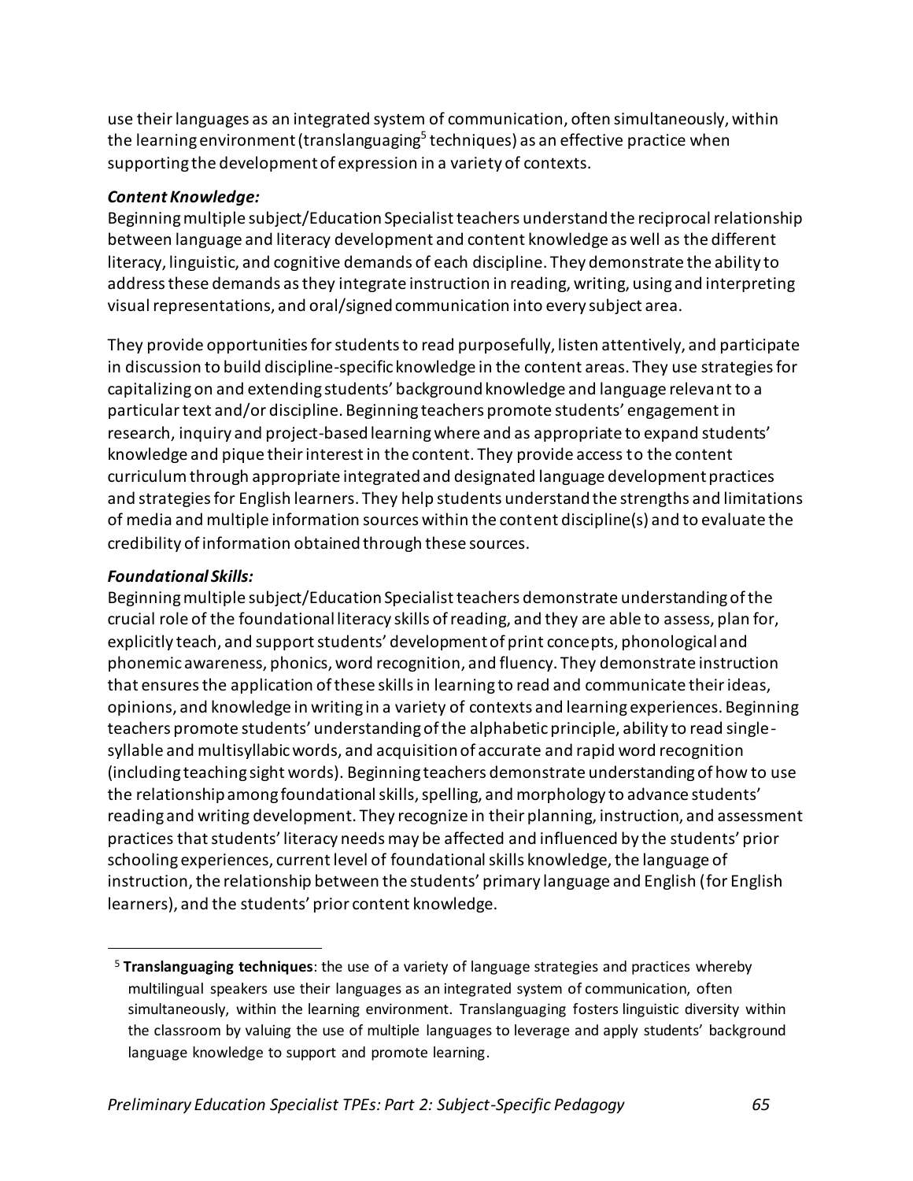use their languages as an integrated system of communication, often simultaneously, within the learning environment (translanguaging[5] techniques) as an effective practice when supporting the development of expression in a variety of contexts.

***Content Knowledge:***
Beginning multiple subject/Education Specialist teachers understand the reciprocal relationship between language and literacy development and content knowledge as well as the different literacy, linguistic, and cognitive demands of each discipline. They demonstrate the ability to address these demands as they integrate instruction in reading, writing, using and interpreting visual representations, and oral/signed communication into every subject area.

They provide opportunities for students to read purposefully, listen attentively, and participate in discussion to build discipline-specific knowledge in the content areas. They use strategies for capitalizing on and extending students' background knowledge and language relevant to a particular text and/or discipline. Beginning teachers promote students' engagement in research, inquiry and project-based learning where and as appropriate to expand students' knowledge and pique their interest in the content. They provide access to the content curriculum through appropriate integrated and designated language development practices and strategies for English learners. They help students understand the strengths and limitations of media and multiple information sources within the content discipline(s) and to evaluate the credibility of information obtained through these sources.

***Foundational Skills:***
Beginning multiple subject/Education Specialist teachers demonstrate understanding of the crucial role of the foundational literacy skills of reading, and they are able to assess, plan for, explicitly teach, and support students' development of print concepts, phonological and phonemic awareness, phonics, word recognition, and fluency. They demonstrate instruction that ensures the application of these skills in learning to read and communicate their ideas, opinions, and knowledge in writing in a variety of contexts and learning experiences. Beginning teachers promote students' understanding of the alphabetic principle, ability to read single-syllable and multisyllabic words, and acquisition of accurate and rapid word recognition (including teaching sight words). Beginning teachers demonstrate understanding of how to use the relationship among foundational skills, spelling, and morphology to advance students' reading and writing development. They recognize in their planning, instruction, and assessment practices that students' literacy needs may be affected and influenced by the students' prior schooling experiences, current level of foundational skills knowledge, the language of instruction, the relationship between the students' primary language and English (for English learners), and the students' prior content knowledge.

---

[5] **Translanguaging techniques**: the use of a variety of language strategies and practices whereby multilingual speakers use their languages as an integrated system of communication, often simultaneously, within the learning environment. Translanguaging fosters linguistic diversity within the classroom by valuing the use of multiple languages to leverage and apply students' background language knowledge to support and promote learning.